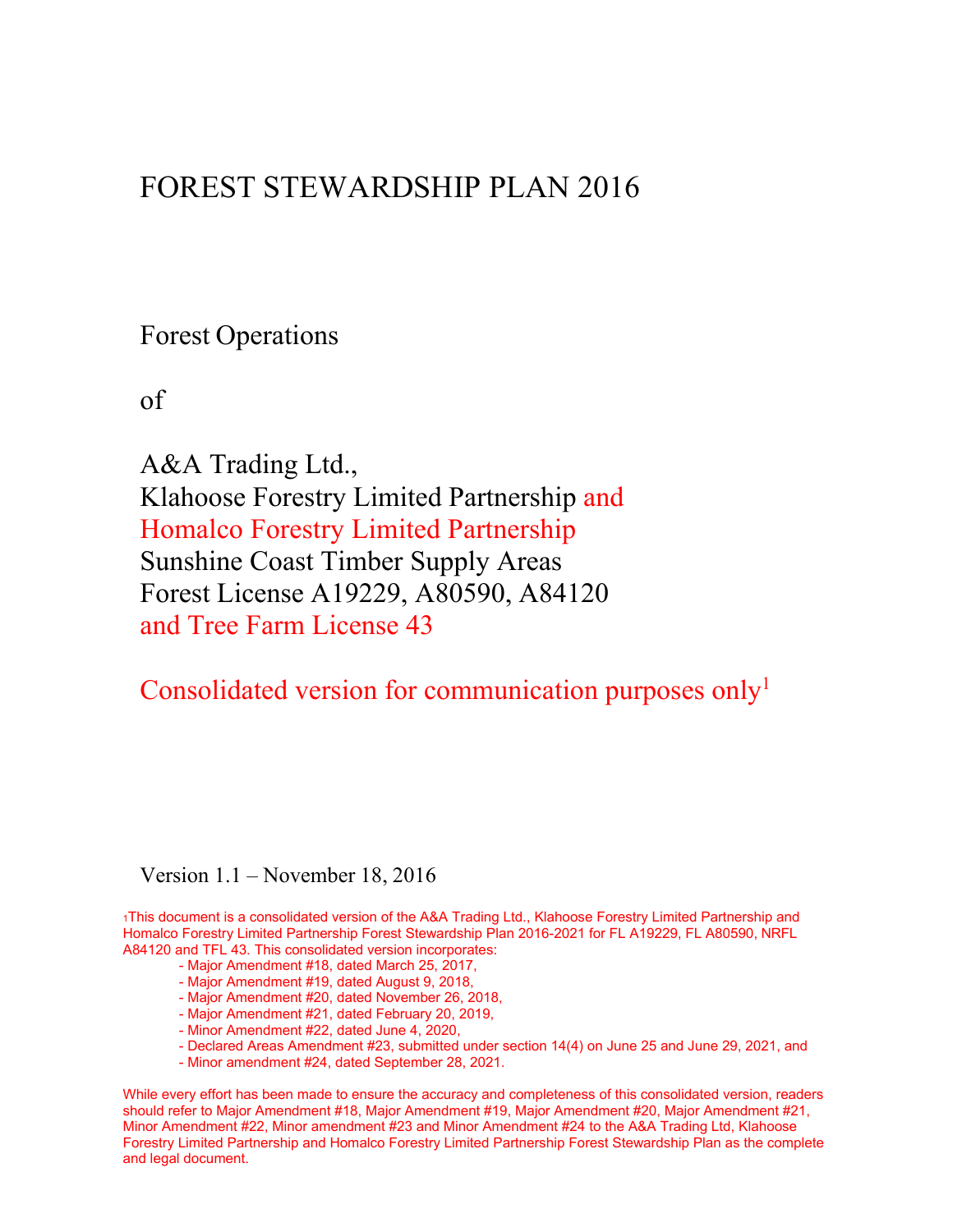# FOREST STEWARDSHIP PLAN 2016

Forest Operations

of

A&A Trading Ltd.,
Klahoose Forestry Limited Partnership and
Homalco Forestry Limited Partnership
Sunshine Coast Timber Supply Areas
Forest License A19229, A80590, A84120
and Tree Farm License 43

Consolidated version for communication purposes only[1]

Version 1.1 – November 18, 2016

[1] This document is a consolidated version of the A&A Trading Ltd., Klahoose Forestry Limited Partnership and Homalco Forestry Limited Partnership Forest Stewardship Plan 2016-2021 for FL A19229, FL A80590, NRFL A84120 and TFL 43. This consolidated version incorporates:

- Major Amendment #18, dated March 25, 2017,
- Major Amendment #19, dated August 9, 2018,
- Major Amendment #20, dated November 26, 2018,
- Major Amendment #21, dated February 20, 2019,
- Minor Amendment #22, dated June 4, 2020,
- Declared Areas Amendment #23, submitted under section 14(4) on June 25 and June 29, 2021, and
- Minor amendment #24, dated September 28, 2021.

While every effort has been made to ensure the accuracy and completeness of this consolidated version, readers should refer to Major Amendment #18, Major Amendment #19, Major Amendment #20, Major Amendment #21, Minor Amendment #22, Minor amendment #23 and Minor Amendment #24 to the A&A Trading Ltd, Klahoose Forestry Limited Partnership and Homalco Forestry Limited Partnership Forest Stewardship Plan as the complete and legal document.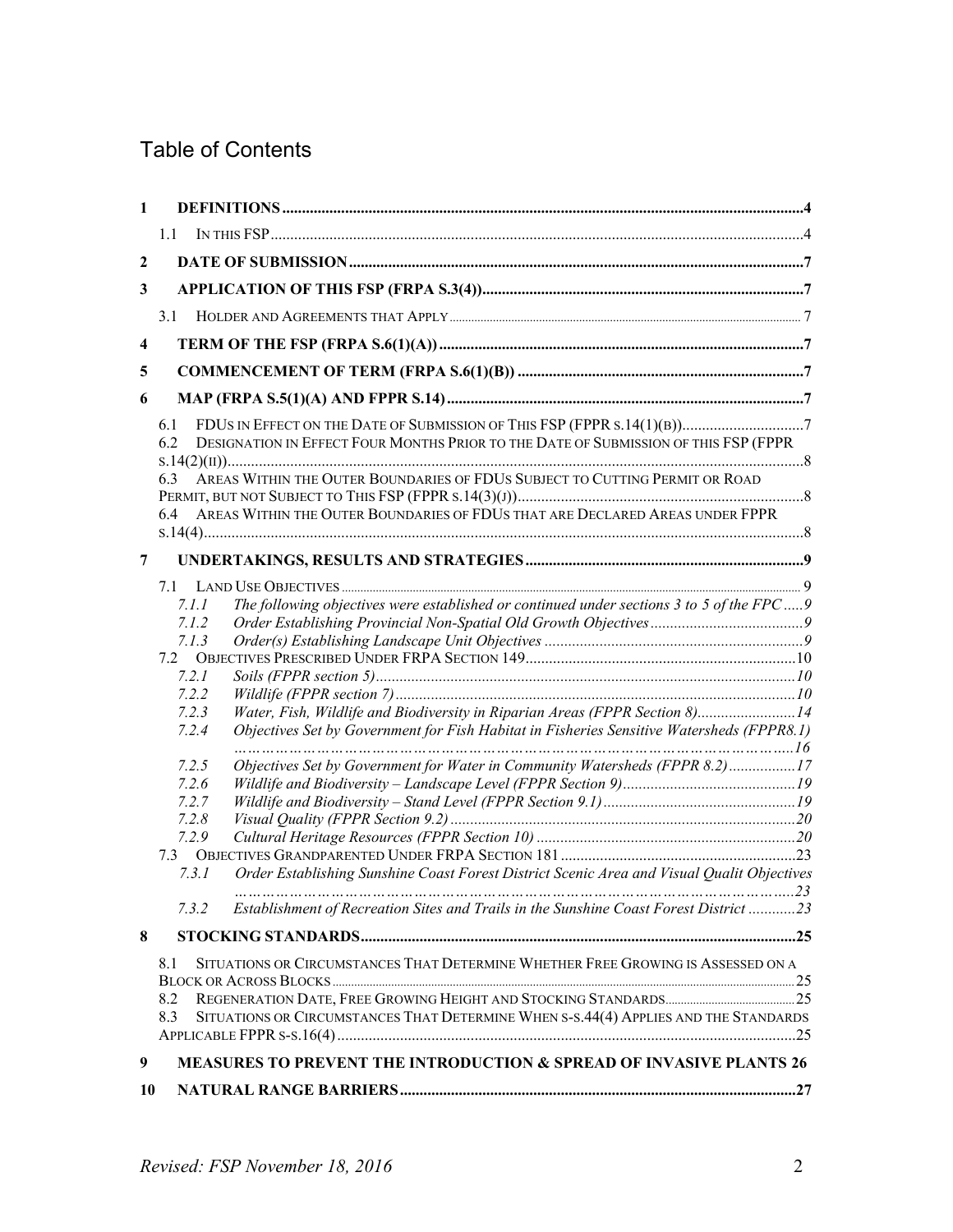# Table of Contents

1 DEFINITIONS ....4
- 1.1 IN THIS FSP ....4

2 DATE OF SUBMISSION ....7

3 APPLICATION OF THIS FSP (FRPA S.3(4)) ....7
- 3.1 HOLDER AND AGREEMENTS THAT APPLY ....7

4 TERM OF THE FSP (FRPA S.6(1)(A)) ....7

5 COMMENCEMENT OF TERM (FRPA S.6(1)(B)) ....7

6 MAP (FRPA S.5(1)(A) AND FPPR S.14) ....7
- 6.1 FDUS IN EFFECT ON THE DATE OF SUBMISSION OF THIS FSP (FPPR S.14(1)(B)) ....7
- 6.2 DESIGNATION IN EFFECT FOUR MONTHS PRIOR TO THE DATE OF SUBMISSION OF THIS FSP (FPPR S.14(2)(II)) ....8
- 6.3 AREAS WITHIN THE OUTER BOUNDARIES OF FDUS SUBJECT TO CUTTING PERMIT OR ROAD PERMIT, BUT NOT SUBJECT TO THIS FSP (FPPR S.14(3)(J)) ....8
- 6.4 AREAS WITHIN THE OUTER BOUNDARIES OF FDUS THAT ARE DECLARED AREAS UNDER FPPR S.14(4) ....8

7 UNDERTAKINGS, RESULTS AND STRATEGIES ....9
- 7.1 LAND USE OBJECTIVES ....9
  - *7.1.1 The following objectives were established or continued under sections 3 to 5 of the FPC ....9*
  - *7.1.2 Order Establishing Provincial Non-Spatial Old Growth Objectives ....9*
  - *7.1.3 Order(s) Establishing Landscape Unit Objectives ....9*
- 7.2 OBJECTIVES PRESCRIBED UNDER FRPA SECTION 149 ....10
  - *7.2.1 Soils (FPPR section 5) ....10*
  - *7.2.2 Wildlife (FPPR section 7) ....10*
  - *7.2.3 Water, Fish, Wildlife and Biodiversity in Riparian Areas (FPPR Section 8) ....14*
  - *7.2.4 Objectives Set by Government for Fish Habitat in Fisheries Sensitive Watersheds (FPPR8.1) ....16*
  - *7.2.5 Objectives Set by Government for Water in Community Watersheds (FPPR 8.2) ....17*
  - *7.2.6 Wildlife and Biodiversity – Landscape Level (FPPR Section 9) ....19*
  - *7.2.7 Wildlife and Biodiversity – Stand Level (FPPR Section 9.1) ....19*
  - *7.2.8 Visual Quality (FPPR Section 9.2) ....20*
  - *7.2.9 Cultural Heritage Resources (FPPR Section 10) ....20*
- 7.3 OBJECTIVES GRANDPARENTED UNDER FRPA SECTION 181 ....23
  - *7.3.1 Order Establishing Sunshine Coast Forest District Scenic Area and Visual Qualit Objectives ....23*
  - *7.3.2 Establishment of Recreation Sites and Trails in the Sunshine Coast Forest District ....23*

8 STOCKING STANDARDS ....25
- 8.1 SITUATIONS OR CIRCUMSTANCES THAT DETERMINE WHETHER FREE GROWING IS ASSESSED ON A BLOCK OR ACROSS BLOCKS ....25
- 8.2 REGENERATION DATE, FREE GROWING HEIGHT AND STOCKING STANDARDS ....25
- 8.3 SITUATIONS OR CIRCUMSTANCES THAT DETERMINE WHEN S-S.44(4) APPLIES AND THE STANDARDS APPLICABLE FPPR S-S.16(4) ....25

9 MEASURES TO PREVENT THE INTRODUCTION & SPREAD OF INVASIVE PLANTS 26

10 NATURAL RANGE BARRIERS ....27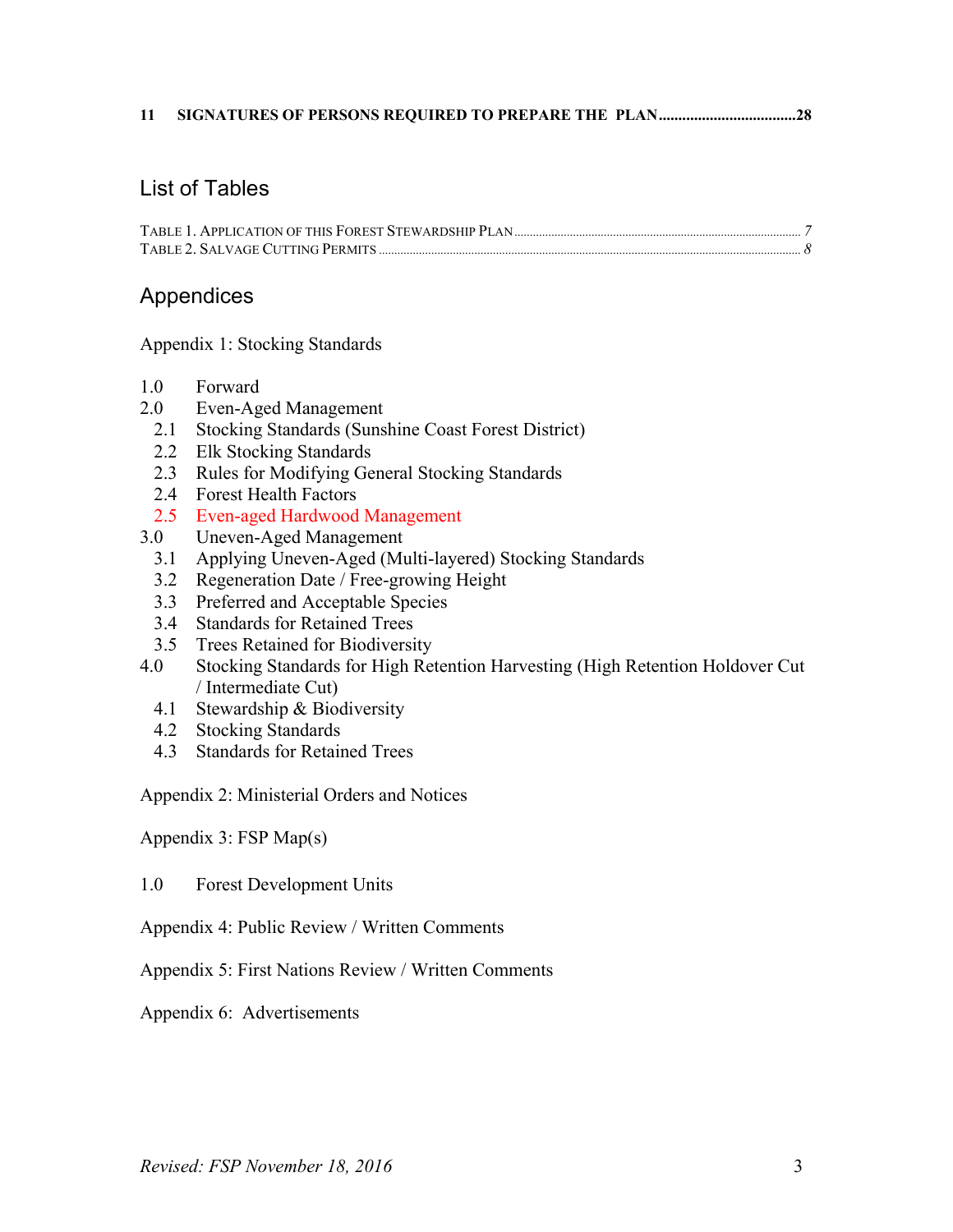**11 SIGNATURES OF PERSONS REQUIRED TO PREPARE THE PLAN ..................................28**

## List of Tables

TABLE 1. APPLICATION OF THIS FOREST STEWARDSHIP PLAN ........................................................................................ *7*
TABLE 2. SALVAGE CUTTING PERMITS ........................................................................................................................ *8*

## Appendices

Appendix 1: Stocking Standards

- 1.0 Forward
- 2.0 Even-Aged Management
  - 2.1 Stocking Standards (Sunshine Coast Forest District)
  - 2.2 Elk Stocking Standards
  - 2.3 Rules for Modifying General Stocking Standards
  - 2.4 Forest Health Factors
  - 2.5 Even-aged Hardwood Management
- 3.0 Uneven-Aged Management
  - 3.1 Applying Uneven-Aged (Multi-layered) Stocking Standards
  - 3.2 Regeneration Date / Free-growing Height
  - 3.3 Preferred and Acceptable Species
  - 3.4 Standards for Retained Trees
  - 3.5 Trees Retained for Biodiversity
- 4.0 Stocking Standards for High Retention Harvesting (High Retention Holdover Cut / Intermediate Cut)
  - 4.1 Stewardship & Biodiversity
  - 4.2 Stocking Standards
  - 4.3 Standards for Retained Trees

Appendix 2: Ministerial Orders and Notices

Appendix 3: FSP Map(s)

- 1.0 Forest Development Units

Appendix 4: Public Review / Written Comments

Appendix 5: First Nations Review / Written Comments

Appendix 6: Advertisements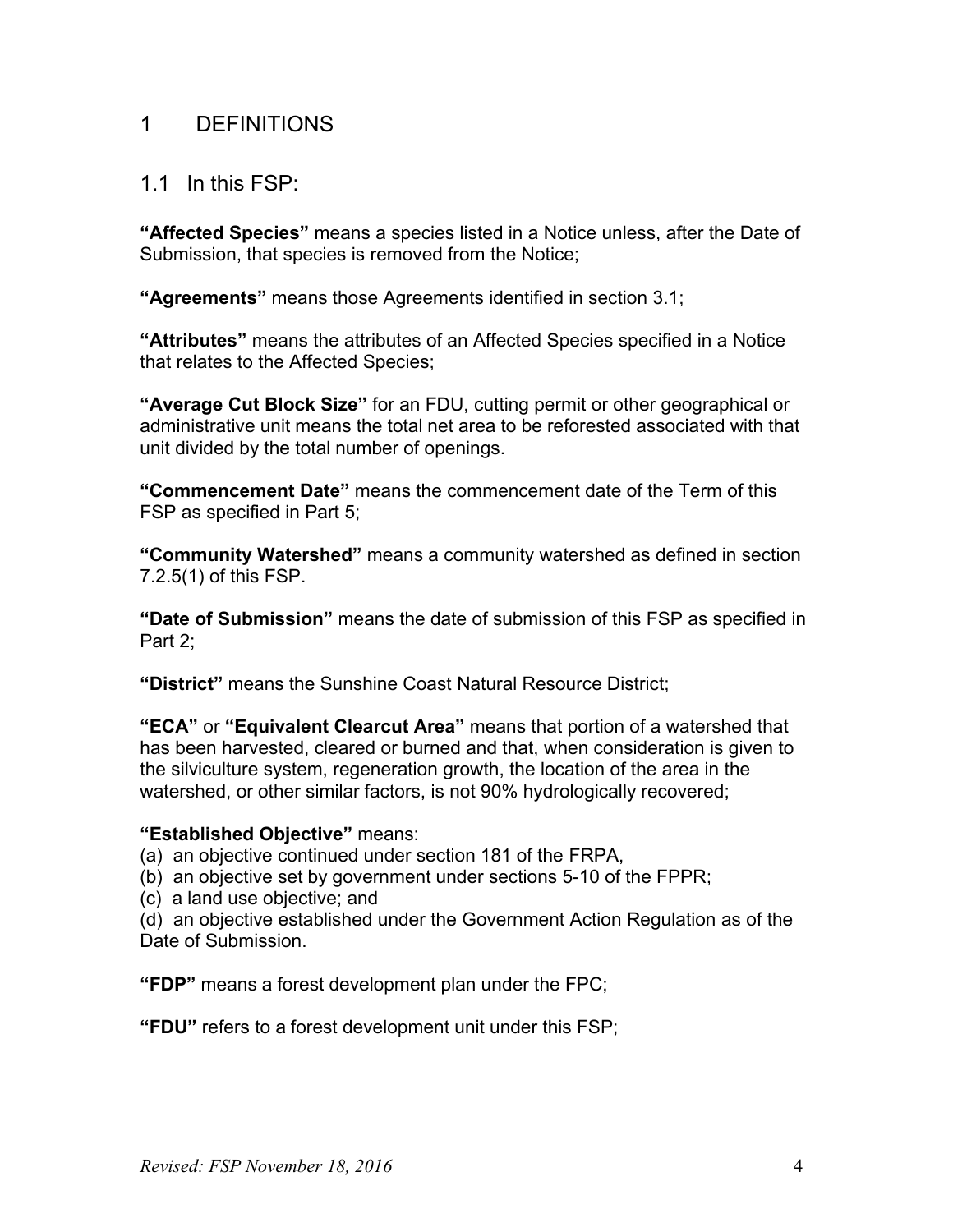# 1 DEFINITIONS

## 1.1 In this FSP:

**"Affected Species"** means a species listed in a Notice unless, after the Date of Submission, that species is removed from the Notice;

**"Agreements"** means those Agreements identified in section 3.1;

**"Attributes"** means the attributes of an Affected Species specified in a Notice that relates to the Affected Species;

**"Average Cut Block Size"** for an FDU, cutting permit or other geographical or administrative unit means the total net area to be reforested associated with that unit divided by the total number of openings.

**"Commencement Date"** means the commencement date of the Term of this FSP as specified in Part 5;

**"Community Watershed"** means a community watershed as defined in section 7.2.5(1) of this FSP.

**"Date of Submission"** means the date of submission of this FSP as specified in Part 2;

**"District"** means the Sunshine Coast Natural Resource District;

**"ECA"** or **"Equivalent Clearcut Area"** means that portion of a watershed that has been harvested, cleared or burned and that, when consideration is given to the silviculture system, regeneration growth, the location of the area in the watershed, or other similar factors, is not 90% hydrologically recovered;

**"Established Objective"** means:

(a) an objective continued under section 181 of the FRPA,
(b) an objective set by government under sections 5-10 of the FPPR;
(c) a land use objective; and
(d) an objective established under the Government Action Regulation as of the Date of Submission.

**"FDP"** means a forest development plan under the FPC;

**"FDU"** refers to a forest development unit under this FSP;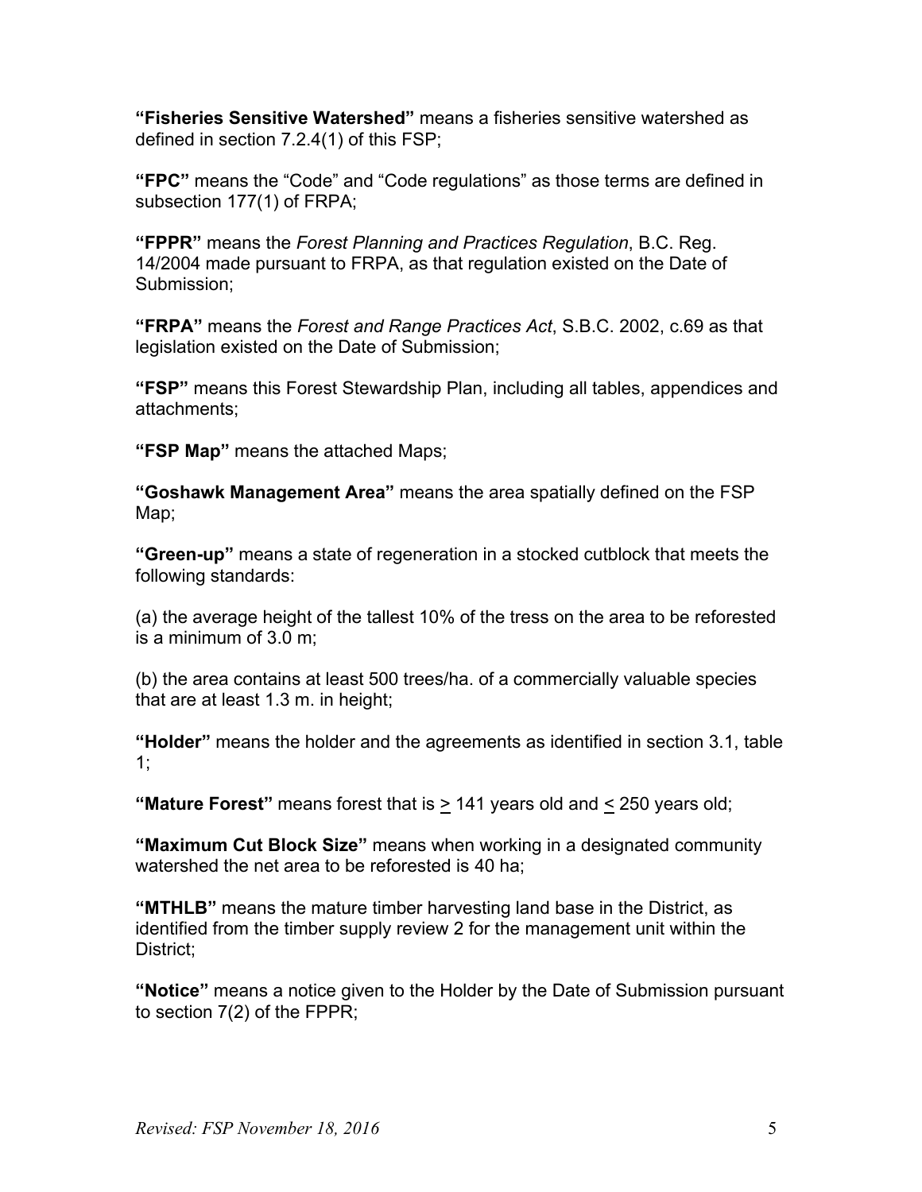**"Fisheries Sensitive Watershed"** means a fisheries sensitive watershed as defined in section 7.2.4(1) of this FSP;

**"FPC"** means the "Code" and "Code regulations" as those terms are defined in subsection 177(1) of FRPA;

**"FPPR"** means the *Forest Planning and Practices Regulation*, B.C. Reg. 14/2004 made pursuant to FRPA, as that regulation existed on the Date of Submission;

**"FRPA"** means the *Forest and Range Practices Act*, S.B.C. 2002, c.69 as that legislation existed on the Date of Submission;

**"FSP"** means this Forest Stewardship Plan, including all tables, appendices and attachments;

**"FSP Map"** means the attached Maps;

**"Goshawk Management Area"** means the area spatially defined on the FSP Map;

**"Green-up"** means a state of regeneration in a stocked cutblock that meets the following standards:

(a) the average height of the tallest 10% of the tress on the area to be reforested is a minimum of 3.0 m;

(b) the area contains at least 500 trees/ha. of a commercially valuable species that are at least 1.3 m. in height;

**"Holder"** means the holder and the agreements as identified in section 3.1, table 1;

**"Mature Forest"** means forest that is ≥ 141 years old and ≤ 250 years old;

**"Maximum Cut Block Size"** means when working in a designated community watershed the net area to be reforested is 40 ha;

**"MTHLB"** means the mature timber harvesting land base in the District, as identified from the timber supply review 2 for the management unit within the District;

**"Notice"** means a notice given to the Holder by the Date of Submission pursuant to section 7(2) of the FPPR;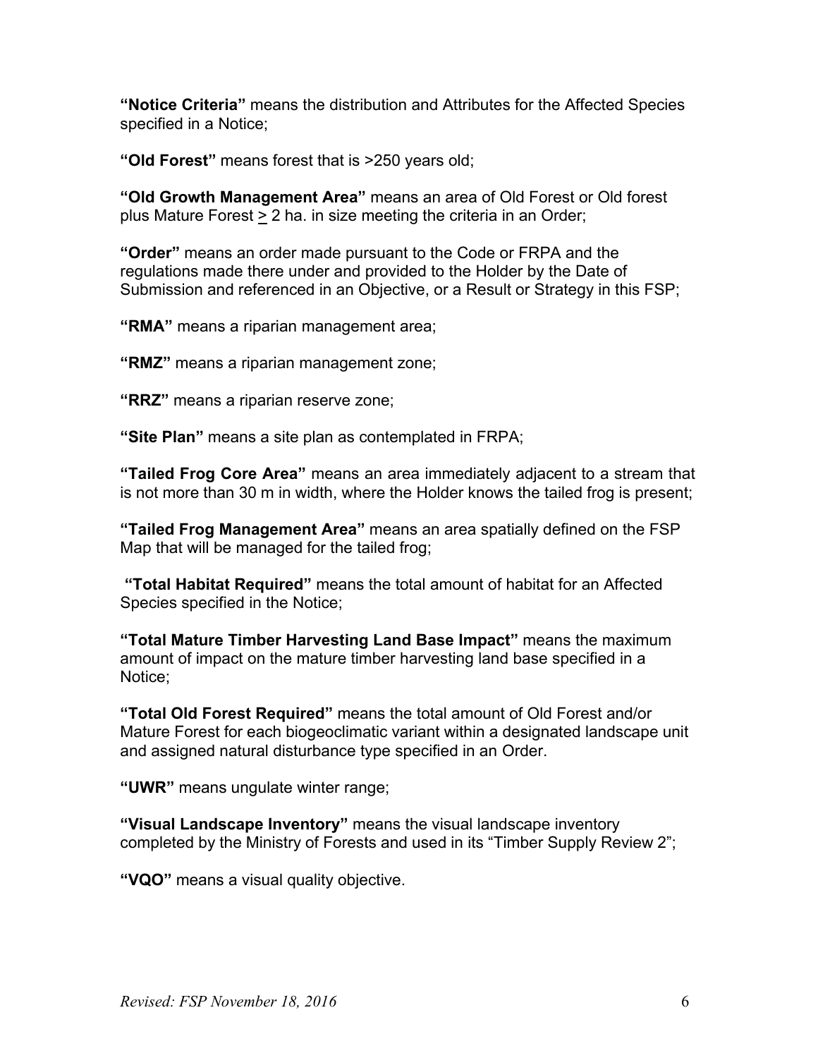**“Notice Criteria”** means the distribution and Attributes for the Affected Species specified in a Notice;

**“Old Forest”** means forest that is >250 years old;

**“Old Growth Management Area”** means an area of Old Forest or Old forest plus Mature Forest ≥ 2 ha. in size meeting the criteria in an Order;

**“Order”** means an order made pursuant to the Code or FRPA and the regulations made there under and provided to the Holder by the Date of Submission and referenced in an Objective, or a Result or Strategy in this FSP;

**“RMA”** means a riparian management area;

**“RMZ”** means a riparian management zone;

**“RRZ”** means a riparian reserve zone;

**“Site Plan”** means a site plan as contemplated in FRPA;

**“Tailed Frog Core Area”** means an area immediately adjacent to a stream that is not more than 30 m in width, where the Holder knows the tailed frog is present;

**“Tailed Frog Management Area”** means an area spatially defined on the FSP Map that will be managed for the tailed frog;

**“Total Habitat Required”** means the total amount of habitat for an Affected Species specified in the Notice;

**“Total Mature Timber Harvesting Land Base Impact”** means the maximum amount of impact on the mature timber harvesting land base specified in a Notice;

**“Total Old Forest Required”** means the total amount of Old Forest and/or Mature Forest for each biogeoclimatic variant within a designated landscape unit and assigned natural disturbance type specified in an Order.

**“UWR”** means ungulate winter range;

**“Visual Landscape Inventory”** means the visual landscape inventory completed by the Ministry of Forests and used in its “Timber Supply Review 2”;

**“VQO”** means a visual quality objective.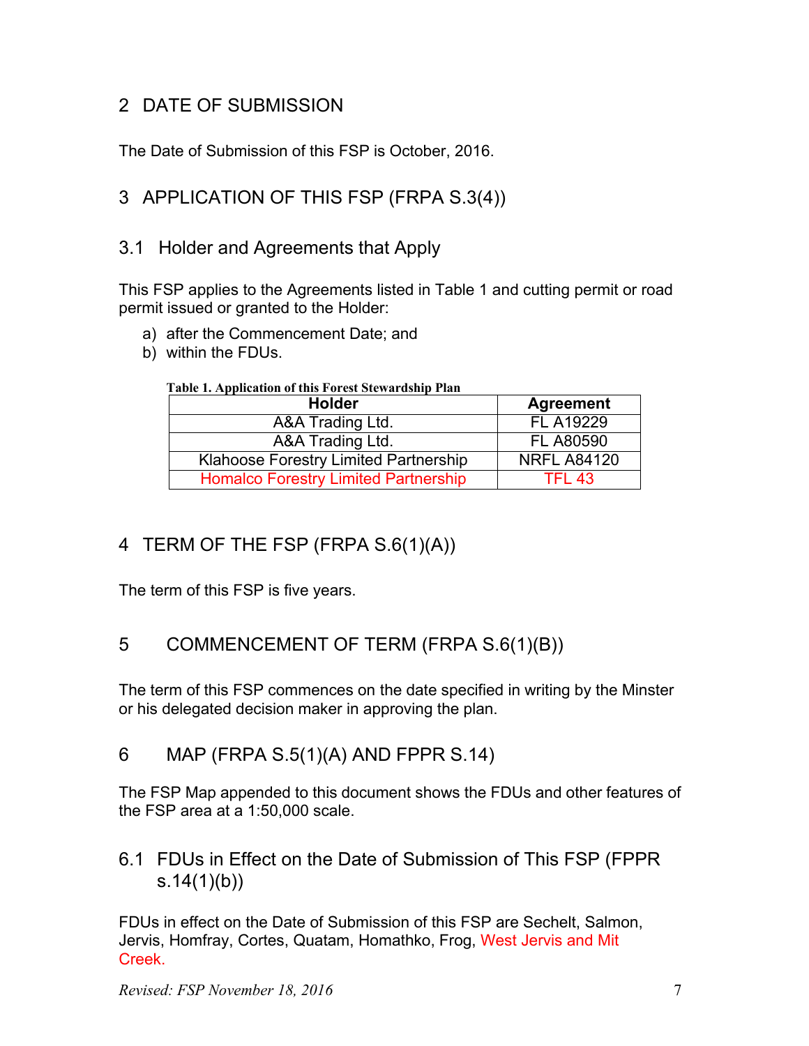# 2 DATE OF SUBMISSION

The Date of Submission of this FSP is October, 2016.

# 3 APPLICATION OF THIS FSP (FRPA S.3(4))

## 3.1 Holder and Agreements that Apply

This FSP applies to the Agreements listed in Table 1 and cutting permit or road permit issued or granted to the Holder:

a) after the Commencement Date; and
b) within the FDUs.

**Table 1. Application of this Forest Stewardship Plan**

| Holder | Agreement |
|---|---|
| A&A Trading Ltd. | FL A19229 |
| A&A Trading Ltd. | FL A80590 |
| Klahoose Forestry Limited Partnership | NRFL A84120 |
| Homalco Forestry Limited Partnership | TFL 43 |

# 4 TERM OF THE FSP (FRPA S.6(1)(A))

The term of this FSP is five years.

# 5 COMMENCEMENT OF TERM (FRPA S.6(1)(B))

The term of this FSP commences on the date specified in writing by the Minster or his delegated decision maker in approving the plan.

# 6 MAP (FRPA S.5(1)(A) AND FPPR S.14)

The FSP Map appended to this document shows the FDUs and other features of the FSP area at a 1:50,000 scale.

## 6.1 FDUs in Effect on the Date of Submission of This FSP (FPPR s.14(1)(b))

FDUs in effect on the Date of Submission of this FSP are Sechelt, Salmon, Jervis, Homfray, Cortes, Quatam, Homathko, Frog, West Jervis and Mit Creek.

*Revised: FSP November 18, 2016*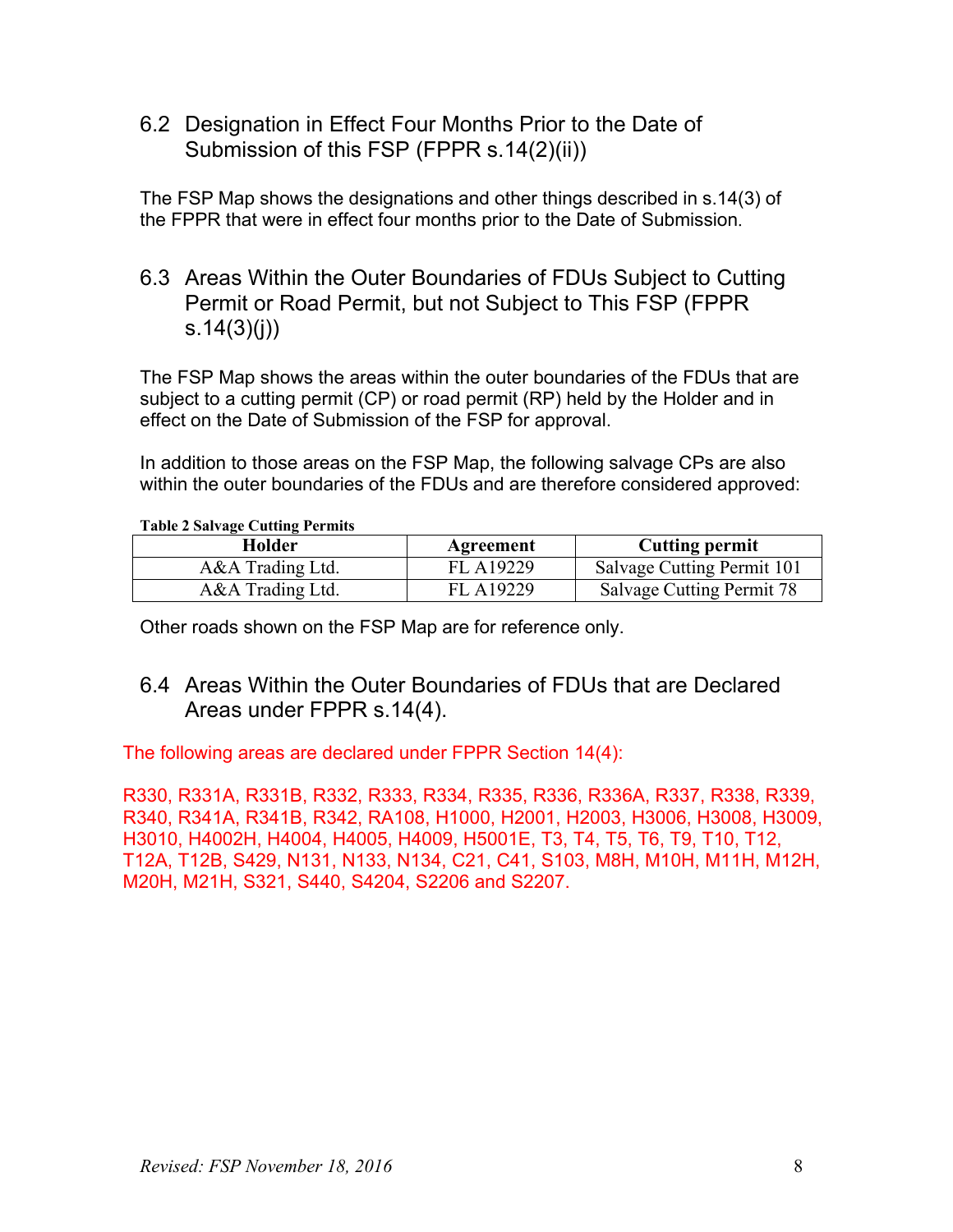## 6.2 Designation in Effect Four Months Prior to the Date of Submission of this FSP (FPPR s.14(2)(ii))

The FSP Map shows the designations and other things described in s.14(3) of the FPPR that were in effect four months prior to the Date of Submission.

## 6.3 Areas Within the Outer Boundaries of FDUs Subject to Cutting Permit or Road Permit, but not Subject to This FSP (FPPR s.14(3)(j))

The FSP Map shows the areas within the outer boundaries of the FDUs that are subject to a cutting permit (CP) or road permit (RP) held by the Holder and in effect on the Date of Submission of the FSP for approval.

In addition to those areas on the FSP Map, the following salvage CPs are also within the outer boundaries of the FDUs and are therefore considered approved:

**Table 2 Salvage Cutting Permits**

| Holder | Agreement | Cutting permit |
|---|---|---|
| A&A Trading Ltd. | FL A19229 | Salvage Cutting Permit 101 |
| A&A Trading Ltd. | FL A19229 | Salvage Cutting Permit 78 |

Other roads shown on the FSP Map are for reference only.

## 6.4 Areas Within the Outer Boundaries of FDUs that are Declared Areas under FPPR s.14(4).

The following areas are declared under FPPR Section 14(4):

R330, R331A, R331B, R332, R333, R334, R335, R336, R336A, R337, R338, R339, R340, R341A, R341B, R342, RA108, H1000, H2001, H2003, H3006, H3008, H3009, H3010, H4002H, H4004, H4005, H4009, H5001E, T3, T4, T5, T6, T9, T10, T12, T12A, T12B, S429, N131, N133, N134, C21, C41, S103, M8H, M10H, M11H, M12H, M20H, M21H, S321, S440, S4204, S2206 and S2207.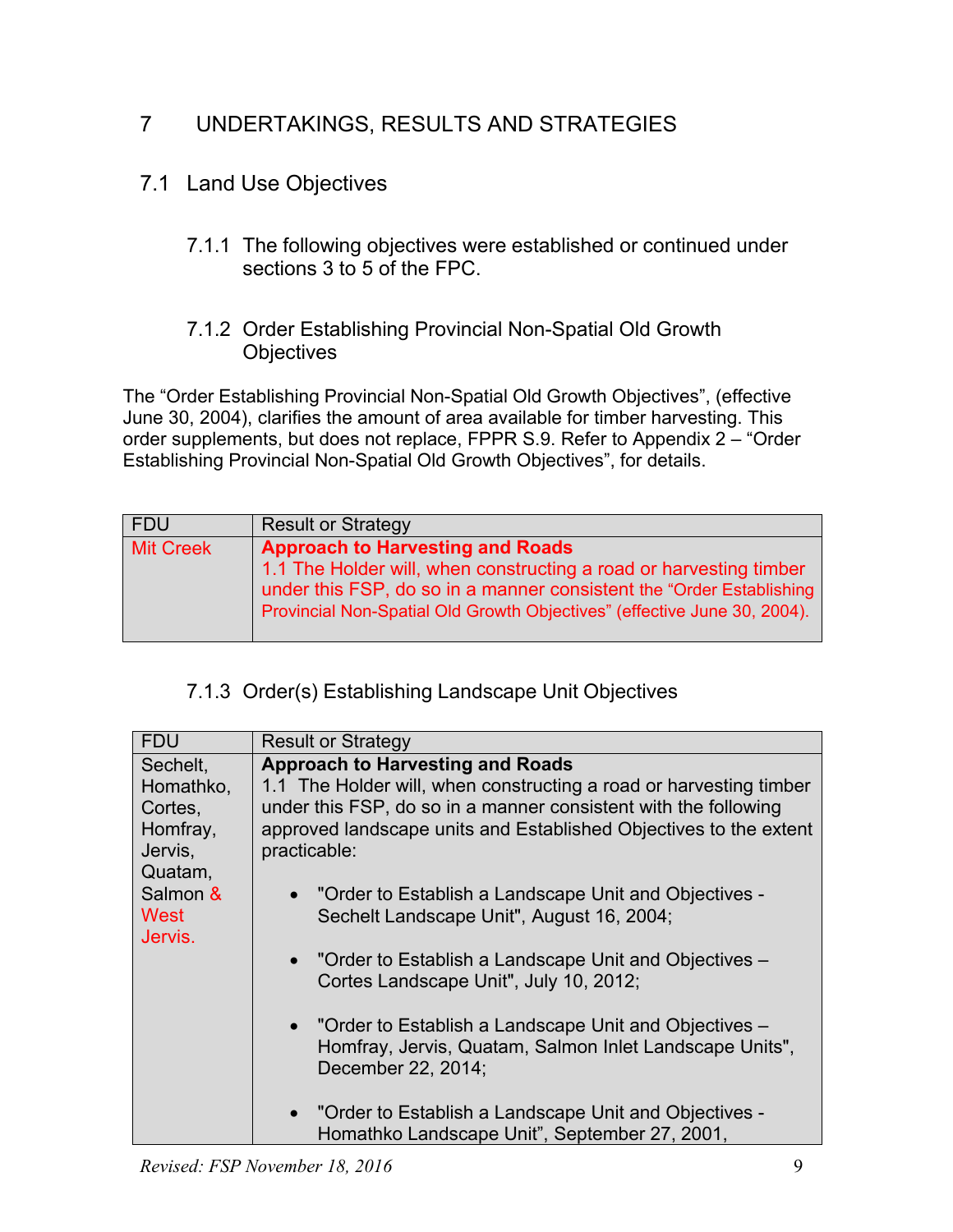# 7 UNDERTAKINGS, RESULTS AND STRATEGIES

## 7.1 Land Use Objectives

### 7.1.1 The following objectives were established or continued under sections 3 to 5 of the FPC.

### 7.1.2 Order Establishing Provincial Non-Spatial Old Growth Objectives

The "Order Establishing Provincial Non-Spatial Old Growth Objectives", (effective June 30, 2004), clarifies the amount of area available for timber harvesting. This order supplements, but does not replace, FPPR S.9. Refer to Appendix 2 – "Order Establishing Provincial Non-Spatial Old Growth Objectives", for details.

| FDU | Result or Strategy |
|---|---|
| Mit Creek | **Approach to Harvesting and Roads**<br>1.1 The Holder will, when constructing a road or harvesting timber under this FSP, do so in a manner consistent the "Order Establishing Provincial Non-Spatial Old Growth Objectives" (effective June 30, 2004). |

### 7.1.3 Order(s) Establishing Landscape Unit Objectives

| FDU | Result or Strategy |
|---|---|
| Sechelt, Homathko, Cortes, Homfray, Jervis, Quatam, Salmon & West Jervis. | **Approach to Harvesting and Roads**<br>1.1 The Holder will, when constructing a road or harvesting timber under this FSP, do so in a manner consistent with the following approved landscape units and Established Objectives to the extent practicable:<br>• "Order to Establish a Landscape Unit and Objectives - Sechelt Landscape Unit", August 16, 2004;<br>• "Order to Establish a Landscape Unit and Objectives – Cortes Landscape Unit", July 10, 2012;<br>• "Order to Establish a Landscape Unit and Objectives – Homfray, Jervis, Quatam, Salmon Inlet Landscape Units", December 22, 2014;<br>• "Order to Establish a Landscape Unit and Objectives - Homathko Landscape Unit", September 27, 2001, |

*Revised: FSP November 18, 2016*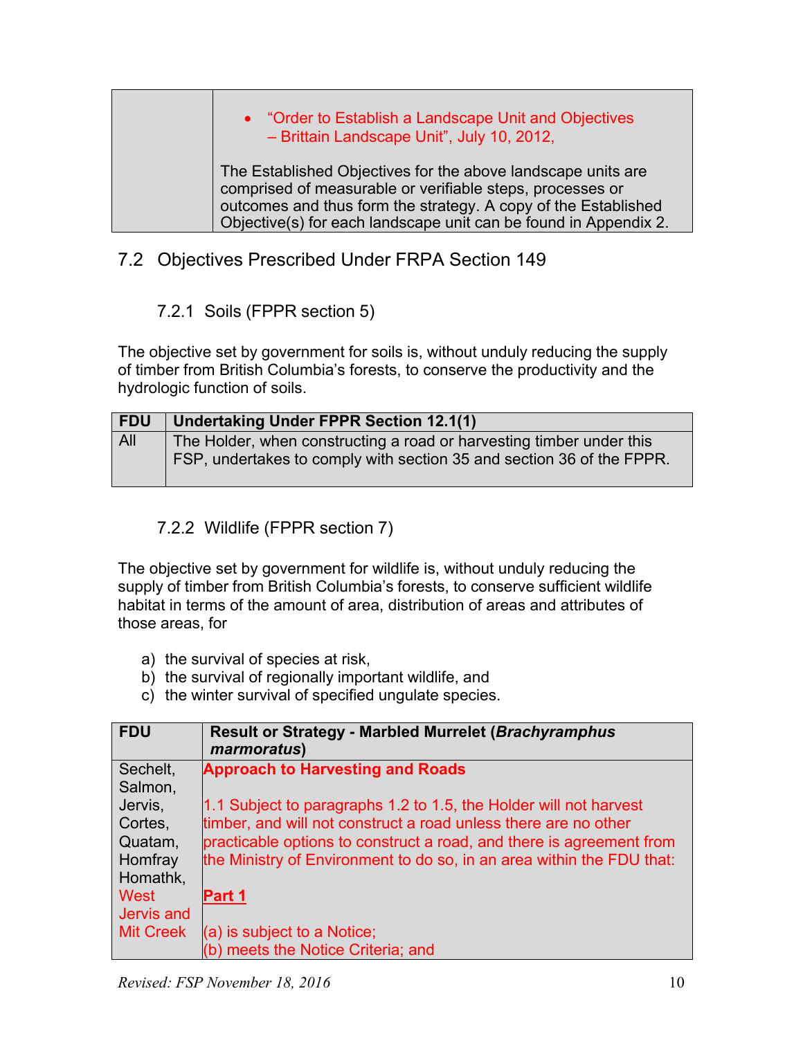|  |  |
|---|---|
|  | • "Order to Establish a Landscape Unit and Objectives – Brittain Landscape Unit", July 10, 2012,<br><br>The Established Objectives for the above landscape units are comprised of measurable or verifiable steps, processes or outcomes and thus form the strategy. A copy of the Established Objective(s) for each landscape unit can be found in Appendix 2. |

## 7.2 Objectives Prescribed Under FRPA Section 149

### 7.2.1 Soils (FPPR section 5)

The objective set by government for soils is, without unduly reducing the supply of timber from British Columbia's forests, to conserve the productivity and the hydrologic function of soils.

| FDU | Undertaking Under FPPR Section 12.1(1) |
|---|---|
| All | The Holder, when constructing a road or harvesting timber under this FSP, undertakes to comply with section 35 and section 36 of the FPPR. |

### 7.2.2 Wildlife (FPPR section 7)

The objective set by government for wildlife is, without unduly reducing the supply of timber from British Columbia's forests, to conserve sufficient wildlife habitat in terms of the amount of area, distribution of areas and attributes of those areas, for

a) the survival of species at risk,
b) the survival of regionally important wildlife, and
c) the winter survival of specified ungulate species.

| FDU | Result or Strategy - Marbled Murrelet (***Brachyramphus marmoratus***) |
|---|---|
| Sechelt, Salmon, Jervis, Cortes, Quatam, Homfray Homathk, West Jervis and Mit Creek | **Approach to Harvesting and Roads**<br><br>1.1 Subject to paragraphs 1.2 to 1.5, the Holder will not harvest timber, and will not construct a road unless there are no other practicable options to construct a road, and there is agreement from the Ministry of Environment to do so, in an area within the FDU that:<br><br>**Part 1**<br><br>(a) is subject to a Notice;<br>(b) meets the Notice Criteria; and |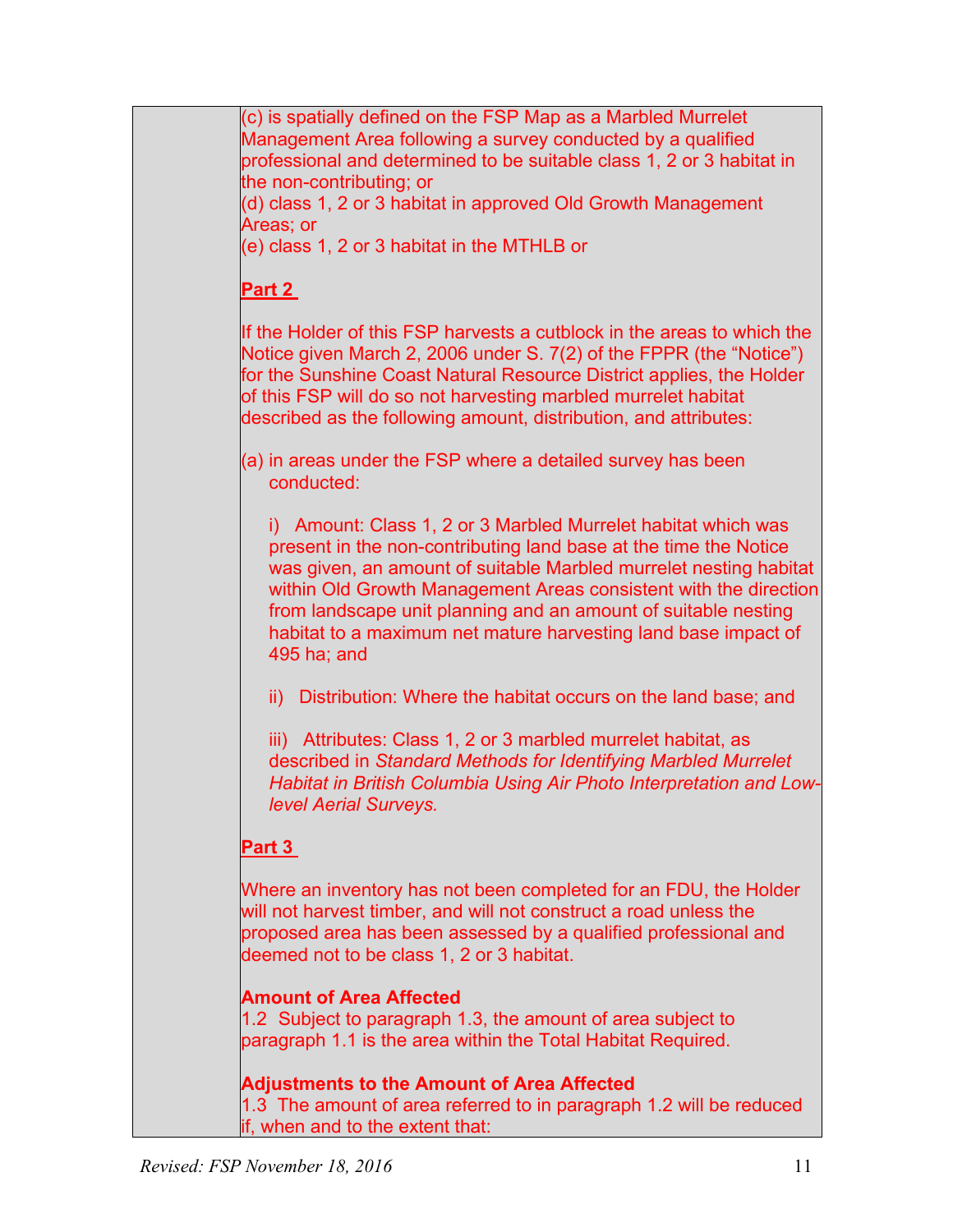(c) is spatially defined on the FSP Map as a Marbled Murrelet Management Area following a survey conducted by a qualified professional and determined to be suitable class 1, 2 or 3 habitat in the non-contributing; or
(d) class 1, 2 or 3 habitat in approved Old Growth Management Areas; or
(e) class 1, 2 or 3 habitat in the MTHLB or

**Part 2**

If the Holder of this FSP harvests a cutblock in the areas to which the Notice given March 2, 2006 under S. 7(2) of the FPPR (the "Notice") for the Sunshine Coast Natural Resource District applies, the Holder of this FSP will do so not harvesting marbled murrelet habitat described as the following amount, distribution, and attributes:

(a) in areas under the FSP where a detailed survey has been conducted:

i) Amount: Class 1, 2 or 3 Marbled Murrelet habitat which was present in the non-contributing land base at the time the Notice was given, an amount of suitable Marbled murrelet nesting habitat within Old Growth Management Areas consistent with the direction from landscape unit planning and an amount of suitable nesting habitat to a maximum net mature harvesting land base impact of 495 ha; and

ii) Distribution: Where the habitat occurs on the land base; and

iii) Attributes: Class 1, 2 or 3 marbled murrelet habitat, as described in *Standard Methods for Identifying Marbled Murrelet Habitat in British Columbia Using Air Photo Interpretation and Low-level Aerial Surveys.*

**Part 3**

Where an inventory has not been completed for an FDU, the Holder will not harvest timber, and will not construct a road unless the proposed area has been assessed by a qualified professional and deemed not to be class 1, 2 or 3 habitat.

**Amount of Area Affected**
1.2 Subject to paragraph 1.3, the amount of area subject to paragraph 1.1 is the area within the Total Habitat Required.

**Adjustments to the Amount of Area Affected**
1.3 The amount of area referred to in paragraph 1.2 will be reduced if, when and to the extent that: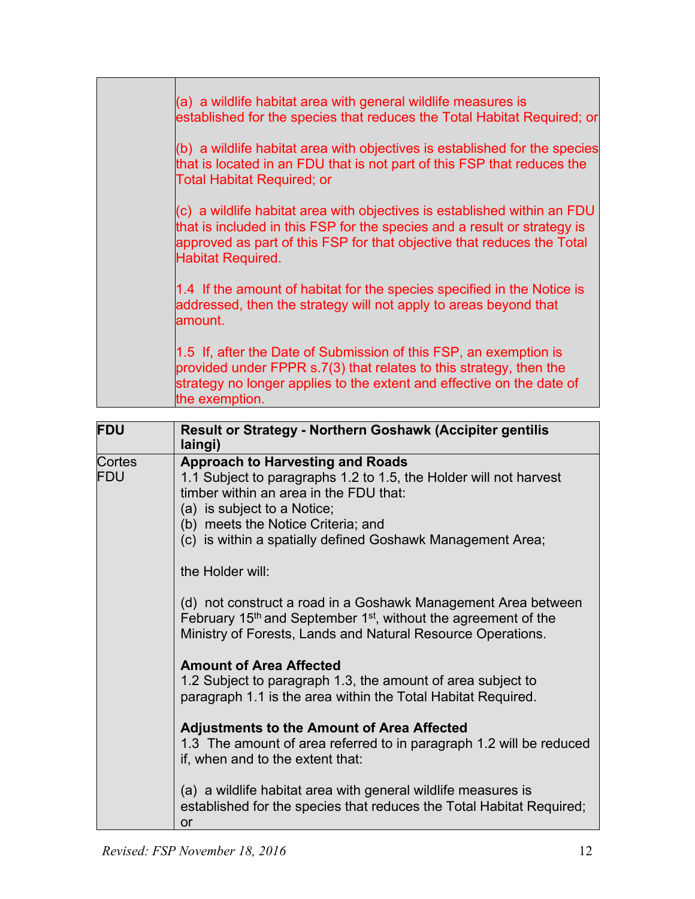| | |
|---|---|
| | (a) a wildlife habitat area with general wildlife measures is established for the species that reduces the Total Habitat Required; or<br><br>(b) a wildlife habitat area with objectives is established for the species that is located in an FDU that is not part of this FSP that reduces the Total Habitat Required; or<br><br>(c) a wildlife habitat area with objectives is established within an FDU that is included in this FSP for the species and a result or strategy is approved as part of this FSP for that objective that reduces the Total Habitat Required.<br><br>1.4 If the amount of habitat for the species specified in the Notice is addressed, then the strategy will not apply to areas beyond that amount.<br><br>1.5 If, after the Date of Submission of this FSP, an exemption is provided under FPPR s.7(3) that relates to this strategy, then the strategy no longer applies to the extent and effective on the date of the exemption. |

| FDU | Result or Strategy - Northern Goshawk (Accipiter gentilis laingi) |
|---|---|
| Cortes FDU | **Approach to Harvesting and Roads**<br>1.1 Subject to paragraphs 1.2 to 1.5, the Holder will not harvest timber within an area in the FDU that:<br>(a) is subject to a Notice;<br>(b) meets the Notice Criteria; and<br>(c) is within a spatially defined Goshawk Management Area;<br><br>the Holder will:<br><br>(d) not construct a road in a Goshawk Management Area between February 15th and September 1st, without the agreement of the Ministry of Forests, Lands and Natural Resource Operations.<br><br>**Amount of Area Affected**<br>1.2 Subject to paragraph 1.3, the amount of area subject to paragraph 1.1 is the area within the Total Habitat Required.<br><br>**Adjustments to the Amount of Area Affected**<br>1.3 The amount of area referred to in paragraph 1.2 will be reduced if, when and to the extent that:<br><br>(a) a wildlife habitat area with general wildlife measures is established for the species that reduces the Total Habitat Required; or |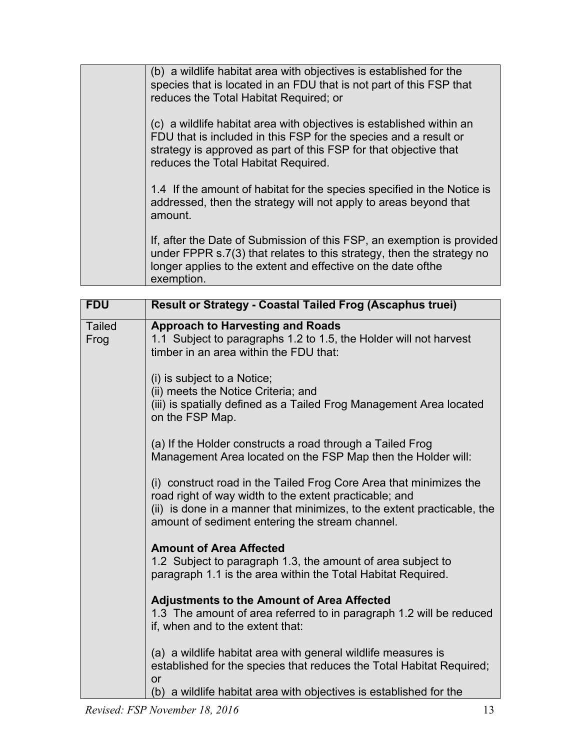| | |
|---|---|
| | (b) a wildlife habitat area with objectives is established for the species that is located in an FDU that is not part of this FSP that reduces the Total Habitat Required; or<br><br>(c) a wildlife habitat area with objectives is established within an FDU that is included in this FSP for the species and a result or strategy is approved as part of this FSP for that objective that reduces the Total Habitat Required.<br><br>1.4 If the amount of habitat for the species specified in the Notice is addressed, then the strategy will not apply to areas beyond that amount.<br><br>If, after the Date of Submission of this FSP, an exemption is provided under FPPR s.7(3) that relates to this strategy, then the strategy no longer applies to the extent and effective on the date ofthe exemption. |

| FDU | Result or Strategy - Coastal Tailed Frog (Ascaphus truei) |
|---|---|
| Tailed Frog | **Approach to Harvesting and Roads**<br>1.1 Subject to paragraphs 1.2 to 1.5, the Holder will not harvest timber in an area within the FDU that:<br><br>(i) is subject to a Notice;<br>(ii) meets the Notice Criteria; and<br>(iii) is spatially defined as a Tailed Frog Management Area located on the FSP Map.<br><br>(a) If the Holder constructs a road through a Tailed Frog Management Area located on the FSP Map then the Holder will:<br><br>(i) construct road in the Tailed Frog Core Area that minimizes the road right of way width to the extent practicable; and<br>(ii) is done in a manner that minimizes, to the extent practicable, the amount of sediment entering the stream channel.<br><br>**Amount of Area Affected**<br>1.2 Subject to paragraph 1.3, the amount of area subject to paragraph 1.1 is the area within the Total Habitat Required.<br><br>**Adjustments to the Amount of Area Affected**<br>1.3 The amount of area referred to in paragraph 1.2 will be reduced if, when and to the extent that:<br><br>(a) a wildlife habitat area with general wildlife measures is established for the species that reduces the Total Habitat Required; or<br>(b) a wildlife habitat area with objectives is established for the |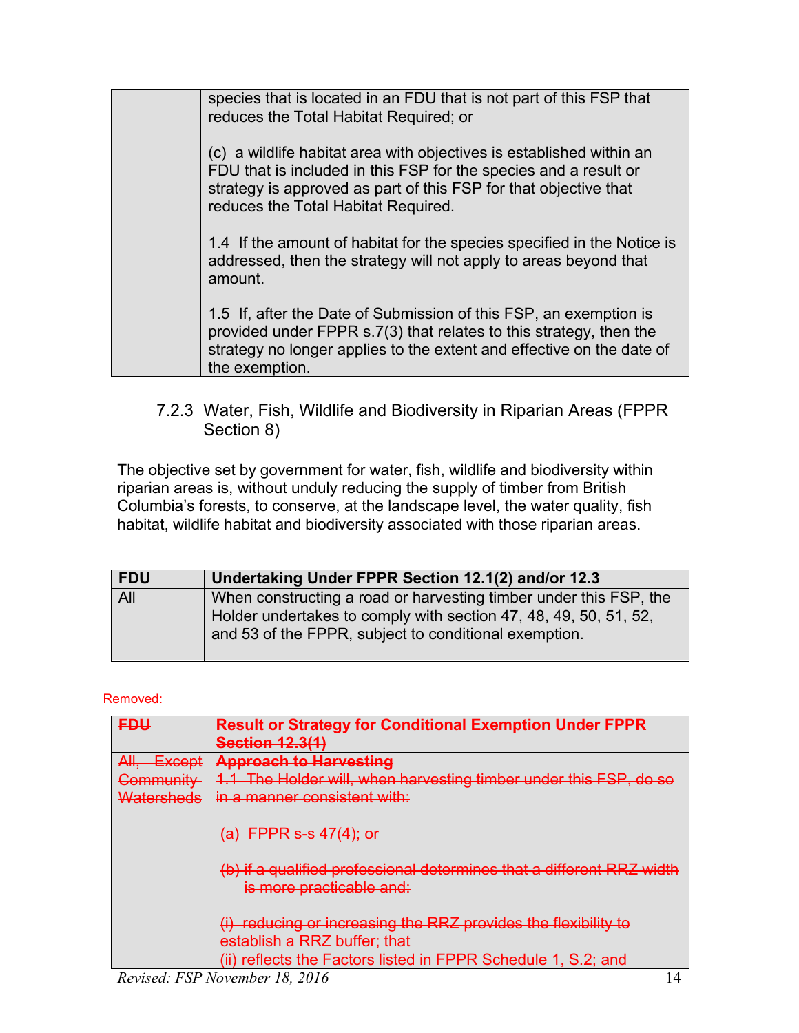| | |
|---|---|
| | species that is located in an FDU that is not part of this FSP that reduces the Total Habitat Required; or<br><br>(c) a wildlife habitat area with objectives is established within an FDU that is included in this FSP for the species and a result or strategy is approved as part of this FSP for that objective that reduces the Total Habitat Required.<br><br>1.4 If the amount of habitat for the species specified in the Notice is addressed, then the strategy will not apply to areas beyond that amount.<br><br>1.5 If, after the Date of Submission of this FSP, an exemption is provided under FPPR s.7(3) that relates to this strategy, then the strategy no longer applies to the extent and effective on the date of the exemption. |

### 7.2.3 Water, Fish, Wildlife and Biodiversity in Riparian Areas (FPPR Section 8)

The objective set by government for water, fish, wildlife and biodiversity within riparian areas is, without unduly reducing the supply of timber from British Columbia's forests, to conserve, at the landscape level, the water quality, fish habitat, wildlife habitat and biodiversity associated with those riparian areas.

| FDU | Undertaking Under FPPR Section 12.1(2) and/or 12.3 |
|---|---|
| All | When constructing a road or harvesting timber under this FSP, the Holder undertakes to comply with section 47, 48, 49, 50, 51, 52, and 53 of the FPPR, subject to conditional exemption. |

Removed:

| ~~FDU~~ | ~~Result or Strategy for Conditional Exemption Under FPPR Section 12.3(1)~~ |
|---|---|
| ~~All, Except Community Watersheds~~ | ~~**Approach to Harvesting**~~<br>~~1.1 The Holder will, when harvesting timber under this FSP, do so in a manner consistent with:~~<br><br>~~(a) FPPR s-s 47(4); or~~<br><br>~~(b) if a qualified professional determines that a different RRZ width is more practicable and:~~<br><br>~~(i) reducing or increasing the RRZ provides the flexibility to establish a RRZ buffer; that~~<br>~~(ii) reflects the Factors listed in FPPR Schedule 1, S.2; and~~ |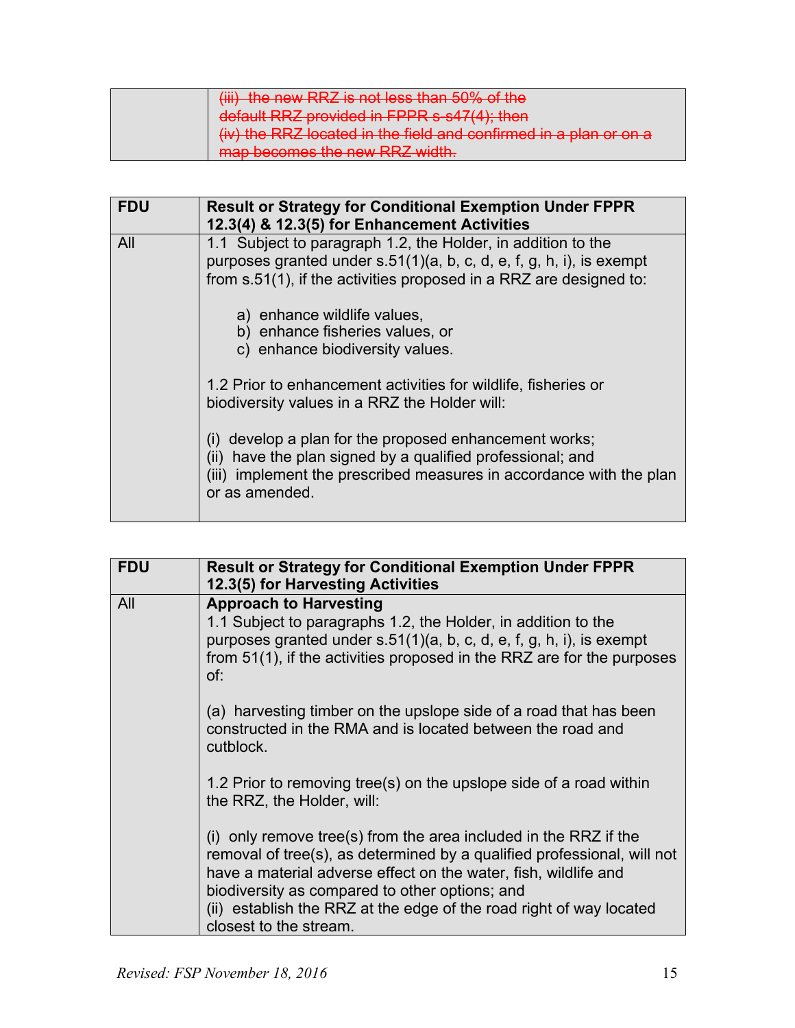| | ~~(iii) the new RRZ is not less than 50% of the default RRZ provided in FPPR s-s47(4); then~~<br>~~(iv) the RRZ located in the field and confirmed in a plan or on a map becomes the new RRZ width.~~ |
|---|---|

| FDU | Result or Strategy for Conditional Exemption Under FPPR 12.3(4) & 12.3(5) for Enhancement Activities |
|---|---|
| All | 1.1 Subject to paragraph 1.2, the Holder, in addition to the purposes granted under s.51(1)(a, b, c, d, e, f, g, h, i), is exempt from s.51(1), if the activities proposed in a RRZ are designed to:<br><br>a) enhance wildlife values,<br>b) enhance fisheries values, or<br>c) enhance biodiversity values.<br><br>1.2 Prior to enhancement activities for wildlife, fisheries or biodiversity values in a RRZ the Holder will:<br><br>(i) develop a plan for the proposed enhancement works;<br>(ii) have the plan signed by a qualified professional; and<br>(iii) implement the prescribed measures in accordance with the plan or as amended. |

| FDU | Result or Strategy for Conditional Exemption Under FPPR 12.3(5) for Harvesting Activities |
|---|---|
| All | **Approach to Harvesting**<br>1.1 Subject to paragraphs 1.2, the Holder, in addition to the purposes granted under s.51(1)(a, b, c, d, e, f, g, h, i), is exempt from 51(1), if the activities proposed in the RRZ are for the purposes of:<br><br>(a) harvesting timber on the upslope side of a road that has been constructed in the RMA and is located between the road and cutblock.<br><br>1.2 Prior to removing tree(s) on the upslope side of a road within the RRZ, the Holder, will:<br><br>(i) only remove tree(s) from the area included in the RRZ if the removal of tree(s), as determined by a qualified professional, will not have a material adverse effect on the water, fish, wildlife and biodiversity as compared to other options; and<br>(ii) establish the RRZ at the edge of the road right of way located closest to the stream. |

*Revised: FSP November 18, 2016*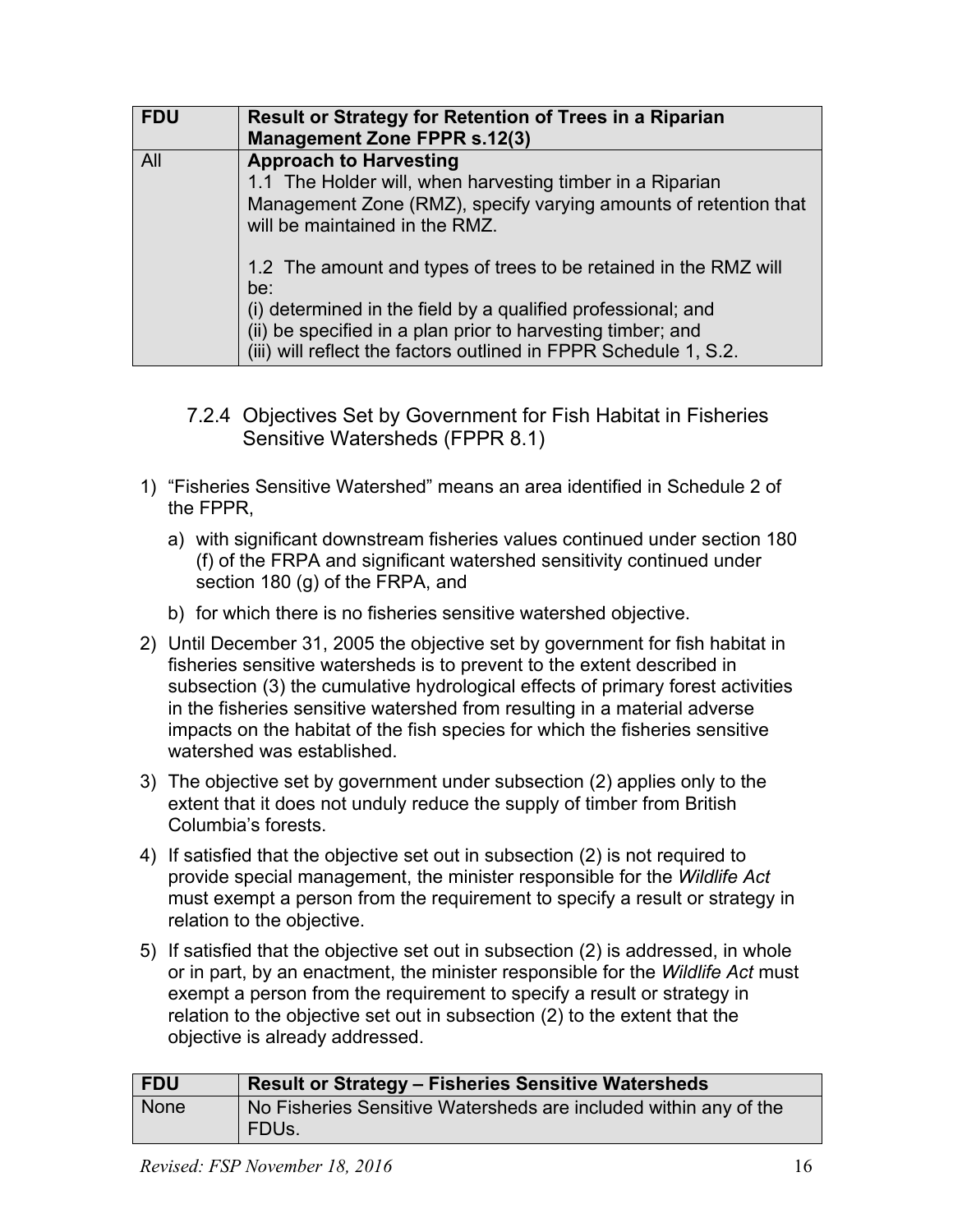| FDU | Result or Strategy for Retention of Trees in a Riparian Management Zone FPPR s.12(3) |
|---|---|
| All | **Approach to Harvesting**<br>1.1 The Holder will, when harvesting timber in a Riparian Management Zone (RMZ), specify varying amounts of retention that will be maintained in the RMZ.<br><br>1.2 The amount and types of trees to be retained in the RMZ will be:<br>(i) determined in the field by a qualified professional; and<br>(ii) be specified in a plan prior to harvesting timber; and<br>(iii) will reflect the factors outlined in FPPR Schedule 1, S.2. |

### 7.2.4 Objectives Set by Government for Fish Habitat in Fisheries Sensitive Watersheds (FPPR 8.1)

1) “Fisheries Sensitive Watershed” means an area identified in Schedule 2 of the FPPR,
   a) with significant downstream fisheries values continued under section 180 (f) of the FRPA and significant watershed sensitivity continued under section 180 (g) of the FRPA, and
   b) for which there is no fisheries sensitive watershed objective.
2) Until December 31, 2005 the objective set by government for fish habitat in fisheries sensitive watersheds is to prevent to the extent described in subsection (3) the cumulative hydrological effects of primary forest activities in the fisheries sensitive watershed from resulting in a material adverse impacts on the habitat of the fish species for which the fisheries sensitive watershed was established.
3) The objective set by government under subsection (2) applies only to the extent that it does not unduly reduce the supply of timber from British Columbia’s forests.
4) If satisfied that the objective set out in subsection (2) is not required to provide special management, the minister responsible for the *Wildlife Act* must exempt a person from the requirement to specify a result or strategy in relation to the objective.
5) If satisfied that the objective set out in subsection (2) is addressed, in whole or in part, by an enactment, the minister responsible for the *Wildlife Act* must exempt a person from the requirement to specify a result or strategy in relation to the objective set out in subsection (2) to the extent that the objective is already addressed.

| FDU | Result or Strategy – Fisheries Sensitive Watersheds |
|---|---|
| None | No Fisheries Sensitive Watersheds are included within any of the FDUs. |

*Revised: FSP November 18, 2016*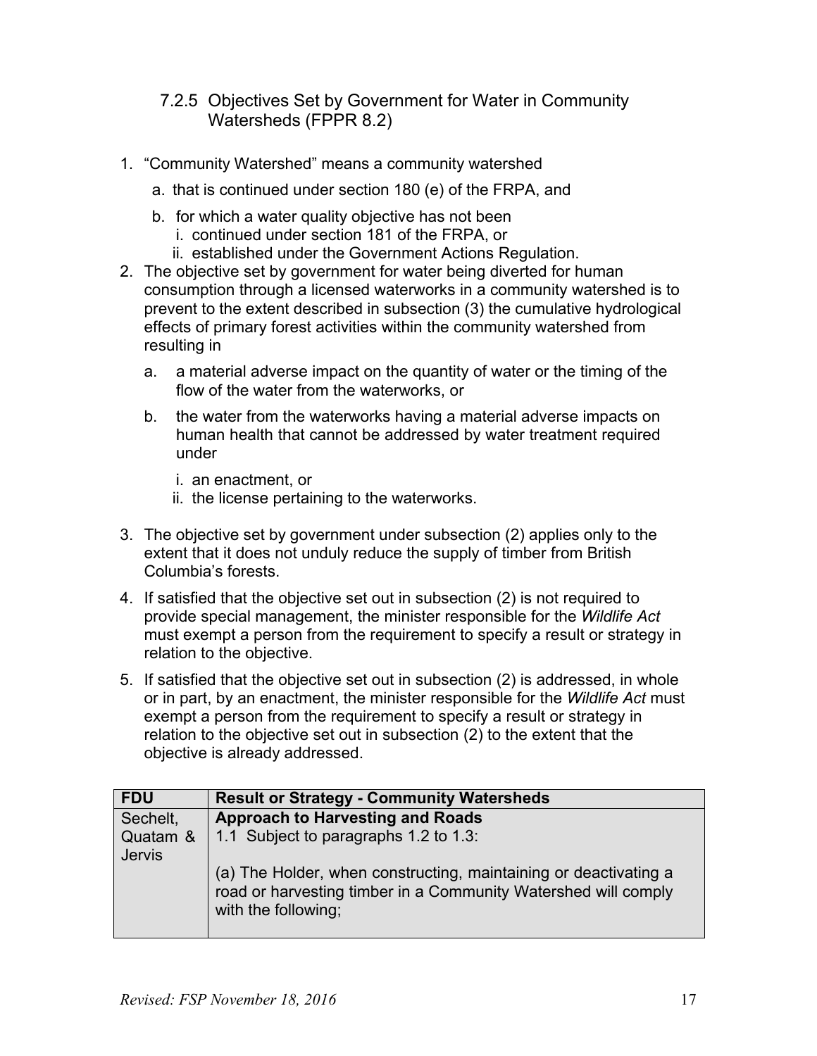### 7.2.5 Objectives Set by Government for Water in Community Watersheds (FPPR 8.2)

1. "Community Watershed" means a community watershed
   a. that is continued under section 180 (e) of the FRPA, and
   b. for which a water quality objective has not been
      i. continued under section 181 of the FRPA, or
      ii. established under the Government Actions Regulation.
2. The objective set by government for water being diverted for human consumption through a licensed waterworks in a community watershed is to prevent to the extent described in subsection (3) the cumulative hydrological effects of primary forest activities within the community watershed from resulting in
   a. a material adverse impact on the quantity of water or the timing of the flow of the water from the waterworks, or
   b. the water from the waterworks having a material adverse impacts on human health that cannot be addressed by water treatment required under
      i. an enactment, or
      ii. the license pertaining to the waterworks.
3. The objective set by government under subsection (2) applies only to the extent that it does not unduly reduce the supply of timber from British Columbia's forests.
4. If satisfied that the objective set out in subsection (2) is not required to provide special management, the minister responsible for the *Wildlife Act* must exempt a person from the requirement to specify a result or strategy in relation to the objective.
5. If satisfied that the objective set out in subsection (2) is addressed, in whole or in part, by an enactment, the minister responsible for the *Wildlife Act* must exempt a person from the requirement to specify a result or strategy in relation to the objective set out in subsection (2) to the extent that the objective is already addressed.

| FDU | Result or Strategy - Community Watersheds |
|---|---|
| Sechelt, Quatam & Jervis | **Approach to Harvesting and Roads**<br>1.1 Subject to paragraphs 1.2 to 1.3:<br><br>(a) The Holder, when constructing, maintaining or deactivating a road or harvesting timber in a Community Watershed will comply with the following; |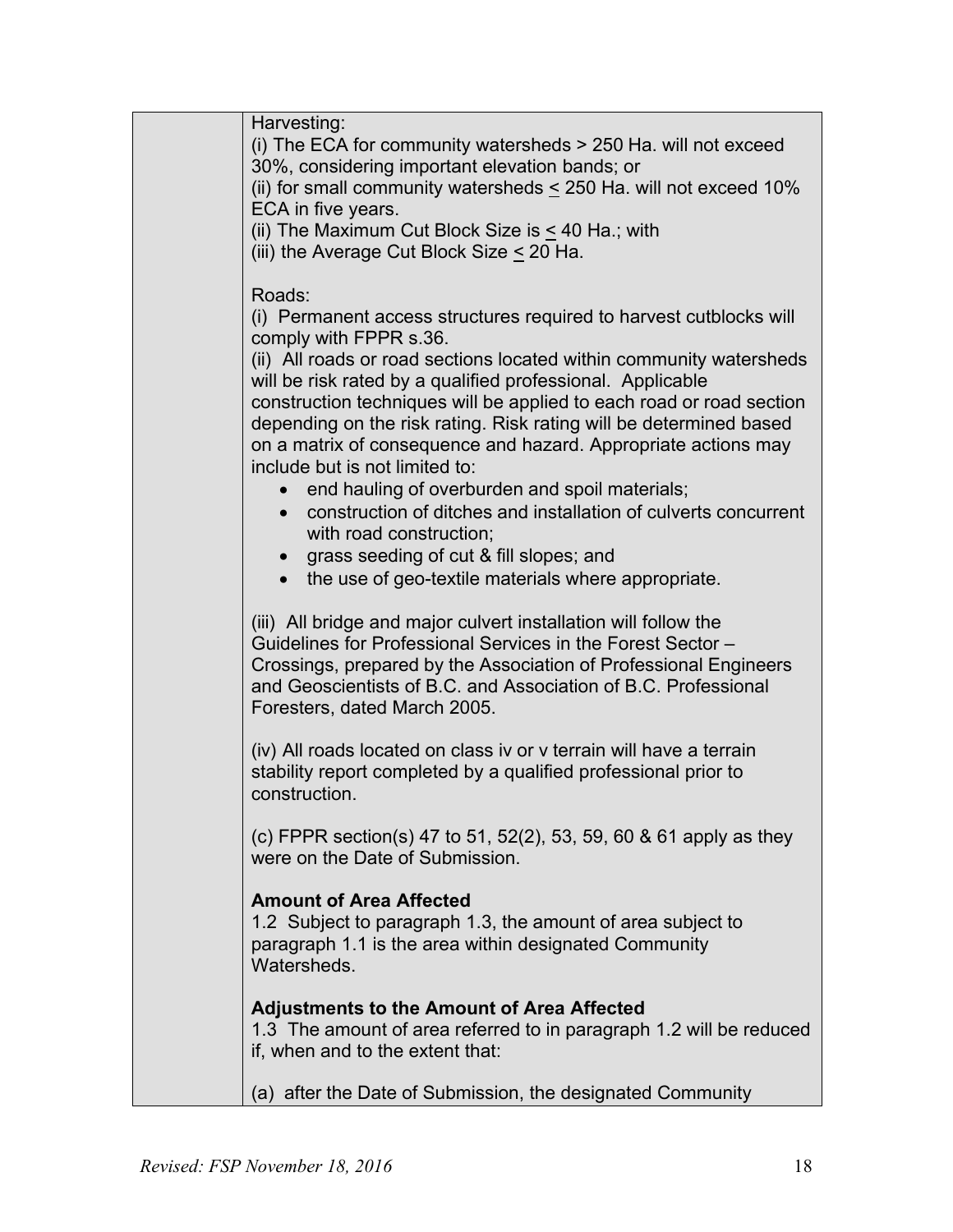| | |
|---|---|
| | Harvesting:<br>(i) The ECA for community watersheds > 250 Ha. will not exceed 30%, considering important elevation bands; or<br>(ii) for small community watersheds ≤ 250 Ha. will not exceed 10% ECA in five years.<br>(ii) The Maximum Cut Block Size is ≤ 40 Ha.; with<br>(iii) the Average Cut Block Size ≤ 20 Ha.<br><br>Roads:<br>(i) Permanent access structures required to harvest cutblocks will comply with FPPR s.36.<br>(ii) All roads or road sections located within community watersheds will be risk rated by a qualified professional. Applicable construction techniques will be applied to each road or road section depending on the risk rating. Risk rating will be determined based on a matrix of consequence and hazard. Appropriate actions may include but is not limited to:<br>• end hauling of overburden and spoil materials;<br>• construction of ditches and installation of culverts concurrent with road construction;<br>• grass seeding of cut & fill slopes; and<br>• the use of geo-textile materials where appropriate.<br><br>(iii) All bridge and major culvert installation will follow the Guidelines for Professional Services in the Forest Sector – Crossings, prepared by the Association of Professional Engineers and Geoscientists of B.C. and Association of B.C. Professional Foresters, dated March 2005.<br><br>(iv) All roads located on class iv or v terrain will have a terrain stability report completed by a qualified professional prior to construction.<br><br>(c) FPPR section(s) 47 to 51, 52(2), 53, 59, 60 & 61 apply as they were on the Date of Submission.<br><br>**Amount of Area Affected**<br>1.2 Subject to paragraph 1.3, the amount of area subject to paragraph 1.1 is the area within designated Community Watersheds.<br><br>**Adjustments to the Amount of Area Affected**<br>1.3 The amount of area referred to in paragraph 1.2 will be reduced if, when and to the extent that:<br><br>(a) after the Date of Submission, the designated Community |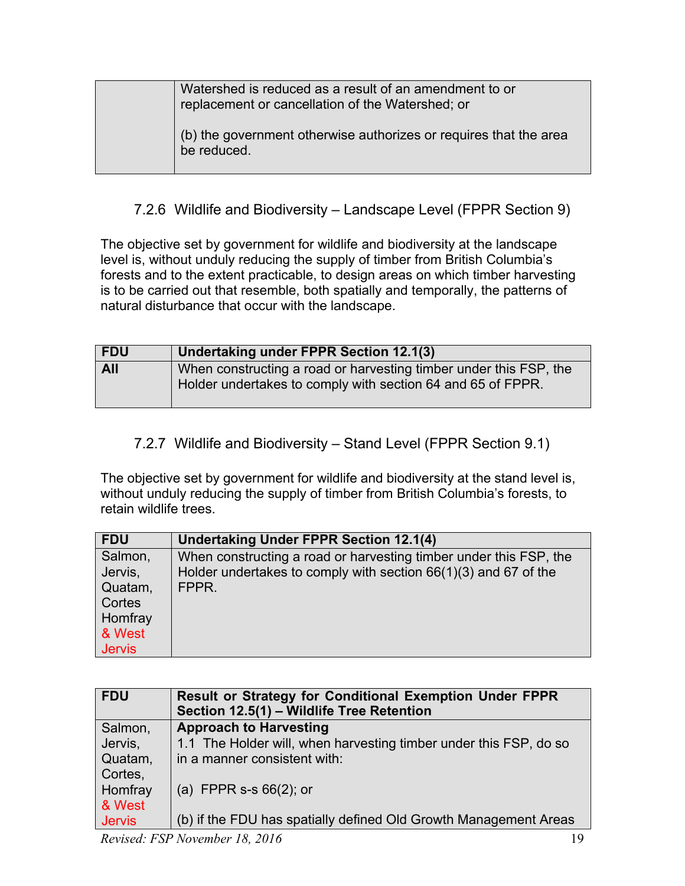| | |
|---|---|
| | Watershed is reduced as a result of an amendment to or replacement or cancellation of the Watershed; or<br><br>(b) the government otherwise authorizes or requires that the area be reduced. |

### 7.2.6 Wildlife and Biodiversity – Landscape Level (FPPR Section 9)

The objective set by government for wildlife and biodiversity at the landscape level is, without unduly reducing the supply of timber from British Columbia's forests and to the extent practicable, to design areas on which timber harvesting is to be carried out that resemble, both spatially and temporally, the patterns of natural disturbance that occur with the landscape.

| FDU | Undertaking under FPPR Section 12.1(3) |
|---|---|
| **All** | When constructing a road or harvesting timber under this FSP, the Holder undertakes to comply with section 64 and 65 of FPPR. |

### 7.2.7 Wildlife and Biodiversity – Stand Level (FPPR Section 9.1)

The objective set by government for wildlife and biodiversity at the stand level is, without unduly reducing the supply of timber from British Columbia's forests, to retain wildlife trees.

| FDU | Undertaking Under FPPR Section 12.1(4) |
|---|---|
| Salmon, Jervis, Quatam, Cortes Homfray & West Jervis | When constructing a road or harvesting timber under this FSP, the Holder undertakes to comply with section 66(1)(3) and 67 of the FPPR. |

| FDU | Result or Strategy for Conditional Exemption Under FPPR Section 12.5(1) – Wildlife Tree Retention |
|---|---|
| Salmon, Jervis, Quatam, Cortes, Homfray & West Jervis | **Approach to Harvesting**<br>1.1 The Holder will, when harvesting timber under this FSP, do so in a manner consistent with:<br><br>(a) FPPR s-s 66(2); or<br><br>(b) if the FDU has spatially defined Old Growth Management Areas |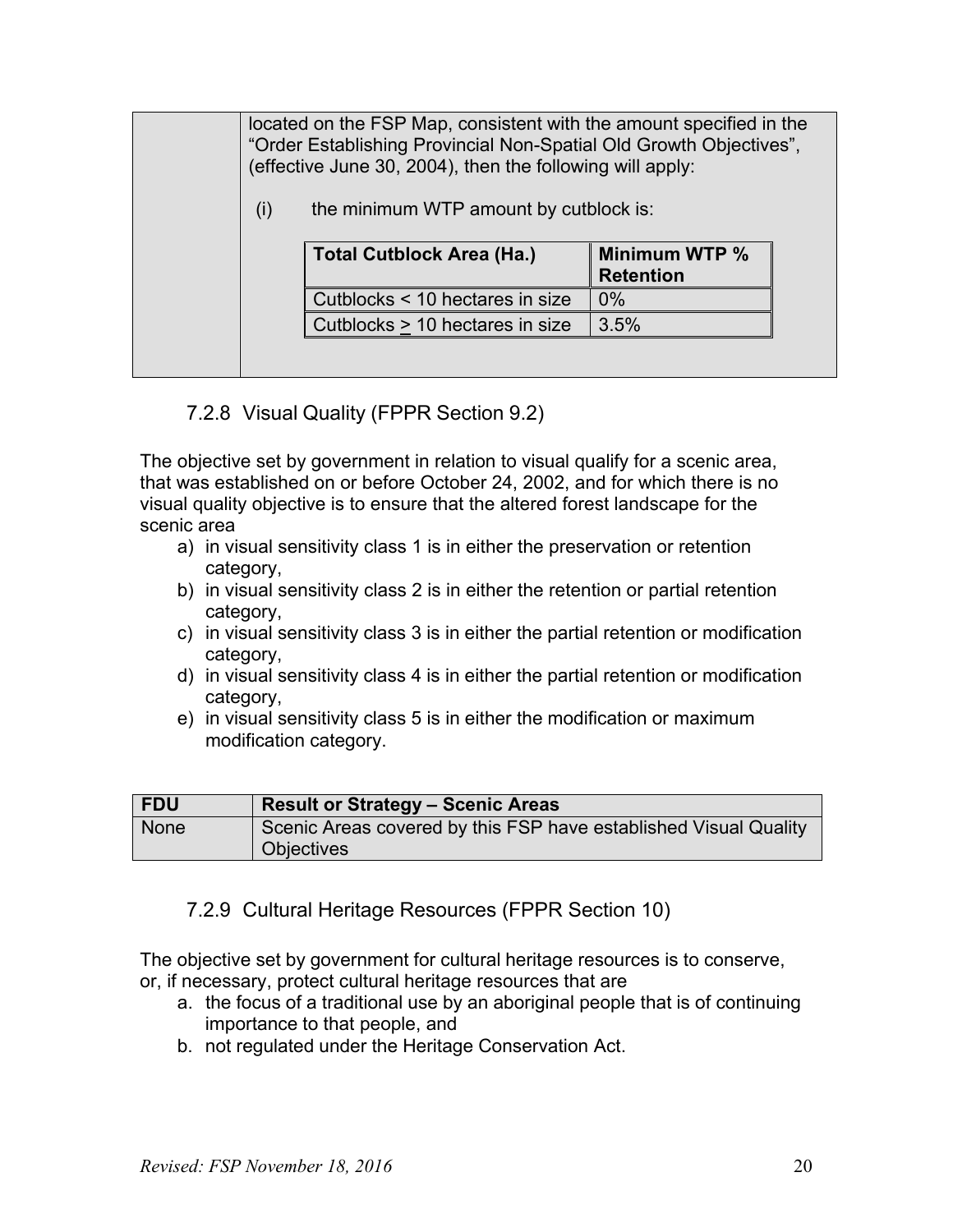| | located on the FSP Map, consistent with the amount specified in the "Order Establishing Provincial Non-Spatial Old Growth Objectives", (effective June 30, 2004), then the following will apply:<br><br>(i) the minimum WTP amount by cutblock is: |
|---|---|

| Total Cutblock Area (Ha.) | Minimum WTP % Retention |
|---|---|
| Cutblocks < 10 hectares in size | 0% |
| Cutblocks ≥ 10 hectares in size | 3.5% |

### 7.2.8 Visual Quality (FPPR Section 9.2)

The objective set by government in relation to visual qualify for a scenic area, that was established on or before October 24, 2002, and for which there is no visual quality objective is to ensure that the altered forest landscape for the scenic area

a) in visual sensitivity class 1 is in either the preservation or retention category,
b) in visual sensitivity class 2 is in either the retention or partial retention category,
c) in visual sensitivity class 3 is in either the partial retention or modification category,
d) in visual sensitivity class 4 is in either the partial retention or modification category,
e) in visual sensitivity class 5 is in either the modification or maximum modification category.

| FDU | Result or Strategy – Scenic Areas |
|---|---|
| None | Scenic Areas covered by this FSP have established Visual Quality Objectives |

### 7.2.9 Cultural Heritage Resources (FPPR Section 10)

The objective set by government for cultural heritage resources is to conserve, or, if necessary, protect cultural heritage resources that are

a. the focus of a traditional use by an aboriginal people that is of continuing importance to that people, and
b. not regulated under the Heritage Conservation Act.

*Revised: FSP November 18, 2016*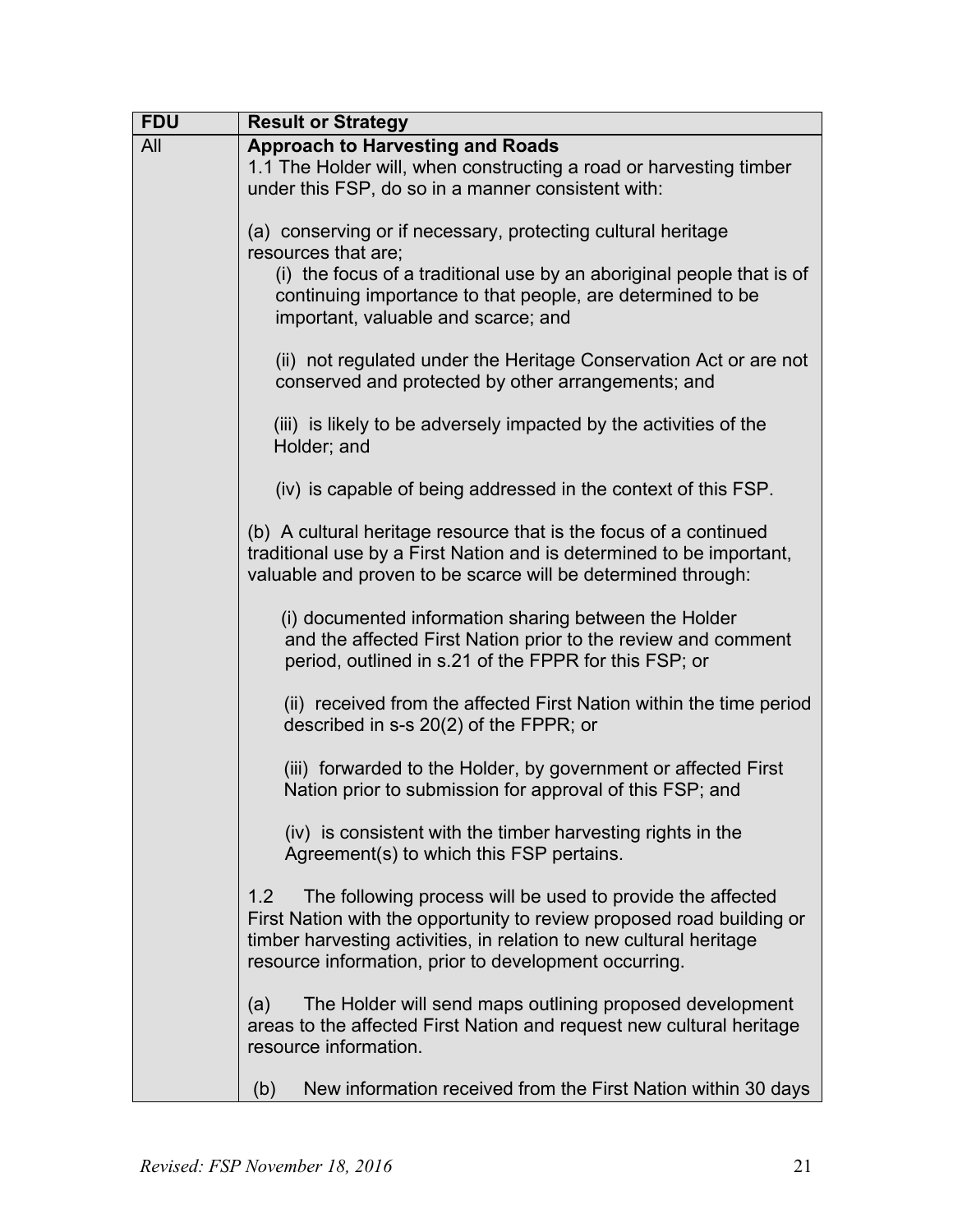| FDU | Result or Strategy |
| --- | --- |
| All | **Approach to Harvesting and Roads**<br>1.1 The Holder will, when constructing a road or harvesting timber under this FSP, do so in a manner consistent with:<br><br>(a) conserving or if necessary, protecting cultural heritage resources that are;<br>(i) the focus of a traditional use by an aboriginal people that is of continuing importance to that people, are determined to be important, valuable and scarce; and<br><br>(ii) not regulated under the Heritage Conservation Act or are not conserved and protected by other arrangements; and<br><br>(iii) is likely to be adversely impacted by the activities of the Holder; and<br><br>(iv) is capable of being addressed in the context of this FSP.<br><br>(b) A cultural heritage resource that is the focus of a continued traditional use by a First Nation and is determined to be important, valuable and proven to be scarce will be determined through:<br><br>(i) documented information sharing between the Holder and the affected First Nation prior to the review and comment period, outlined in s.21 of the FPPR for this FSP; or<br><br>(ii) received from the affected First Nation within the time period described in s-s 20(2) of the FPPR; or<br><br>(iii) forwarded to the Holder, by government or affected First Nation prior to submission for approval of this FSP; and<br><br>(iv) is consistent with the timber harvesting rights in the Agreement(s) to which this FSP pertains.<br><br>1.2 The following process will be used to provide the affected First Nation with the opportunity to review proposed road building or timber harvesting activities, in relation to new cultural heritage resource information, prior to development occurring.<br><br>(a) The Holder will send maps outlining proposed development areas to the affected First Nation and request new cultural heritage resource information.<br><br>(b) New information received from the First Nation within 30 days |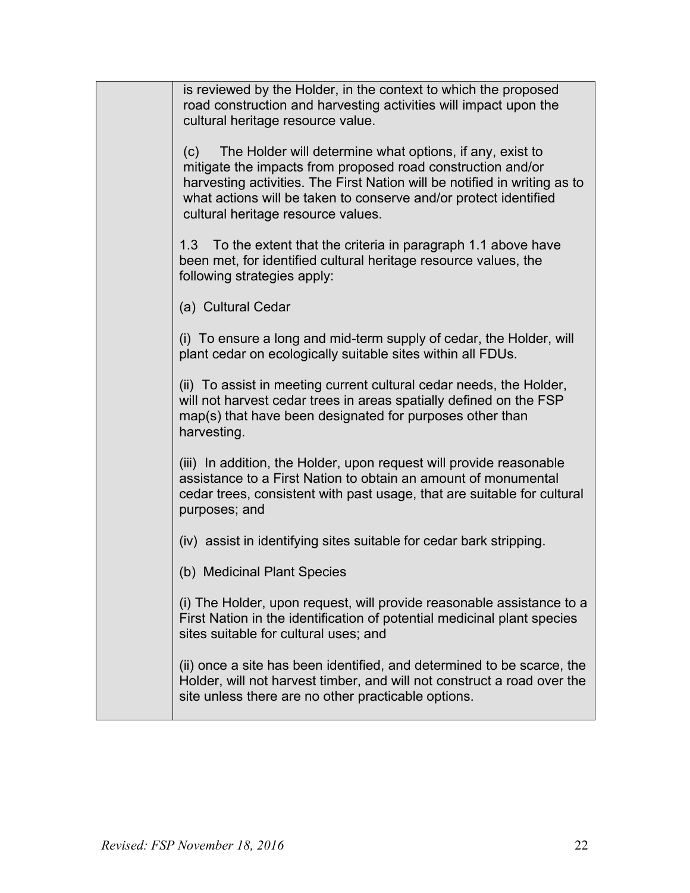| | is reviewed by the Holder, in the context to which the proposed road construction and harvesting activities will impact upon the cultural heritage resource value.<br><br>(c) The Holder will determine what options, if any, exist to mitigate the impacts from proposed road construction and/or harvesting activities. The First Nation will be notified in writing as to what actions will be taken to conserve and/or protect identified cultural heritage resource values.<br><br>1.3 To the extent that the criteria in paragraph 1.1 above have been met, for identified cultural heritage resource values, the following strategies apply:<br><br>(a) Cultural Cedar<br><br>(i) To ensure a long and mid-term supply of cedar, the Holder, will plant cedar on ecologically suitable sites within all FDUs.<br><br>(ii) To assist in meeting current cultural cedar needs, the Holder, will not harvest cedar trees in areas spatially defined on the FSP map(s) that have been designated for purposes other than harvesting.<br><br>(iii) In addition, the Holder, upon request will provide reasonable assistance to a First Nation to obtain an amount of monumental cedar trees, consistent with past usage, that are suitable for cultural purposes; and<br><br>(iv) assist in identifying sites suitable for cedar bark stripping.<br><br>(b) Medicinal Plant Species<br><br>(i) The Holder, upon request, will provide reasonable assistance to a First Nation in the identification of potential medicinal plant species sites suitable for cultural uses; and<br><br>(ii) once a site has been identified, and determined to be scarce, the Holder, will not harvest timber, and will not construct a road over the site unless there are no other practicable options. |
|---|---|

*Revised: FSP November 18, 2016*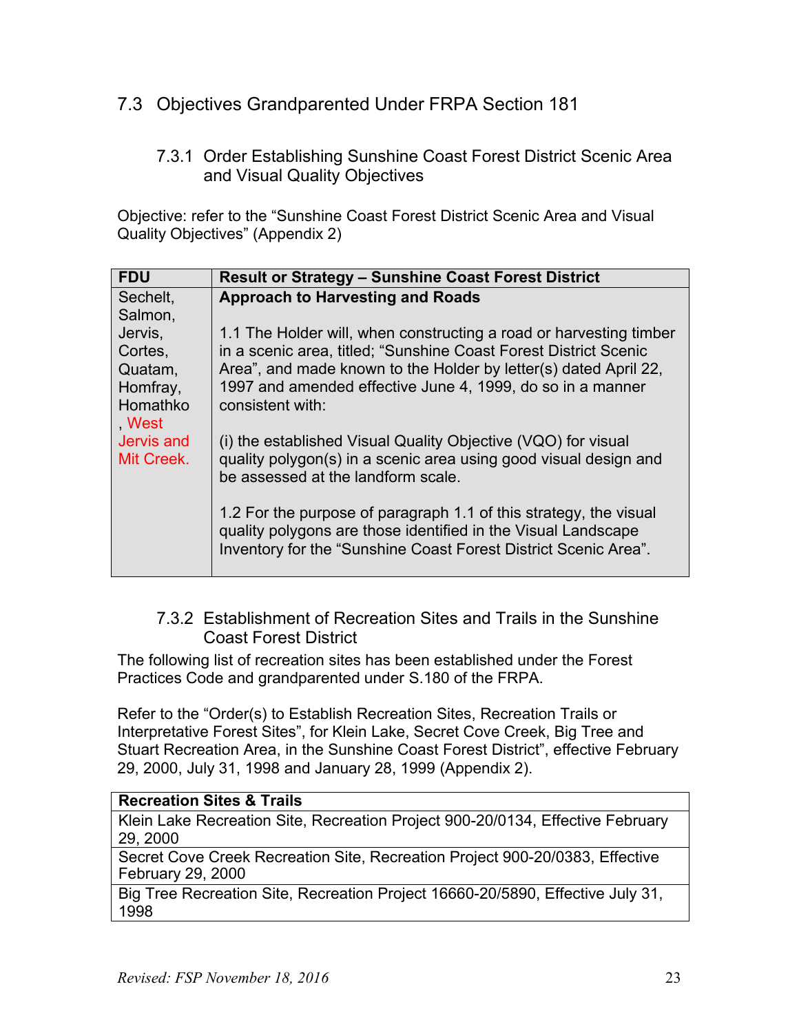## 7.3 Objectives Grandparented Under FRPA Section 181

### 7.3.1 Order Establishing Sunshine Coast Forest District Scenic Area and Visual Quality Objectives

Objective: refer to the "Sunshine Coast Forest District Scenic Area and Visual Quality Objectives" (Appendix 2)

| FDU | Result or Strategy – Sunshine Coast Forest District |
|---|---|
| Sechelt, Salmon, Jervis, Cortes, Quatam, Homfray, Homathko, West Jervis and Mit Creek. | **Approach to Harvesting and Roads**<br><br>1.1 The Holder will, when constructing a road or harvesting timber in a scenic area, titled; "Sunshine Coast Forest District Scenic Area", and made known to the Holder by letter(s) dated April 22, 1997 and amended effective June 4, 1999, do so in a manner consistent with:<br><br>(i) the established Visual Quality Objective (VQO) for visual quality polygon(s) in a scenic area using good visual design and be assessed at the landform scale.<br><br>1.2 For the purpose of paragraph 1.1 of this strategy, the visual quality polygons are those identified in the Visual Landscape Inventory for the "Sunshine Coast Forest District Scenic Area". |

### 7.3.2 Establishment of Recreation Sites and Trails in the Sunshine Coast Forest District

The following list of recreation sites has been established under the Forest Practices Code and grandparented under S.180 of the FRPA.

Refer to the "Order(s) to Establish Recreation Sites, Recreation Trails or Interpretative Forest Sites", for Klein Lake, Secret Cove Creek, Big Tree and Stuart Recreation Area, in the Sunshine Coast Forest District", effective February 29, 2000, July 31, 1998 and January 28, 1999 (Appendix 2).

| Recreation Sites & Trails |
|---|
| Klein Lake Recreation Site, Recreation Project 900-20/0134, Effective February 29, 2000 |
| Secret Cove Creek Recreation Site, Recreation Project 900-20/0383, Effective February 29, 2000 |
| Big Tree Recreation Site, Recreation Project 16660-20/5890, Effective July 31, 1998 |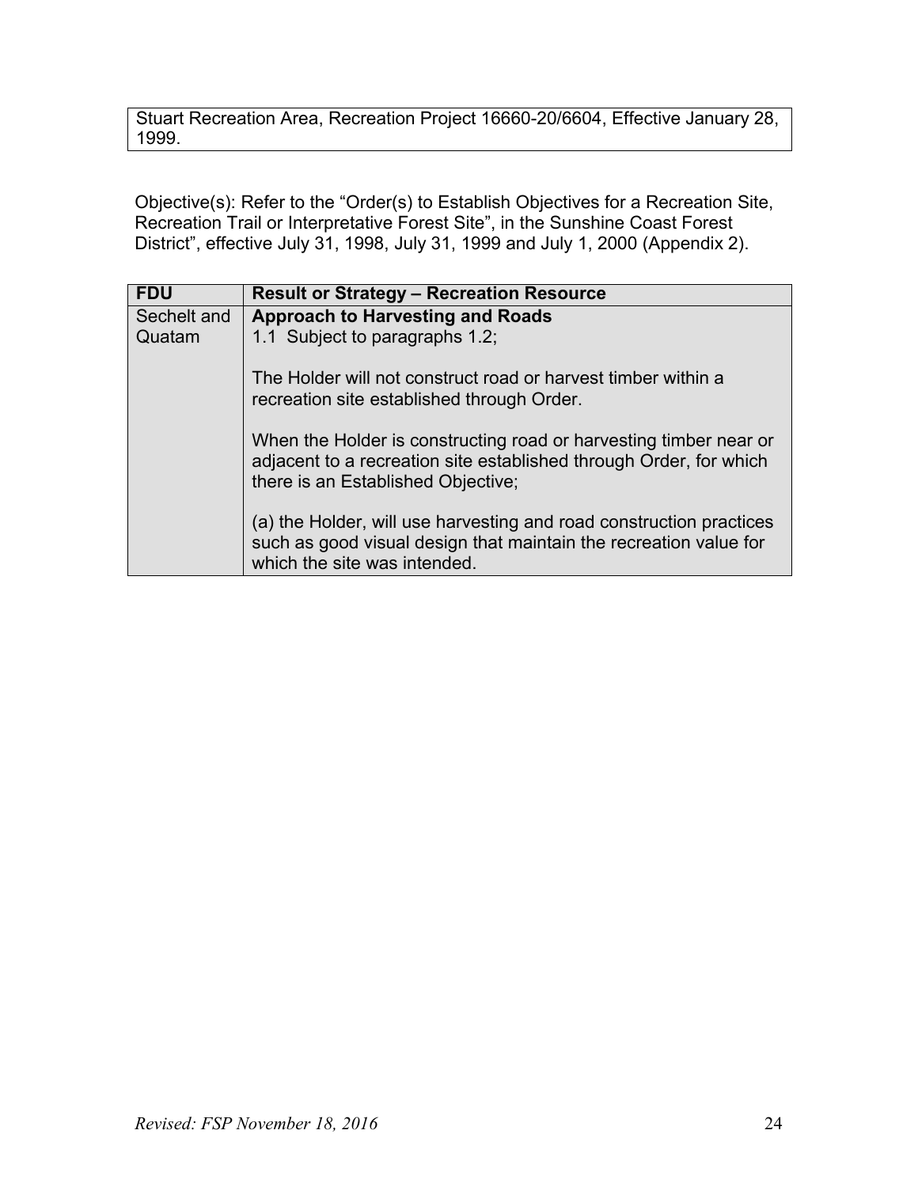Stuart Recreation Area, Recreation Project 16660-20/6604, Effective January 28, 1999.

Objective(s): Refer to the "Order(s) to Establish Objectives for a Recreation Site, Recreation Trail or Interpretative Forest Site", in the Sunshine Coast Forest District", effective July 31, 1998, July 31, 1999 and July 1, 2000 (Appendix 2).

| FDU | Result or Strategy – Recreation Resource |
| --- | --- |
| Sechelt and Quatam | **Approach to Harvesting and Roads**<br>1.1 Subject to paragraphs 1.2;<br><br>The Holder will not construct road or harvest timber within a recreation site established through Order.<br><br>When the Holder is constructing road or harvesting timber near or adjacent to a recreation site established through Order, for which there is an Established Objective;<br><br>(a) the Holder, will use harvesting and road construction practices such as good visual design that maintain the recreation value for which the site was intended. |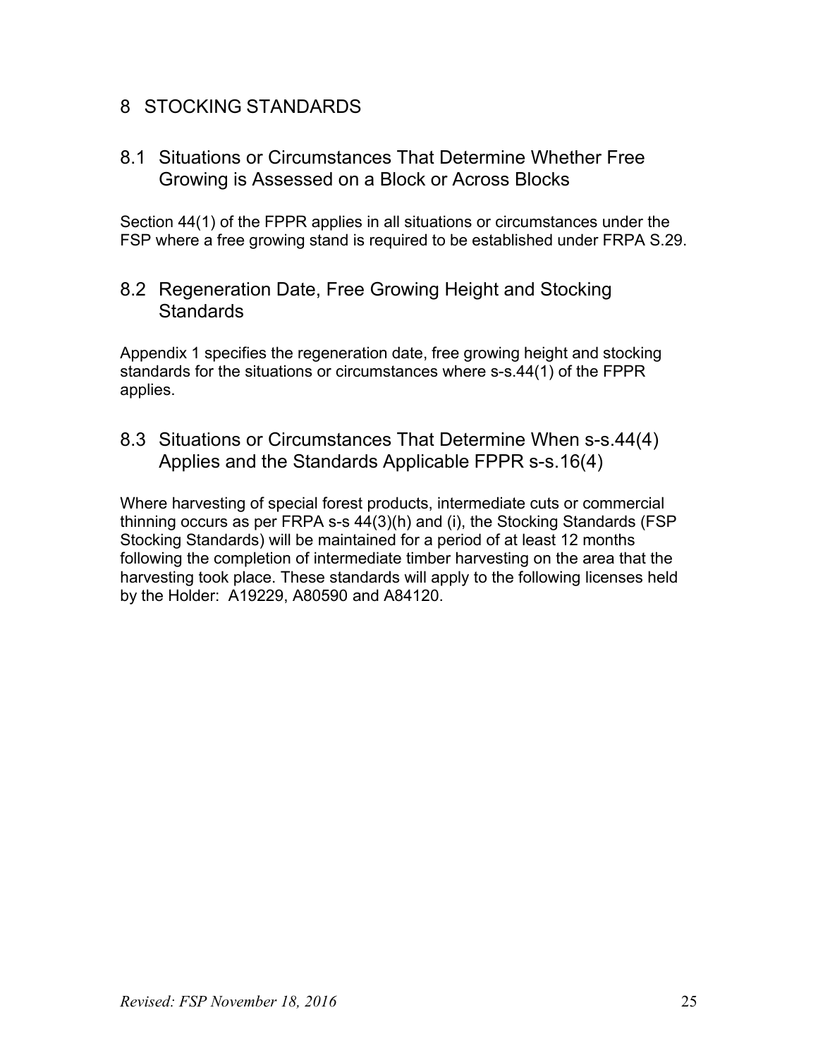# 8 STOCKING STANDARDS

## 8.1 Situations or Circumstances That Determine Whether Free Growing is Assessed on a Block or Across Blocks

Section 44(1) of the FPPR applies in all situations or circumstances under the FSP where a free growing stand is required to be established under FRPA S.29.

## 8.2 Regeneration Date, Free Growing Height and Stocking Standards

Appendix 1 specifies the regeneration date, free growing height and stocking standards for the situations or circumstances where s-s.44(1) of the FPPR applies.

## 8.3 Situations or Circumstances That Determine When s-s.44(4) Applies and the Standards Applicable FPPR s-s.16(4)

Where harvesting of special forest products, intermediate cuts or commercial thinning occurs as per FRPA s-s 44(3)(h) and (i), the Stocking Standards (FSP Stocking Standards) will be maintained for a period of at least 12 months following the completion of intermediate timber harvesting on the area that the harvesting took place. These standards will apply to the following licenses held by the Holder: A19229, A80590 and A84120.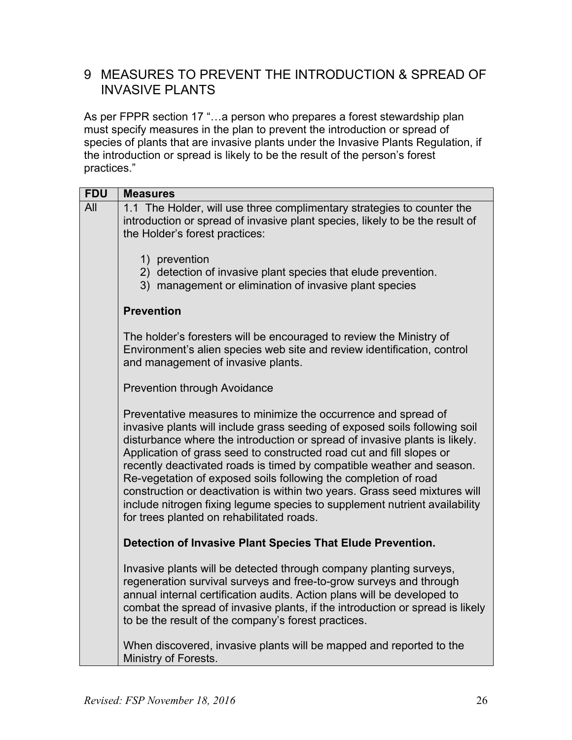# 9 MEASURES TO PREVENT THE INTRODUCTION & SPREAD OF INVASIVE PLANTS

As per FPPR section 17 "…a person who prepares a forest stewardship plan must specify measures in the plan to prevent the introduction or spread of species of plants that are invasive plants under the Invasive Plants Regulation, if the introduction or spread is likely to be the result of the person's forest practices."

| FDU | Measures |
|---|---|
| All | 1.1 The Holder, will use three complimentary strategies to counter the introduction or spread of invasive plant species, likely to be the result of the Holder's forest practices:<br><br>1) prevention<br>2) detection of invasive plant species that elude prevention.<br>3) management or elimination of invasive plant species<br><br>**Prevention**<br><br>The holder's foresters will be encouraged to review the Ministry of Environment's alien species web site and review identification, control and management of invasive plants.<br><br>Prevention through Avoidance<br><br>Preventative measures to minimize the occurrence and spread of invasive plants will include grass seeding of exposed soils following soil disturbance where the introduction or spread of invasive plants is likely. Application of grass seed to constructed road cut and fill slopes or recently deactivated roads is timed by compatible weather and season. Re-vegetation of exposed soils following the completion of road construction or deactivation is within two years. Grass seed mixtures will include nitrogen fixing legume species to supplement nutrient availability for trees planted on rehabilitated roads.<br><br>**Detection of Invasive Plant Species That Elude Prevention.**<br><br>Invasive plants will be detected through company planting surveys, regeneration survival surveys and free-to-grow surveys and through annual internal certification audits. Action plans will be developed to combat the spread of invasive plants, if the introduction or spread is likely to be the result of the company's forest practices.<br><br>When discovered, invasive plants will be mapped and reported to the Ministry of Forests. |

*Revised: FSP November 18, 2016*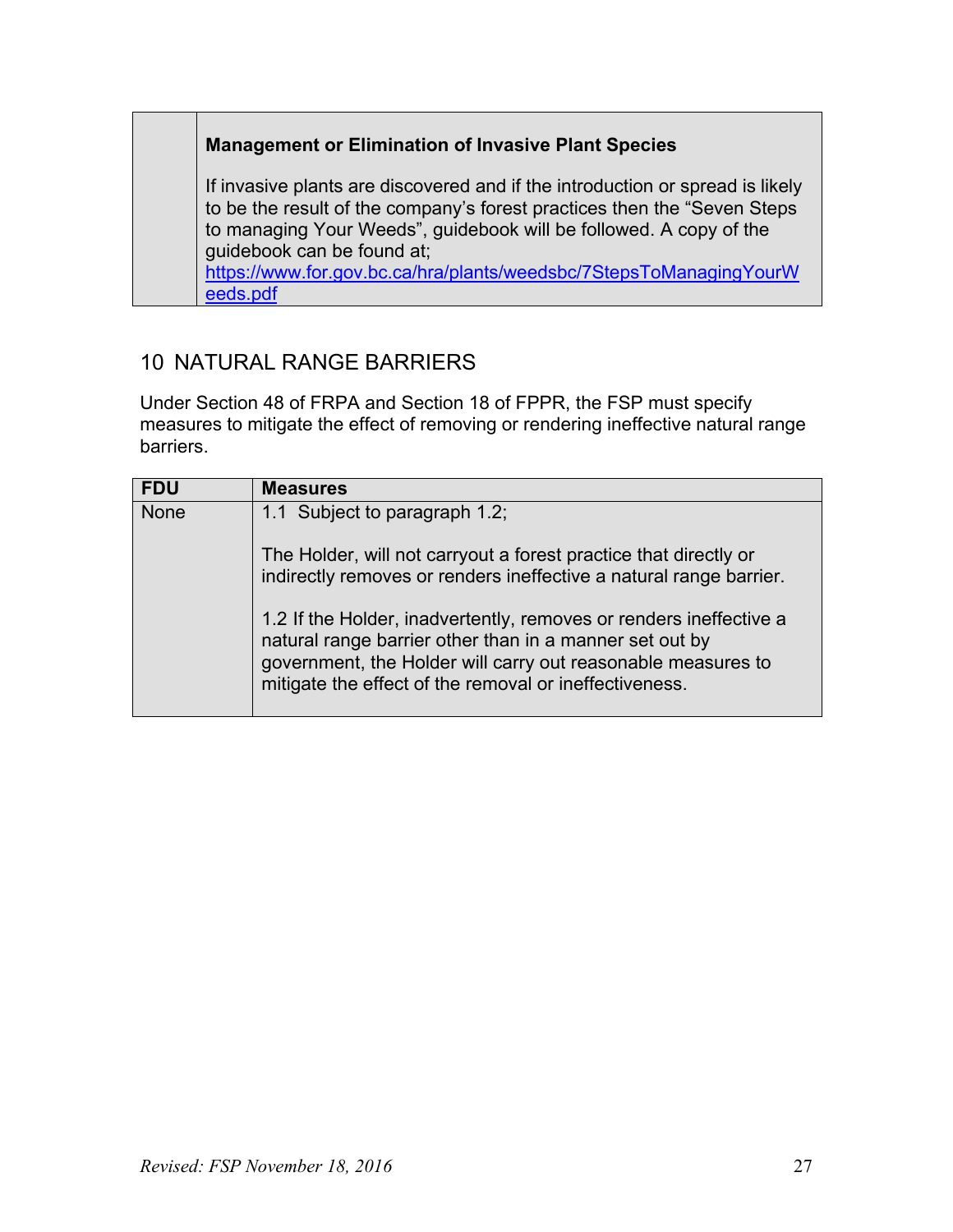| | |
|---|---|
| | **Management or Elimination of Invasive Plant Species**<br><br>If invasive plants are discovered and if the introduction or spread is likely to be the result of the company's forest practices then the "Seven Steps to managing Your Weeds", guidebook will be followed. A copy of the guidebook can be found at; [https://www.for.gov.bc.ca/hra/plants/weedsbc/7StepsToManagingYourWeeds.pdf](https://www.for.gov.bc.ca/hra/plants/weedsbc/7StepsToManagingYourWeeds.pdf) |

## 10 NATURAL RANGE BARRIERS

Under Section 48 of FRPA and Section 18 of FPPR, the FSP must specify measures to mitigate the effect of removing or rendering ineffective natural range barriers.

| FDU | Measures |
|---|---|
| None | 1.1 Subject to paragraph 1.2;<br><br>The Holder, will not carryout a forest practice that directly or indirectly removes or renders ineffective a natural range barrier.<br><br>1.2 If the Holder, inadvertently, removes or renders ineffective a natural range barrier other than in a manner set out by government, the Holder will carry out reasonable measures to mitigate the effect of the removal or ineffectiveness. |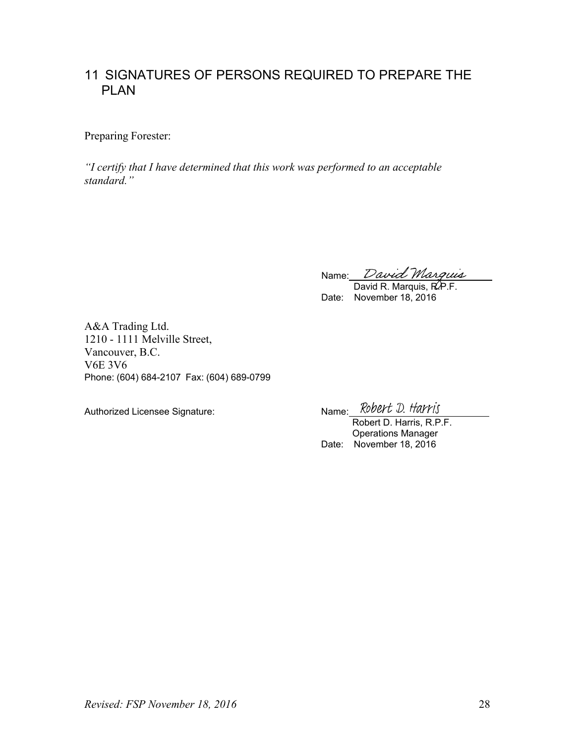## 11 SIGNATURES OF PERSONS REQUIRED TO PREPARE THE PLAN

Preparing Forester:

*"I certify that I have determined that this work was performed to an acceptable standard."*

Name: *David Marquis*
David R. Marquis, R.P.F.
Date: November 18, 2016

A&A Trading Ltd.
1210 - 1111 Melville Street,
Vancouver, B.C.
V6E 3V6
Phone: (604) 684-2107 Fax: (604) 689-0799

Authorized Licensee Signature:

Name: *Robert D. Harris*
Robert D. Harris, R.P.F.
Operations Manager
Date: November 18, 2016

*Revised: FSP November 18, 2016*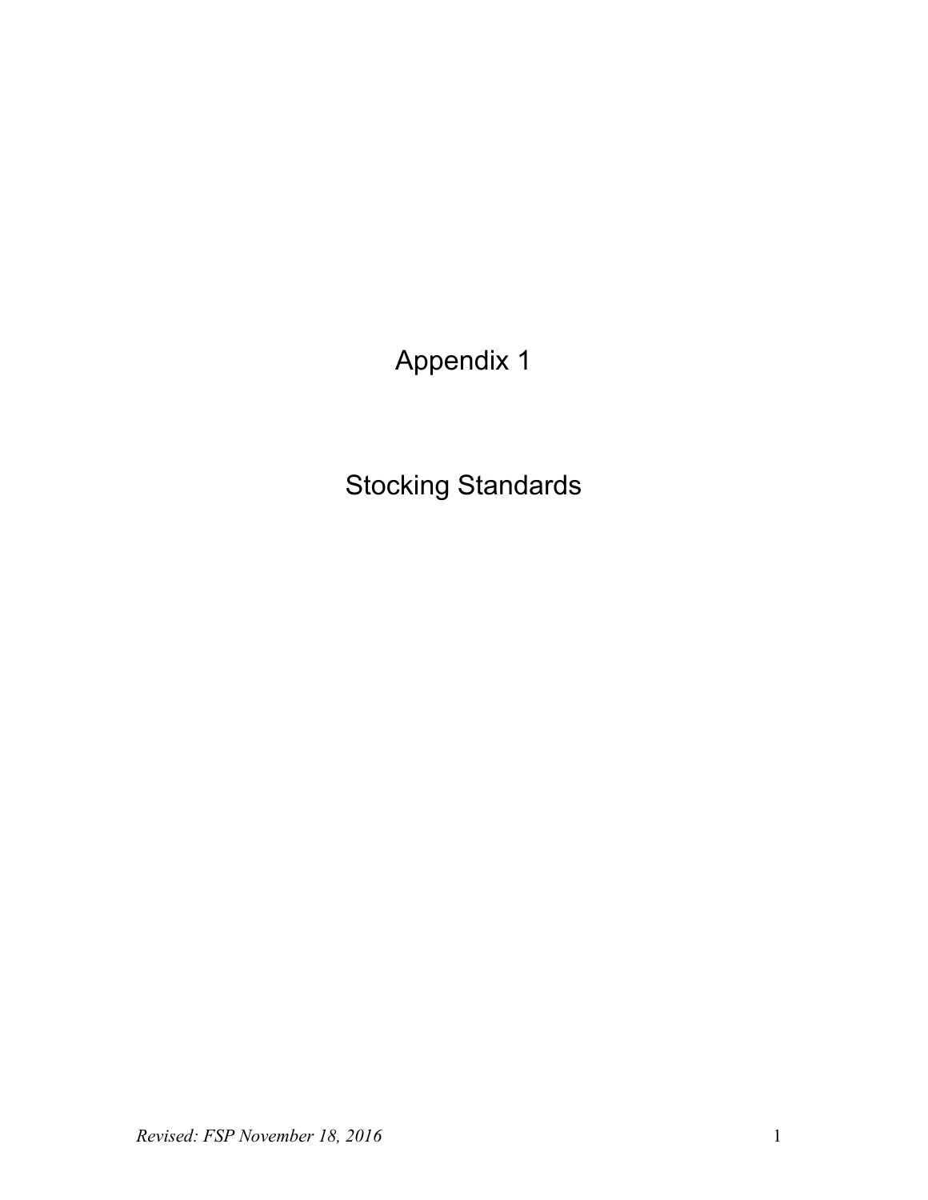# Appendix 1

# Stocking Standards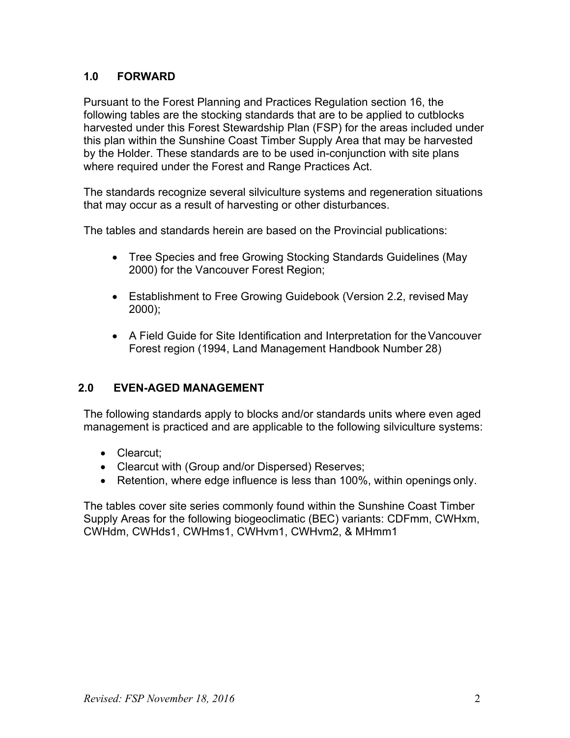## 1.0 FORWARD

Pursuant to the Forest Planning and Practices Regulation section 16, the following tables are the stocking standards that are to be applied to cutblocks harvested under this Forest Stewardship Plan (FSP) for the areas included under this plan within the Sunshine Coast Timber Supply Area that may be harvested by the Holder. These standards are to be used in-conjunction with site plans where required under the Forest and Range Practices Act.

The standards recognize several silviculture systems and regeneration situations that may occur as a result of harvesting or other disturbances.

The tables and standards herein are based on the Provincial publications:

- Tree Species and free Growing Stocking Standards Guidelines (May 2000) for the Vancouver Forest Region;
- Establishment to Free Growing Guidebook (Version 2.2, revised May 2000);
- A Field Guide for Site Identification and Interpretation for the Vancouver Forest region (1994, Land Management Handbook Number 28)

## 2.0 EVEN-AGED MANAGEMENT

The following standards apply to blocks and/or standards units where even aged management is practiced and are applicable to the following silviculture systems:

- Clearcut;
- Clearcut with (Group and/or Dispersed) Reserves;
- Retention, where edge influence is less than 100%, within openings only.

The tables cover site series commonly found within the Sunshine Coast Timber Supply Areas for the following biogeoclimatic (BEC) variants: CDFmm, CWHxm, CWHdm, CWHds1, CWHms1, CWHvm1, CWHvm2, & MHmm1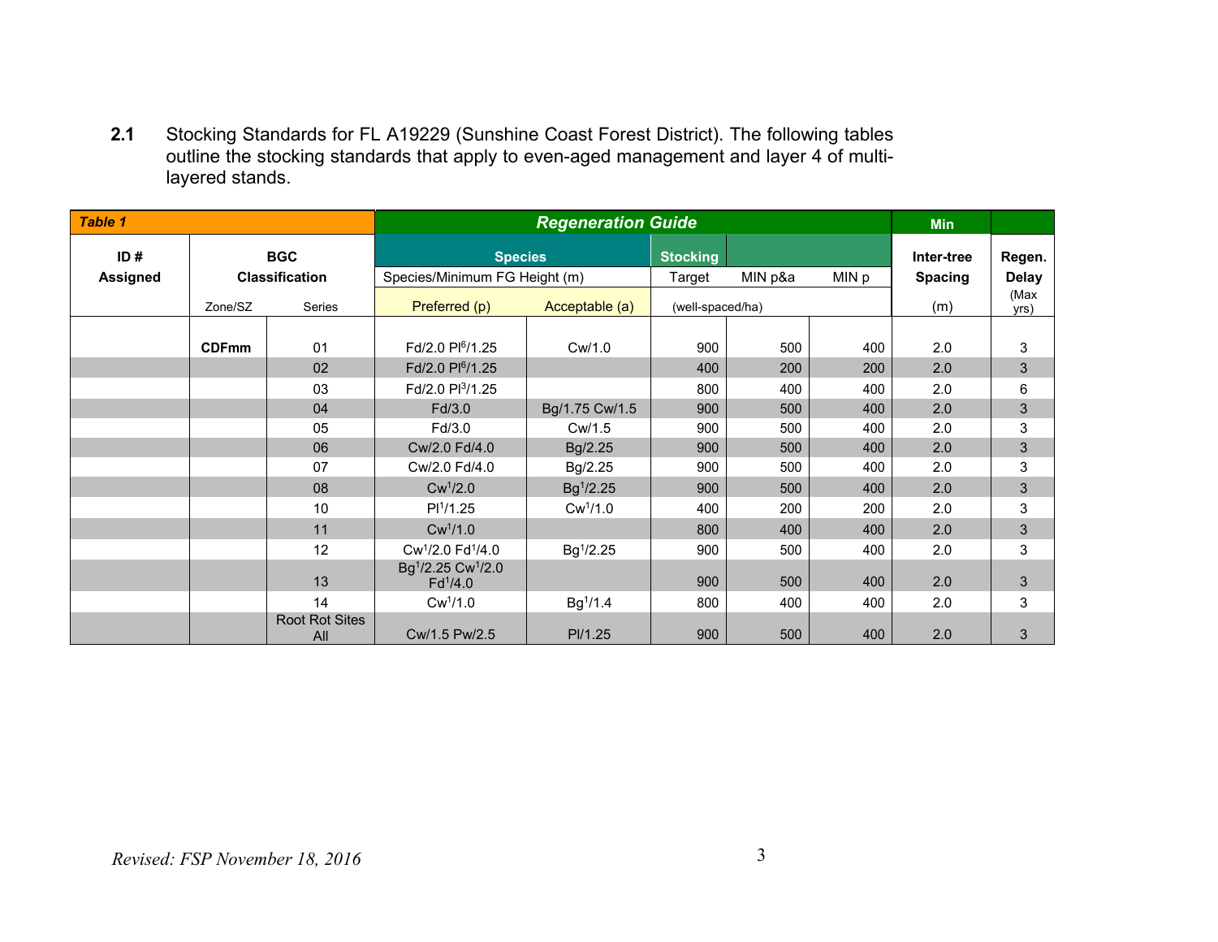**2.1** Stocking Standards for FL A19229 (Sunshine Coast Forest District). The following tables outline the stocking standards that apply to even-aged management and layer 4 of multi-layered stands.

| *Table 1* | | | Regeneration Guide | | | | | Min | |
|---|---|---|---|---|---|---|---|---|---|
| ID # Assigned | BGC Classification | | Species | | Stocking | | | Inter-tree Spacing | Regen. Delay |
| | | | Species/Minimum FG Height (m) | | Target | MIN p&a | MIN p | | |
| | Zone/SZ | Series | Preferred (p) | Acceptable (a) | (well-spaced/ha) | | | (m) | (Max yrs) |
| | CDFmm | 01 | Fd/2.0 Pl[6]/1.25 | Cw/1.0 | 900 | 500 | 400 | 2.0 | 3 |
| | | 02 | Fd/2.0 Pl[6]/1.25 | | 400 | 200 | 200 | 2.0 | 3 |
| | | 03 | Fd/2.0 Pl[3]/1.25 | | 800 | 400 | 400 | 2.0 | 6 |
| | | 04 | Fd/3.0 | Bg/1.75 Cw/1.5 | 900 | 500 | 400 | 2.0 | 3 |
| | | 05 | Fd/3.0 | Cw/1.5 | 900 | 500 | 400 | 2.0 | 3 |
| | | 06 | Cw/2.0 Fd/4.0 | Bg/2.25 | 900 | 500 | 400 | 2.0 | 3 |
| | | 07 | Cw/2.0 Fd/4.0 | Bg/2.25 | 900 | 500 | 400 | 2.0 | 3 |
| | | 08 | Cw[1]/2.0 | Bg[1]/2.25 | 900 | 500 | 400 | 2.0 | 3 |
| | | 10 | Pl[1]/1.25 | Cw[1]/1.0 | 400 | 200 | 200 | 2.0 | 3 |
| | | 11 | Cw[1]/1.0 | | 800 | 400 | 400 | 2.0 | 3 |
| | | 12 | Cw[1]/2.0 Fd[1]/4.0 | Bg[1]/2.25 | 900 | 500 | 400 | 2.0 | 3 |
| | | 13 | Bg[1]/2.25 Cw[1]/2.0 Fd[1]/4.0 | | 900 | 500 | 400 | 2.0 | 3 |
| | | 14 | Cw[1]/1.0 | Bg[1]/1.4 | 800 | 400 | 400 | 2.0 | 3 |
| | | Root Rot Sites All | Cw/1.5 Pw/2.5 | Pl/1.25 | 900 | 500 | 400 | 2.0 | 3 |

*Revised: FSP November 18, 2016*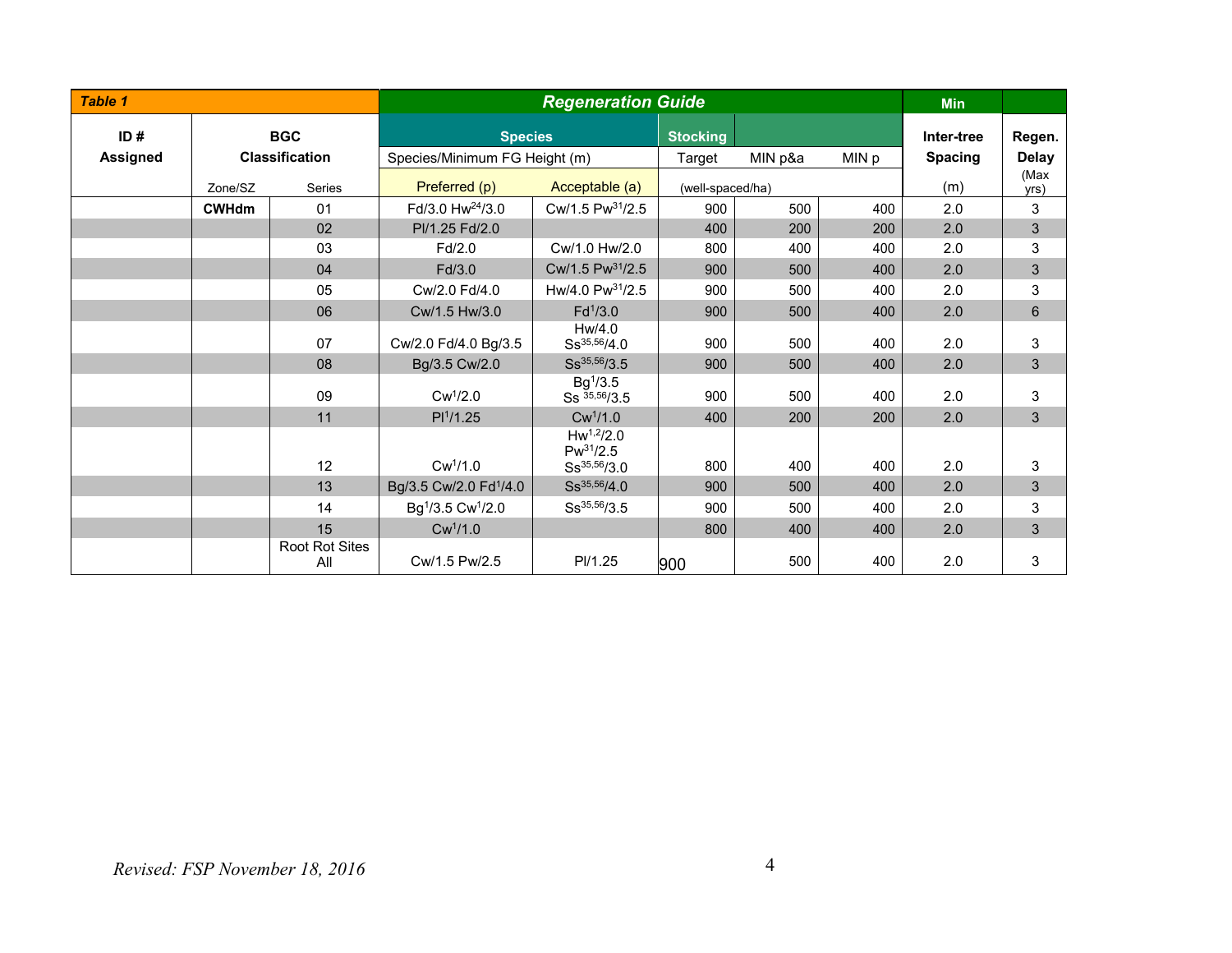| Table 1 | | | Regeneration Guide | | | | | Min | |
|---|---|---|---|---|---|---|---|---|---|
| ID # Assigned | BGC Classification | | Species | | Stocking | | | Inter-tree Spacing | Regen. Delay |
| | | | Species/Minimum FG Height (m) | | Target | MIN p&a | MIN p | | |
| | Zone/SZ | Series | Preferred (p) | Acceptable (a) | (well-spaced/ha) | | | (m) | (Max yrs) |
| | **CWHdm** | 01 | Fd/3.0 Hw[24]/3.0 | Cw/1.5 Pw[31]/2.5 | 900 | 500 | 400 | 2.0 | 3 |
| | | 02 | Pl/1.25 Fd/2.0 | | 400 | 200 | 200 | 2.0 | 3 |
| | | 03 | Fd/2.0 | Cw/1.0 Hw/2.0 | 800 | 400 | 400 | 2.0 | 3 |
| | | 04 | Fd/3.0 | Cw/1.5 Pw[31]/2.5 | 900 | 500 | 400 | 2.0 | 3 |
| | | 05 | Cw/2.0 Fd/4.0 | Hw/4.0 Pw[31]/2.5 | 900 | 500 | 400 | 2.0 | 3 |
| | | 06 | Cw/1.5 Hw/3.0 | Fd[1]/3.0 | 900 | 500 | 400 | 2.0 | 6 |
| | | 07 | Cw/2.0 Fd/4.0 Bg/3.5 | Hw/4.0 Ss[35,56]/4.0 | 900 | 500 | 400 | 2.0 | 3 |
| | | 08 | Bg/3.5 Cw/2.0 | Ss[35,56]/3.5 | 900 | 500 | 400 | 2.0 | 3 |
| | | 09 | Cw[1]/2.0 | Bg[1]/3.5 Ss [35,56]/3.5 | 900 | 500 | 400 | 2.0 | 3 |
| | | 11 | Pl[1]/1.25 | Cw[1]/1.0 | 400 | 200 | 200 | 2.0 | 3 |
| | | 12 | Cw[1]/1.0 | Hw[1,2]/2.0 Pw[31]/2.5 Ss[35,56]/3.0 | 800 | 400 | 400 | 2.0 | 3 |
| | | 13 | Bg/3.5 Cw/2.0 Fd[1]/4.0 | Ss[35,56]/4.0 | 900 | 500 | 400 | 2.0 | 3 |
| | | 14 | Bg[1]/3.5 Cw[1]/2.0 | Ss[35,56]/3.5 | 900 | 500 | 400 | 2.0 | 3 |
| | | 15 | Cw[1]/1.0 | | 800 | 400 | 400 | 2.0 | 3 |
| | | Root Rot Sites All | Cw/1.5 Pw/2.5 | Pl/1.25 | 900 | 500 | 400 | 2.0 | 3 |

*Revised: FSP November 18, 2016*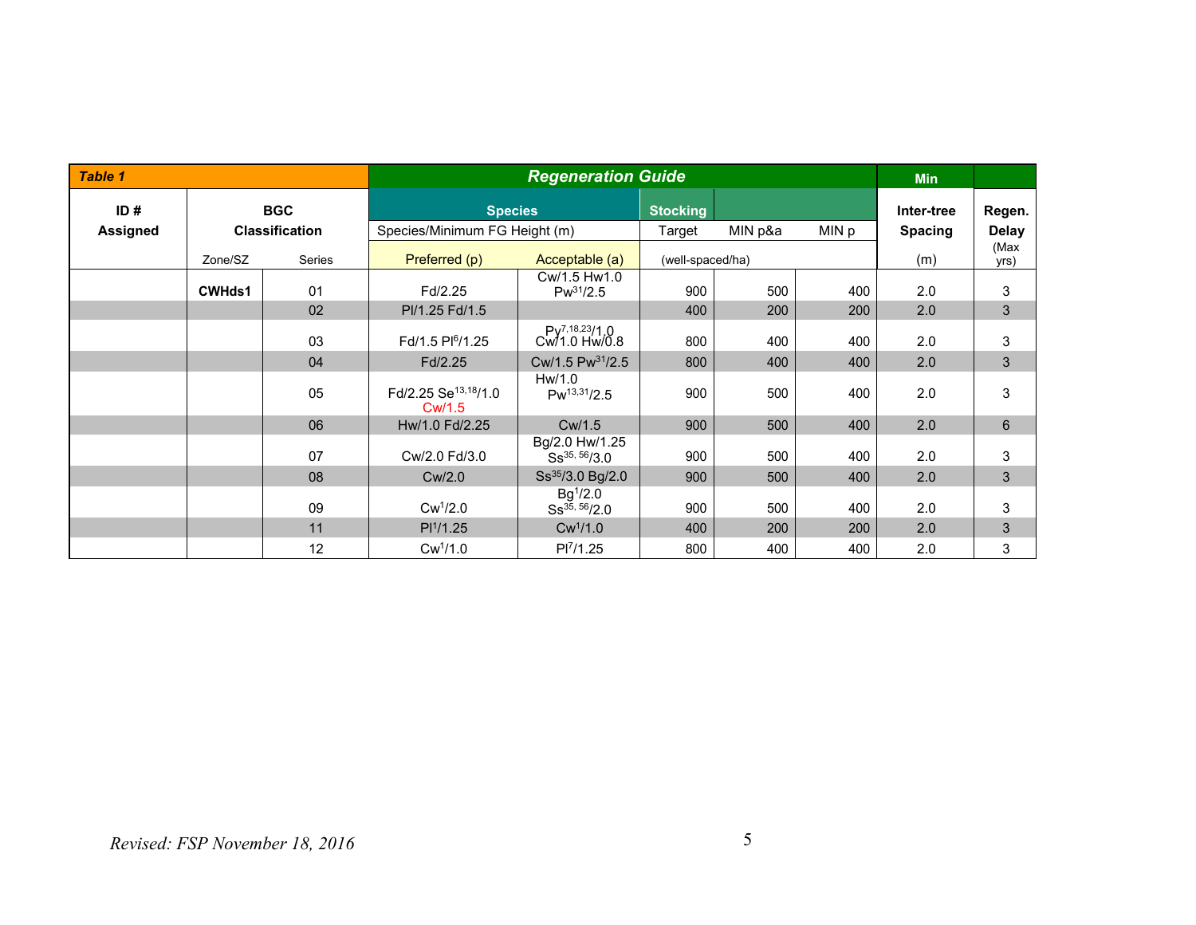| Table 1 | | | Regeneration Guide | | | | | Min | |
|---|---|---|---|---|---|---|---|---|---|
| ID # Assigned | BGC Classification | | Species | | Stocking | | | Inter-tree Spacing | Regen. Delay |
| | | | Species/Minimum FG Height (m) | | Target | MIN p&a | MIN p | | |
| | Zone/SZ | Series | Preferred (p) | Acceptable (a) | (well-spaced/ha) | | | (m) | (Max yrs) |
| | **CWHds1** | 01 | Fd/2.25 | Cw/1.5 Hw1.0 Pw[31]/2.5 | 900 | 500 | 400 | 2.0 | 3 |
| | | 02 | Pl/1.25 Fd/1.5 | | 400 | 200 | 200 | 2.0 | 3 |
| | | 03 | Fd/1.5 Pl[6]/1.25 | Py[7,18,23]/1.0 Cw/1.0 Hw/0.8 | 800 | 400 | 400 | 2.0 | 3 |
| | | 04 | Fd/2.25 | Cw/1.5 Pw[31]/2.5 | 800 | 400 | 400 | 2.0 | 3 |
| | | 05 | Fd/2.25 Se[13,18]/1.0 Cw/1.5 | Hw/1.0 Pw[13,31]/2.5 | 900 | 500 | 400 | 2.0 | 3 |
| | | 06 | Hw/1.0 Fd/2.25 | Cw/1.5 | 900 | 500 | 400 | 2.0 | 6 |
| | | 07 | Cw/2.0 Fd/3.0 | Bg/2.0 Hw/1.25 Ss[35, 56]/3.0 | 900 | 500 | 400 | 2.0 | 3 |
| | | 08 | Cw/2.0 | Ss[35]/3.0 Bg/2.0 | 900 | 500 | 400 | 2.0 | 3 |
| | | 09 | Cw[1]/2.0 | Bg[1]/2.0 Ss[35, 56]/2.0 | 900 | 500 | 400 | 2.0 | 3 |
| | | 11 | Pl[1]/1.25 | Cw[1]/1.0 | 400 | 200 | 200 | 2.0 | 3 |
| | | 12 | Cw[1]/1.0 | Pl[7]/1.25 | 800 | 400 | 400 | 2.0 | 3 |

*Revised: FSP November 18, 2016*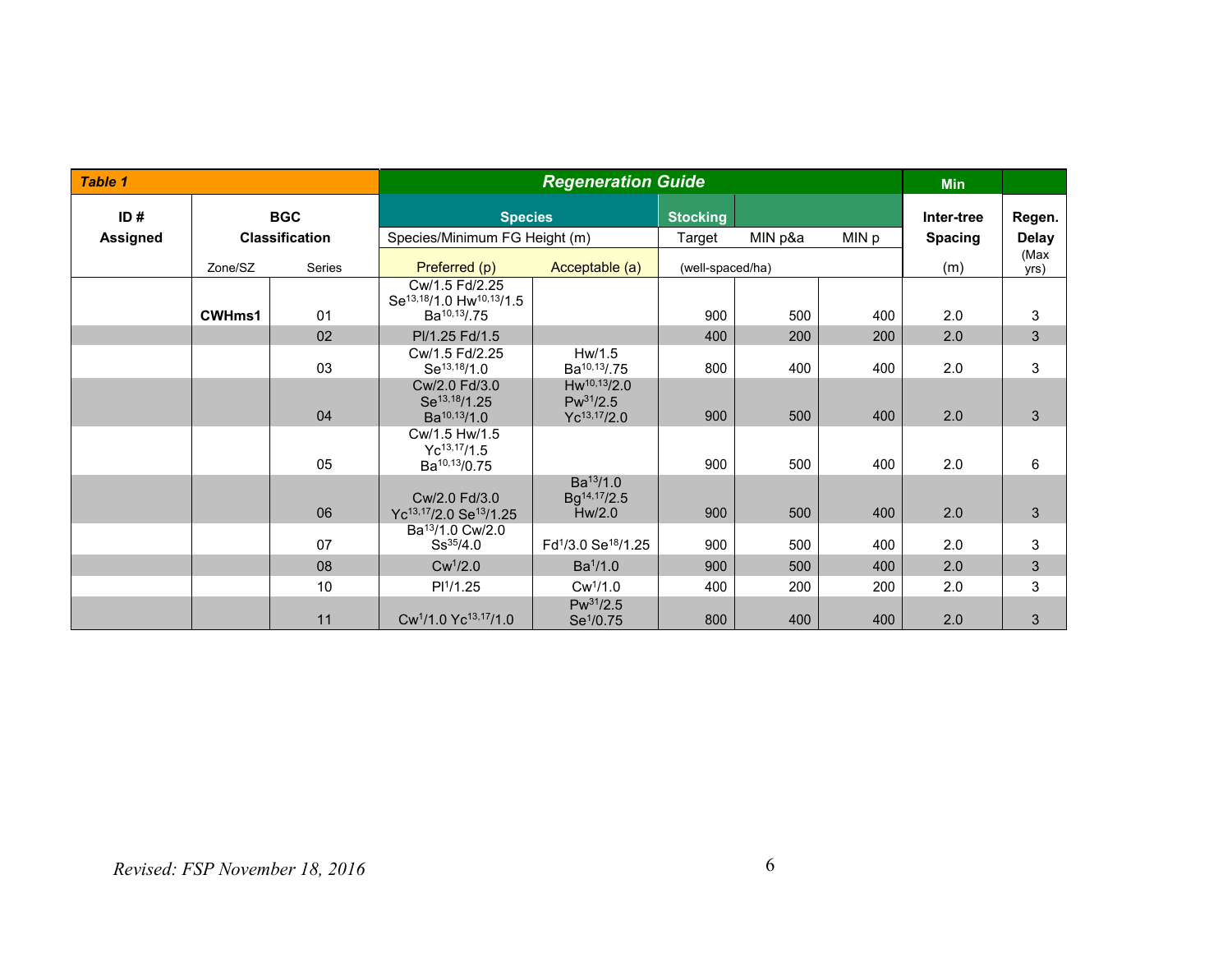| Table 1 | | | Regeneration Guide | | | | | Min | |
|---|---|---|---|---|---|---|---|---|---|
| **ID # Assigned** | **BGC Classification** | | **Species** | | **Stocking** | | | **Inter-tree Spacing** | **Regen. Delay** |
| | | | Species/Minimum FG Height (m) | | Target | MIN p&a | MIN p | | |
| | Zone/SZ | Series | Preferred (p) | Acceptable (a) | (well-spaced/ha) | | | (m) | (Max yrs) |
| | **CWHms1** | 01 | Cw/1.5 Fd/2.25 Se[13,18]/1.0 Hw[10,13]/1.5 Ba[10,13]/.75 | | 900 | 500 | 400 | 2.0 | 3 |
| | | 02 | Pl/1.25 Fd/1.5 | | 400 | 200 | 200 | 2.0 | 3 |
| | | 03 | Cw/1.5 Fd/2.25 Se[13,18]/1.0 | Hw/1.5 Ba[10,13]/.75 | 800 | 400 | 400 | 2.0 | 3 |
| | | 04 | Cw/2.0 Fd/3.0 Se[13,18]/1.25 Ba[10,13]/1.0 | Hw[10,13]/2.0 Pw[31]/2.5 Yc[13,17]/2.0 | 900 | 500 | 400 | 2.0 | 3 |
| | | 05 | Cw/1.5 Hw/1.5 Yc[13,17]/1.5 Ba[10,13]/0.75 | | 900 | 500 | 400 | 2.0 | 6 |
| | | 06 | Cw/2.0 Fd/3.0 Yc[13,17]/2.0 Se[13]/1.25 | Ba[13]/1.0 Bg[14,17]/2.5 Hw/2.0 | 900 | 500 | 400 | 2.0 | 3 |
| | | 07 | Ba[13]/1.0 Cw/2.0 Ss[35]/4.0 | Fd[1]/3.0 Se[18]/1.25 | 900 | 500 | 400 | 2.0 | 3 |
| | | 08 | Cw[1]/2.0 | Ba[1]/1.0 | 900 | 500 | 400 | 2.0 | 3 |
| | | 10 | Pl[1]/1.25 | Cw[1]/1.0 | 400 | 200 | 200 | 2.0 | 3 |
| | | 11 | Cw[1]/1.0 Yc[13,17]/1.0 | Pw[31]/2.5 Se[1]/0.75 | 800 | 400 | 400 | 2.0 | 3 |

*Revised: FSP November 18, 2016*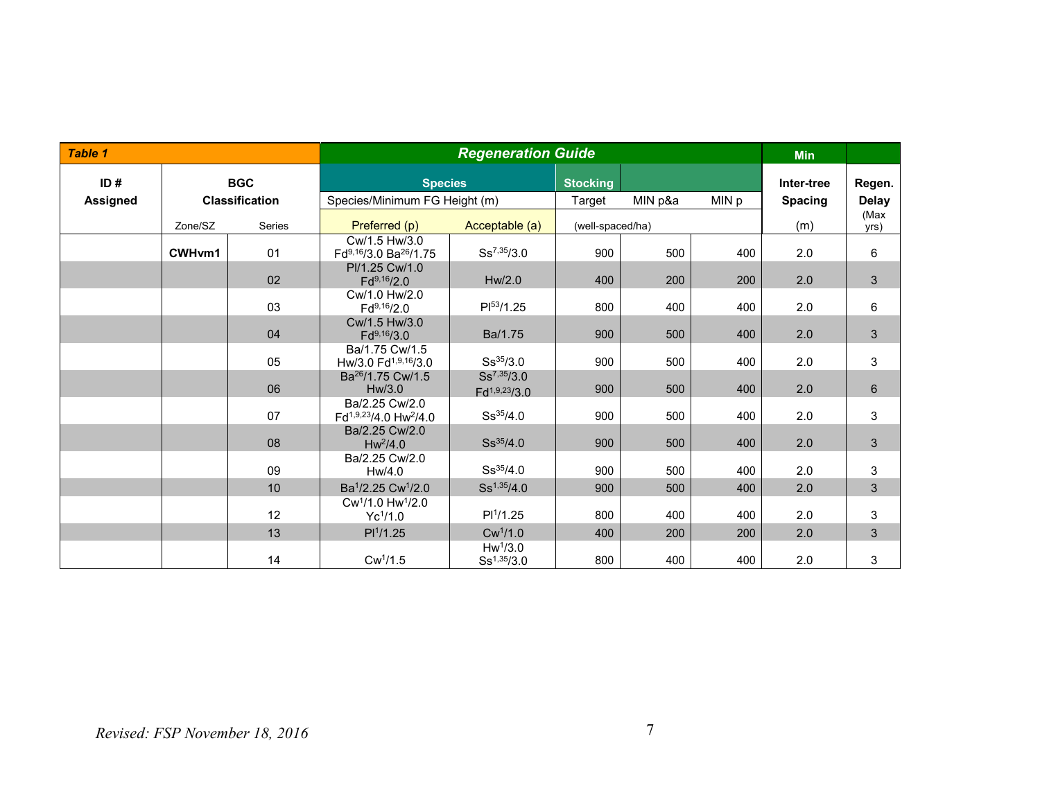| *Table 1* | | | Regeneration Guide | | | | | Min | |
|---|---|---|---|---|---|---|---|---|---|
| ID # Assigned | BGC Classification | | Species | | Stocking | | | Inter-tree Spacing | Regen. Delay |
| | | | Species/Minimum FG Height (m) | | Target | MIN p&a | MIN p | | |
| | Zone/SZ | Series | Preferred (p) | Acceptable (a) | (well-spaced/ha) | | | (m) | (Max yrs) |
| | **CWHvm1** | 01 | Cw/1.5 Hw/3.0 Fd[9,16]/3.0 Ba[26]/1.75 | Ss[7,35]/3.0 | 900 | 500 | 400 | 2.0 | 6 |
| | | 02 | Pl/1.25 Cw/1.0 Fd[9,16]/2.0 | Hw/2.0 | 400 | 200 | 200 | 2.0 | 3 |
| | | 03 | Cw/1.0 Hw/2.0 Fd[9,16]/2.0 | Pl[53]/1.25 | 800 | 400 | 400 | 2.0 | 6 |
| | | 04 | Cw/1.5 Hw/3.0 Fd[9,16]/3.0 | Ba/1.75 | 900 | 500 | 400 | 2.0 | 3 |
| | | 05 | Ba/1.75 Cw/1.5 Hw/3.0 Fd[1,9,16]/3.0 | Ss[35]/3.0 | 900 | 500 | 400 | 2.0 | 3 |
| | | 06 | Ba[26]/1.75 Cw/1.5 Hw/3.0 | Ss[7,35]/3.0 Fd[1,9,23]/3.0 | 900 | 500 | 400 | 2.0 | 6 |
| | | 07 | Ba/2.25 Cw/2.0 Fd[1,9,23]/4.0 Hw[2]/4.0 | Ss[35]/4.0 | 900 | 500 | 400 | 2.0 | 3 |
| | | 08 | Ba/2.25 Cw/2.0 Hw[2]/4.0 | Ss[35]/4.0 | 900 | 500 | 400 | 2.0 | 3 |
| | | 09 | Ba/2.25 Cw/2.0 Hw/4.0 | Ss[35]/4.0 | 900 | 500 | 400 | 2.0 | 3 |
| | | 10 | Ba[1]/2.25 Cw[1]/2.0 | Ss[1,35]/4.0 | 900 | 500 | 400 | 2.0 | 3 |
| | | 12 | Cw[1]/1.0 Hw[1]/2.0 Yc[1]/1.0 | Pl[1]/1.25 | 800 | 400 | 400 | 2.0 | 3 |
| | | 13 | Pl[1]/1.25 | Cw[1]/1.0 | 400 | 200 | 200 | 2.0 | 3 |
| | | 14 | Cw[1]/1.5 | Hw[1]/3.0 Ss[1,35]/3.0 | 800 | 400 | 400 | 2.0 | 3 |

*Revised: FSP November 18, 2016*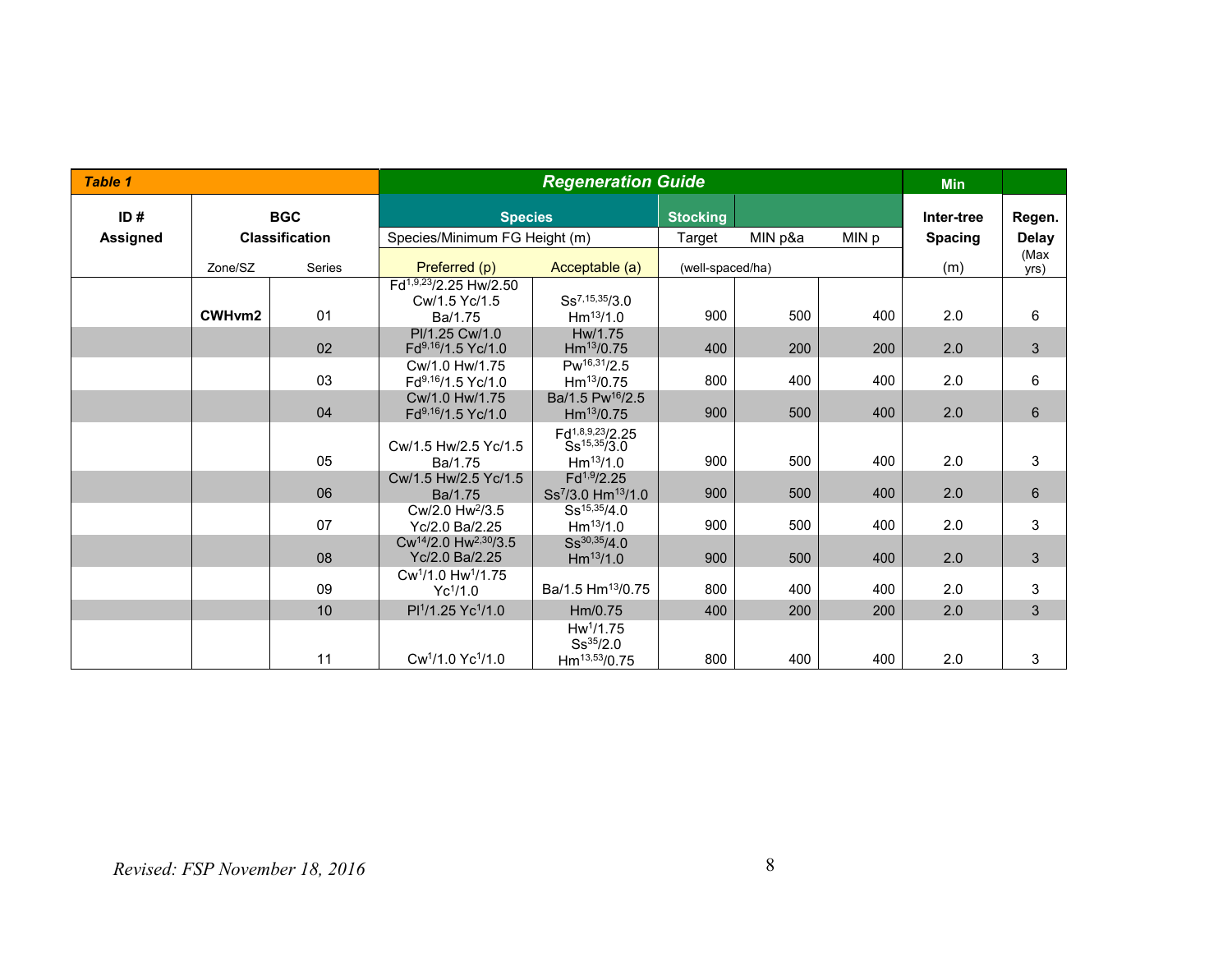| Table 1 | | | Regeneration Guide | | | | | Min | |
|---|---|---|---|---|---|---|---|---|---|
| ID # Assigned | BGC Classification | | Species | | Stocking | | | Inter-tree Spacing | Regen. Delay |
| | | | Species/Minimum FG Height (m) | | Target | MIN p&a | MIN p | | |
| | Zone/SZ | Series | Preferred (p) | Acceptable (a) | (well-spaced/ha) | | | (m) | (Max yrs) |
| | CWHvm2 | 01 | Fd[1,9,23]/2.25 Hw/2.50 Cw/1.5 Yc/1.5 Ba/1.75 | Ss[7,15,35]/3.0 Hm[13]/1.0 | 900 | 500 | 400 | 2.0 | 6 |
| | | 02 | Pl/1.25 Cw/1.0 Fd[9,16]/1.5 Yc/1.0 | Hw/1.75 Hm[13]/0.75 | 400 | 200 | 200 | 2.0 | 3 |
| | | 03 | Cw/1.0 Hw/1.75 Fd[9,16]/1.5 Yc/1.0 | Pw[16,31]/2.5 Hm[13]/0.75 | 800 | 400 | 400 | 2.0 | 6 |
| | | 04 | Cw/1.0 Hw/1.75 Fd[9,16]/1.5 Yc/1.0 | Ba/1.5 Pw[16]/2.5 Hm[13]/0.75 | 900 | 500 | 400 | 2.0 | 6 |
| | | 05 | Cw/1.5 Hw/2.5 Yc/1.5 Ba/1.75 | Fd[1,8,9,23]/2.25 Ss[15,35]/3.0 Hm[13]/1.0 | 900 | 500 | 400 | 2.0 | 3 |
| | | 06 | Cw/1.5 Hw/2.5 Yc/1.5 Ba/1.75 | Fd[1,9]/2.25 Ss[7]/3.0 Hm[13]/1.0 | 900 | 500 | 400 | 2.0 | 6 |
| | | 07 | Cw/2.0 Hw[2]/3.5 Yc/2.0 Ba/2.25 | Ss[15,35]/4.0 Hm[13]/1.0 | 900 | 500 | 400 | 2.0 | 3 |
| | | 08 | Cw[14]/2.0 Hw[2,30]/3.5 Yc/2.0 Ba/2.25 | Ss[30,35]/4.0 Hm[13]/1.0 | 900 | 500 | 400 | 2.0 | 3 |
| | | 09 | Cw[1]/1.0 Hw[1]/1.75 Yc[1]/1.0 | Ba/1.5 Hm[13]/0.75 | 800 | 400 | 400 | 2.0 | 3 |
| | | 10 | Pl[1]/1.25 Yc[1]/1.0 | Hm/0.75 | 400 | 200 | 200 | 2.0 | 3 |
| | | 11 | Cw[1]/1.0 Yc[1]/1.0 | Hw[1]/1.75 Ss[35]/2.0 Hm[13,53]/0.75 | 800 | 400 | 400 | 2.0 | 3 |

*Revised: FSP November 18, 2016*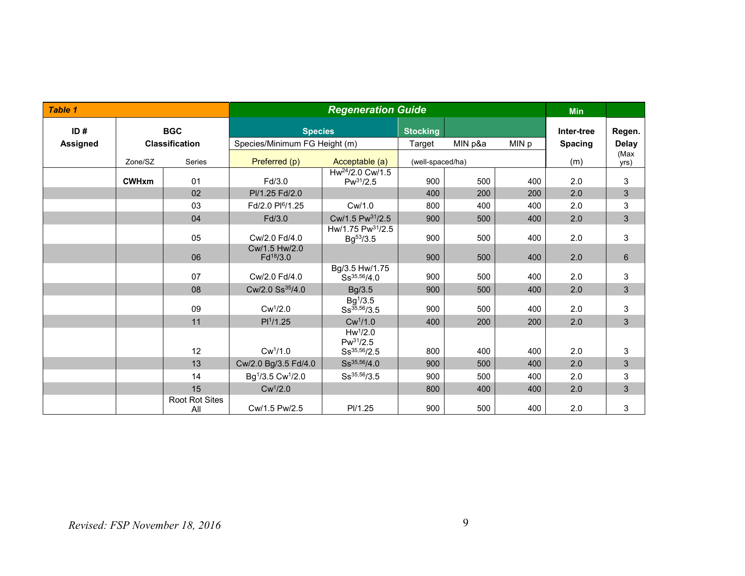| *Table 1* | | | Regeneration Guide | | | | | Min | |
|---|---|---|---|---|---|---|---|---|---|
| ID # Assigned | BGC Classification | | Species | | Stocking | | | Inter-tree Spacing | Regen. Delay |
| | | | Species/Minimum FG Height (m) | | Target | MIN p&a | MIN p | | |
| | Zone/SZ | Series | Preferred (p) | Acceptable (a) | (well-spaced/ha) | | | (m) | (Max yrs) |
| | **CWHxm** | 01 | Fd/3.0 | Hw[24]/2.0 Cw/1.5 Pw[31]/2.5 | 900 | 500 | 400 | 2.0 | 3 |
| | | 02 | Pl/1.25 Fd/2.0 | | 400 | 200 | 200 | 2.0 | 3 |
| | | 03 | Fd/2.0 Pl[6]/1.25 | Cw/1.0 | 800 | 400 | 400 | 2.0 | 3 |
| | | 04 | Fd/3.0 | Cw/1.5 Pw[31]/2.5 | 900 | 500 | 400 | 2.0 | 3 |
| | | 05 | Cw/2.0 Fd/4.0 | Hw/1.75 Pw[31]/2.5 Bg[53]/3.5 | 900 | 500 | 400 | 2.0 | 3 |
| | | 06 | Cw/1.5 Hw/2.0 Fd[18]/3.0 | | 900 | 500 | 400 | 2.0 | 6 |
| | | 07 | Cw/2.0 Fd/4.0 | Bg/3.5 Hw/1.75 Ss[35,56]/4.0 | 900 | 500 | 400 | 2.0 | 3 |
| | | 08 | Cw/2.0 Ss[35]/4.0 | Bg/3.5 | 900 | 500 | 400 | 2.0 | 3 |
| | | 09 | Cw[1]/2.0 | Bg[1]/3.5 Ss[35,56]/3.5 | 900 | 500 | 400 | 2.0 | 3 |
| | | 11 | Pl[1]/1.25 | Cw[1]/1.0 | 400 | 200 | 200 | 2.0 | 3 |
| | | 12 | Cw[1]/1.0 | Hw[1]/2.0 Pw[31]/2.5 Ss[35,56]/2.5 | 800 | 400 | 400 | 2.0 | 3 |
| | | 13 | Cw/2.0 Bg/3.5 Fd/4.0 | Ss[35,56]/4.0 | 900 | 500 | 400 | 2.0 | 3 |
| | | 14 | Bg[1]/3.5 Cw[1]/2.0 | Ss[35,56]/3.5 | 900 | 500 | 400 | 2.0 | 3 |
| | | 15 | Cw[1]/2.0 | | 800 | 400 | 400 | 2.0 | 3 |
| | | Root Rot Sites All | Cw/1.5 Pw/2.5 | Pl/1.25 | 900 | 500 | 400 | 2.0 | 3 |

*Revised: FSP November 18, 2016*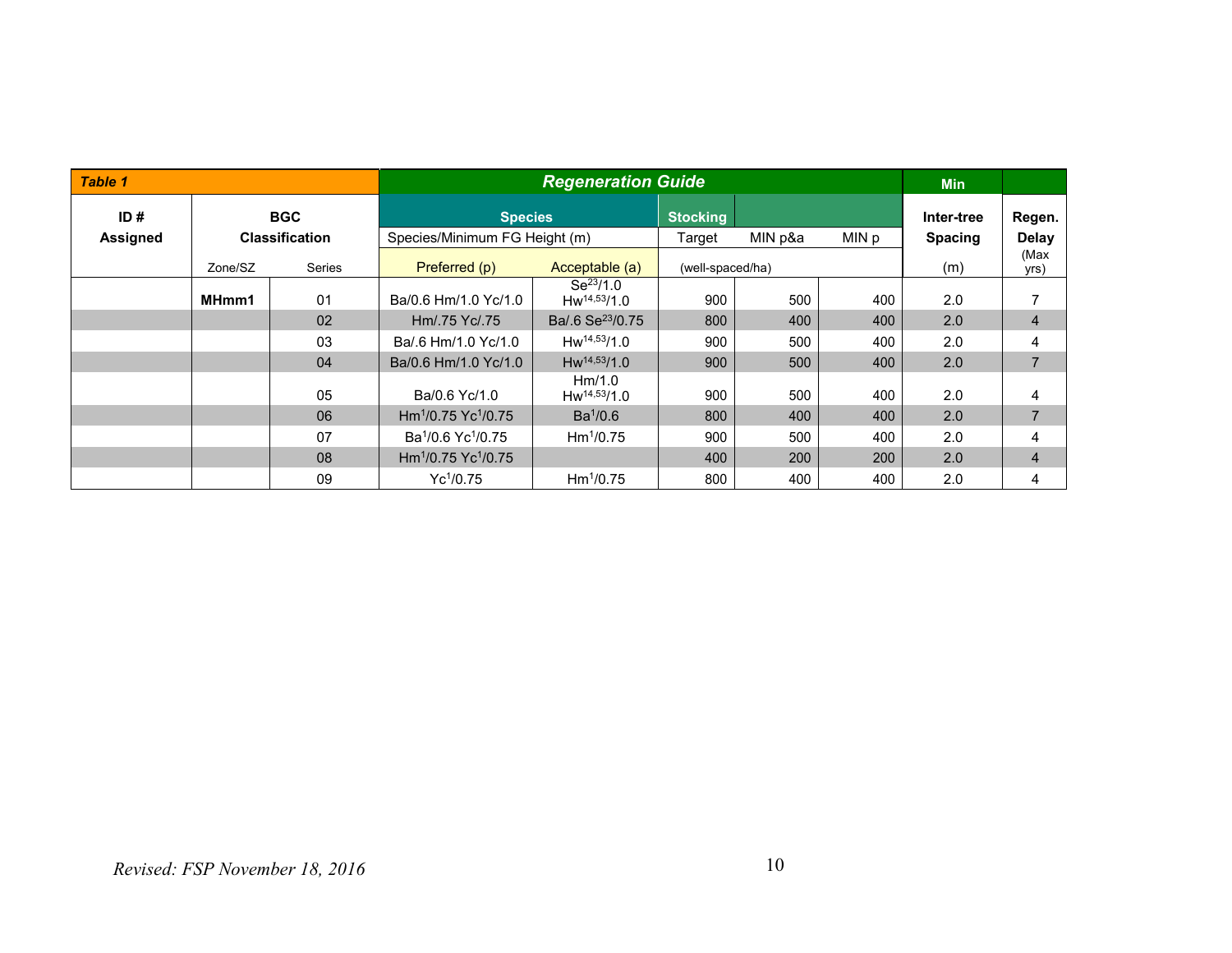| *Table 1* | | | Regeneration Guide | | | | | Min | |
|---|---|---|---|---|---|---|---|---|---|
| **ID # Assigned** | **BGC Classification** | | **Species** | | **Stocking** | | | **Inter-tree Spacing** | **Regen. Delay** |
| | | | Species/Minimum FG Height (m) | | Target | MIN p&a | MIN p | | |
| | Zone/SZ | Series | Preferred (p) | Acceptable (a) | (well-spaced/ha) | | | (m) | (Max yrs) |
| | **MHmm1** | 01 | Ba/0.6 Hm/1.0 Yc/1.0 | Se[23]/1.0 Hw[14,53]/1.0 | 900 | 500 | 400 | 2.0 | 7 |
| | | 02 | Hm/.75 Yc/.75 | Ba/.6 Se[23]/0.75 | 800 | 400 | 400 | 2.0 | 4 |
| | | 03 | Ba/.6 Hm/1.0 Yc/1.0 | Hw[14,53]/1.0 | 900 | 500 | 400 | 2.0 | 4 |
| | | 04 | Ba/0.6 Hm/1.0 Yc/1.0 | Hw[14,53]/1.0 | 900 | 500 | 400 | 2.0 | 7 |
| | | 05 | Ba/0.6 Yc/1.0 | Hm/1.0 Hw[14,53]/1.0 | 900 | 500 | 400 | 2.0 | 4 |
| | | 06 | Hm[1]/0.75 Yc[1]/0.75 | Ba[1]/0.6 | 800 | 400 | 400 | 2.0 | 7 |
| | | 07 | Ba[1]/0.6 Yc[1]/0.75 | Hm[1]/0.75 | 900 | 500 | 400 | 2.0 | 4 |
| | | 08 | Hm[1]/0.75 Yc[1]/0.75 | | 400 | 200 | 200 | 2.0 | 4 |
| | | 09 | Yc[1]/0.75 | Hm[1]/0.75 | 800 | 400 | 400 | 2.0 | 4 |

*Revised: FSP November 18, 2016*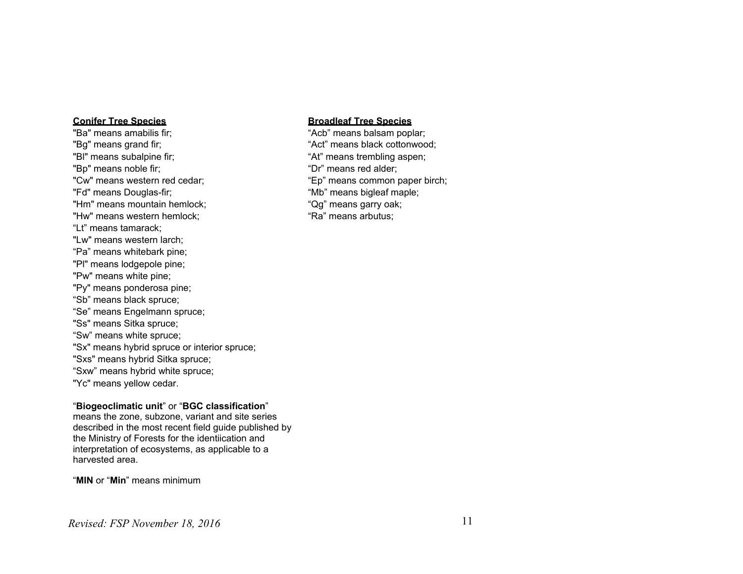**Conifer Tree Species**

"Ba" means amabilis fir;
"Bg" means grand fir;
"Bl" means subalpine fir;
"Bp" means noble fir;
"Cw" means western red cedar;
"Fd" means Douglas-fir;
"Hm" means mountain hemlock;
"Hw" means western hemlock;
"Lt" means tamarack;
"Lw" means western larch;
"Pa" means whitebark pine;
"Pl" means lodgepole pine;
"Pw" means white pine;
"Py" means ponderosa pine;
"Sb" means black spruce;
"Se" means Engelmann spruce;
"Ss" means Sitka spruce;
"Sw" means white spruce;
"Sx" means hybrid spruce or interior spruce;
"Sxs" means hybrid Sitka spruce;
"Sxw" means hybrid white spruce;
"Yc" means yellow cedar.

"**Biogeoclimatic unit**" or "**BGC classification**" means the zone, subzone, variant and site series described in the most recent field guide published by the Ministry of Forests for the identiication and interpretation of ecosystems, as applicable to a harvested area.

"**MIN** or "**Min**" means minimum

**Broadleaf Tree Species**

"Acb" means balsam poplar;
"Act" means black cottonwood;
"At" means trembling aspen;
"Dr" means red alder;
"Ep" means common paper birch;
"Mb" means bigleaf maple;
"Qg" means garry oak;
"Ra" means arbutus;

*Revised: FSP November 18, 2016*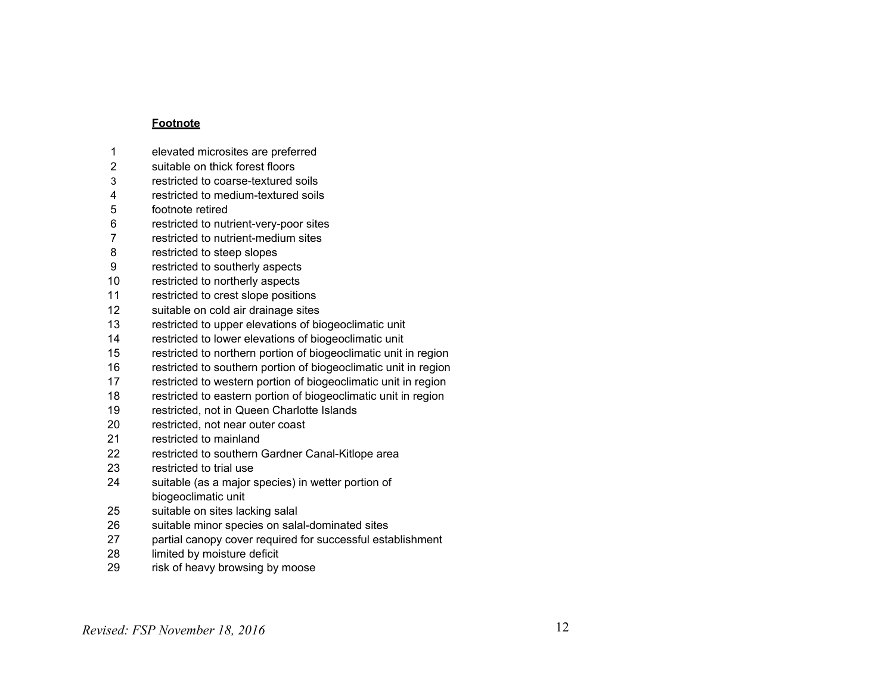**Footnote**

| | |
|---|---|
| 1 | elevated microsites are preferred |
| 2 | suitable on thick forest floors |
| 3 | restricted to coarse-textured soils |
| 4 | restricted to medium-textured soils |
| 5 | footnote retired |
| 6 | restricted to nutrient-very-poor sites |
| 7 | restricted to nutrient-medium sites |
| 8 | restricted to steep slopes |
| 9 | restricted to southerly aspects |
| 10 | restricted to northerly aspects |
| 11 | restricted to crest slope positions |
| 12 | suitable on cold air drainage sites |
| 13 | restricted to upper elevations of biogeoclimatic unit |
| 14 | restricted to lower elevations of biogeoclimatic unit |
| 15 | restricted to northern portion of biogeoclimatic unit in region |
| 16 | restricted to southern portion of biogeoclimatic unit in region |
| 17 | restricted to western portion of biogeoclimatic unit in region |
| 18 | restricted to eastern portion of biogeoclimatic unit in region |
| 19 | restricted, not in Queen Charlotte Islands |
| 20 | restricted, not near outer coast |
| 21 | restricted to mainland |
| 22 | restricted to southern Gardner Canal-Kitlope area |
| 23 | restricted to trial use |
| 24 | suitable (as a major species) in wetter portion of biogeoclimatic unit |
| 25 | suitable on sites lacking salal |
| 26 | suitable minor species on salal-dominated sites |
| 27 | partial canopy cover required for successful establishment |
| 28 | limited by moisture deficit |
| 29 | risk of heavy browsing by moose |

*Revised: FSP November 18, 2016*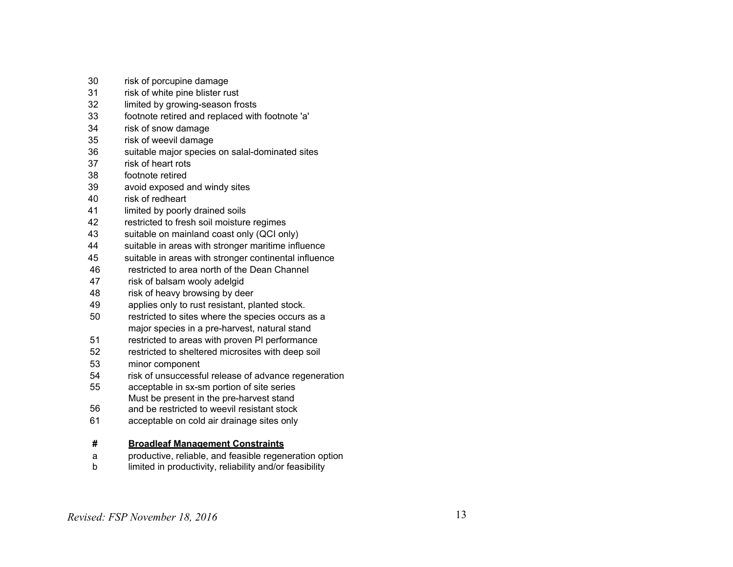| | |
|---|---|
| 30 | risk of porcupine damage |
| 31 | risk of white pine blister rust |
| 32 | limited by growing-season frosts |
| 33 | footnote retired and replaced with footnote 'a' |
| 34 | risk of snow damage |
| 35 | risk of weevil damage |
| 36 | suitable major species on salal-dominated sites |
| 37 | risk of heart rots |
| 38 | footnote retired |
| 39 | avoid exposed and windy sites |
| 40 | risk of redheart |
| 41 | limited by poorly drained soils |
| 42 | restricted to fresh soil moisture regimes |
| 43 | suitable on mainland coast only (QCI only) |
| 44 | suitable in areas with stronger maritime influence |
| 45 | suitable in areas with stronger continental influence |
| 46 | restricted to area north of the Dean Channel |
| 47 | risk of balsam wooly adelgid |
| 48 | risk of heavy browsing by deer |
| 49 | applies only to rust resistant, planted stock. |
| 50 | restricted to sites where the species occurs as a major species in a pre-harvest, natural stand |
| 51 | restricted to areas with proven Pl performance |
| 52 | restricted to sheltered microsites with deep soil |
| 53 | minor component |
| 54 | risk of unsuccessful release of advance regeneration |
| 55 | acceptable in sx-sm portion of site series |
| 56 | Must be present in the pre-harvest stand and be restricted to weevil resistant stock |
| 61 | acceptable on cold air drainage sites only |

| # | **Broadleaf Management Constraints** |
|---|---|
| a | productive, reliable, and feasible regeneration option |
| b | limited in productivity, reliability and/or feasibility |

*Revised: FSP November 18, 2016*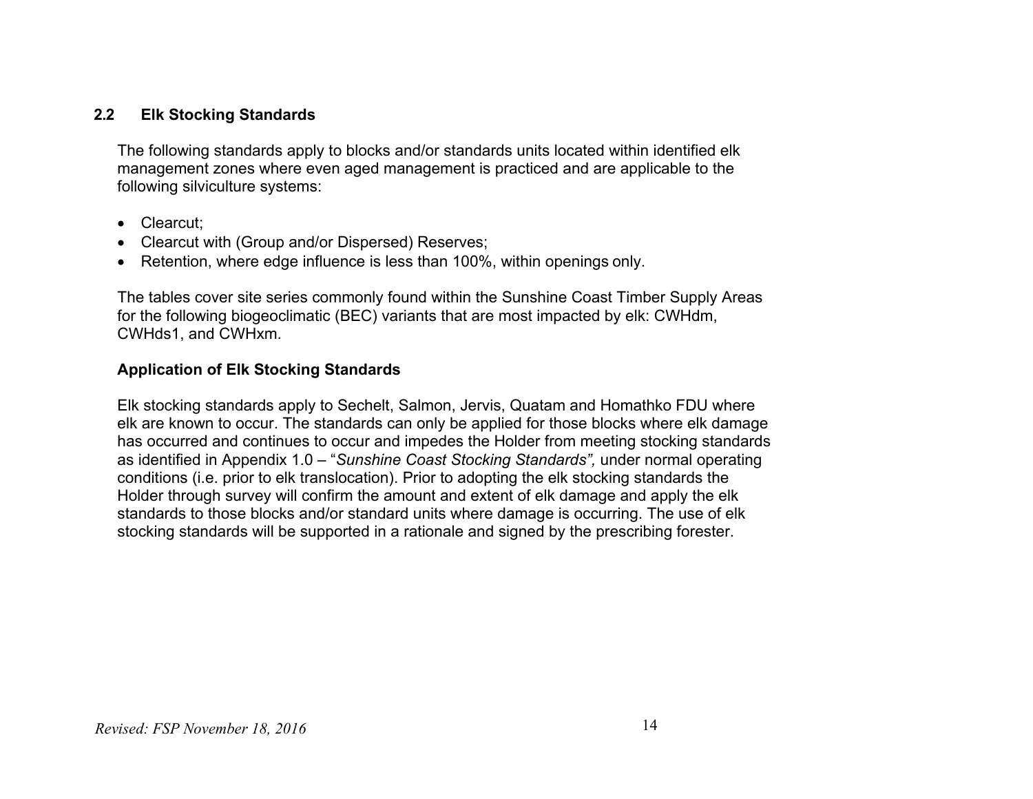## 2.2 Elk Stocking Standards

The following standards apply to blocks and/or standards units located within identified elk management zones where even aged management is practiced and are applicable to the following silviculture systems:

- Clearcut;
- Clearcut with (Group and/or Dispersed) Reserves;
- Retention, where edge influence is less than 100%, within openings only.

The tables cover site series commonly found within the Sunshine Coast Timber Supply Areas for the following biogeoclimatic (BEC) variants that are most impacted by elk: CWHdm, CWHds1, and CWHxm.

### Application of Elk Stocking Standards

Elk stocking standards apply to Sechelt, Salmon, Jervis, Quatam and Homathko FDU where elk are known to occur. The standards can only be applied for those blocks where elk damage has occurred and continues to occur and impedes the Holder from meeting stocking standards as identified in Appendix 1.0 – "*Sunshine Coast Stocking Standards",* under normal operating conditions (i.e. prior to elk translocation). Prior to adopting the elk stocking standards the Holder through survey will confirm the amount and extent of elk damage and apply the elk standards to those blocks and/or standard units where damage is occurring. The use of elk stocking standards will be supported in a rationale and signed by the prescribing forester.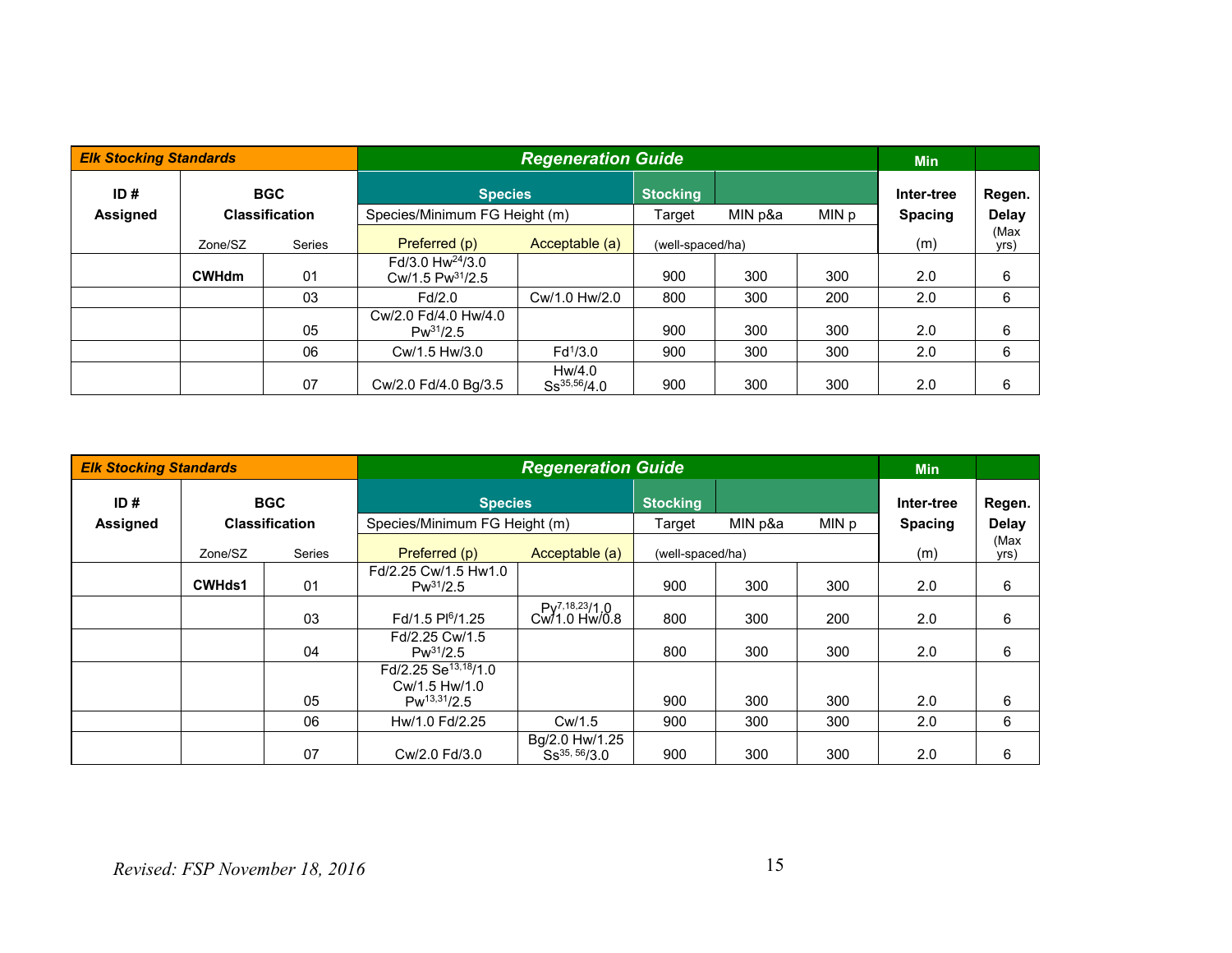| Elk Stocking Standards | | | Regeneration Guide | | | | | Min | |
|---|---|---|---|---|---|---|---|---|---|
| ID # Assigned | BGC Classification | | Species | | Stocking | | | Inter-tree Spacing | Regen. Delay |
| | | | Species/Minimum FG Height (m) | | Target | MIN p&a | MIN p | | |
| | Zone/SZ | Series | Preferred (p) | Acceptable (a) | (well-spaced/ha) | | | (m) | (Max yrs) |
| | **CWHdm** | 01 | Fd/3.0 Hw[24]/3.0 Cw/1.5 Pw[31]/2.5 | | 900 | 300 | 300 | 2.0 | 6 |
| | | 03 | Fd/2.0 | Cw/1.0 Hw/2.0 | 800 | 300 | 200 | 2.0 | 6 |
| | | 05 | Cw/2.0 Fd/4.0 Hw/4.0 Pw[31]/2.5 | | 900 | 300 | 300 | 2.0 | 6 |
| | | 06 | Cw/1.5 Hw/3.0 | Fd[1]/3.0 | 900 | 300 | 300 | 2.0 | 6 |
| | | 07 | Cw/2.0 Fd/4.0 Bg/3.5 | Hw/4.0 Ss[35,56]/4.0 | 900 | 300 | 300 | 2.0 | 6 |

| Elk Stocking Standards | | | Regeneration Guide | | | | | Min | |
|---|---|---|---|---|---|---|---|---|---|
| ID # Assigned | BGC Classification | | Species | | Stocking | | | Inter-tree Spacing | Regen. Delay |
| | | | Species/Minimum FG Height (m) | | Target | MIN p&a | MIN p | | |
| | Zone/SZ | Series | Preferred (p) | Acceptable (a) | (well-spaced/ha) | | | (m) | (Max yrs) |
| | **CWHds1** | 01 | Fd/2.25 Cw/1.5 Hw1.0 Pw[31]/2.5 | | 900 | 300 | 300 | 2.0 | 6 |
| | | 03 | Fd/1.5 Pl[6]/1.25 | Py[7,18,23]/1.0 Cw/1.0 Hw/0.8 | 800 | 300 | 200 | 2.0 | 6 |
| | | 04 | Fd/2.25 Cw/1.5 Pw[31]/2.5 | | 800 | 300 | 300 | 2.0 | 6 |
| | | 05 | Fd/2.25 Se[13,18]/1.0 Cw/1.5 Hw/1.0 Pw[13,31]/2.5 | | 900 | 300 | 300 | 2.0 | 6 |
| | | 06 | Hw/1.0 Fd/2.25 | Cw/1.5 | 900 | 300 | 300 | 2.0 | 6 |
| | | 07 | Cw/2.0 Fd/3.0 | Bg/2.0 Hw/1.25 Ss[35, 56]/3.0 | 900 | 300 | 300 | 2.0 | 6 |

*Revised: FSP November 18, 2016*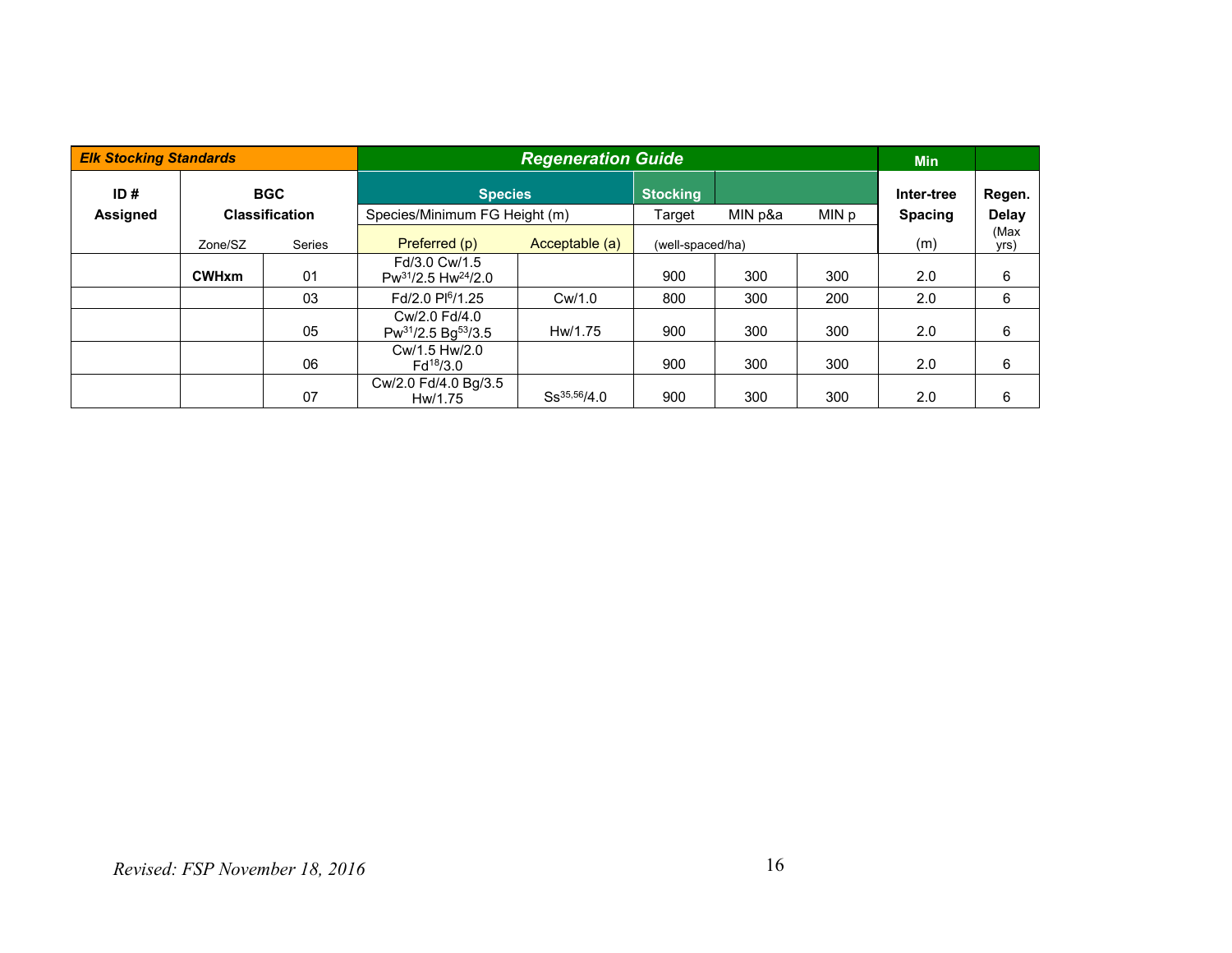| *Elk Stocking Standards* | | | Regeneration Guide | | | | | Min | |
|---|---|---|---|---|---|---|---|---|---|
| **ID # Assigned** | **BGC Classification** | | **Species** | | **Stocking** | | | **Inter-tree Spacing** | **Regen. Delay** |
| | | | Species/Minimum FG Height (m) | | Target | MIN p&a | MIN p | | |
| | Zone/SZ | Series | Preferred (p) | Acceptable (a) | (well-spaced/ha) | | | (m) | (Max yrs) |
| | **CWHxm** | 01 | Fd/3.0 Cw/1.5 Pw[31]/2.5 Hw[24]/2.0 | | 900 | 300 | 300 | 2.0 | 6 |
| | | 03 | Fd/2.0 Pl[6]/1.25 | Cw/1.0 | 800 | 300 | 200 | 2.0 | 6 |
| | | 05 | Cw/2.0 Fd/4.0 Pw[31]/2.5 Bg[53]/3.5 | Hw/1.75 | 900 | 300 | 300 | 2.0 | 6 |
| | | 06 | Cw/1.5 Hw/2.0 Fd[18]/3.0 | | 900 | 300 | 300 | 2.0 | 6 |
| | | 07 | Cw/2.0 Fd/4.0 Bg/3.5 Hw/1.75 | Ss[35,56]/4.0 | 900 | 300 | 300 | 2.0 | 6 |

*Revised: FSP November 18, 2016*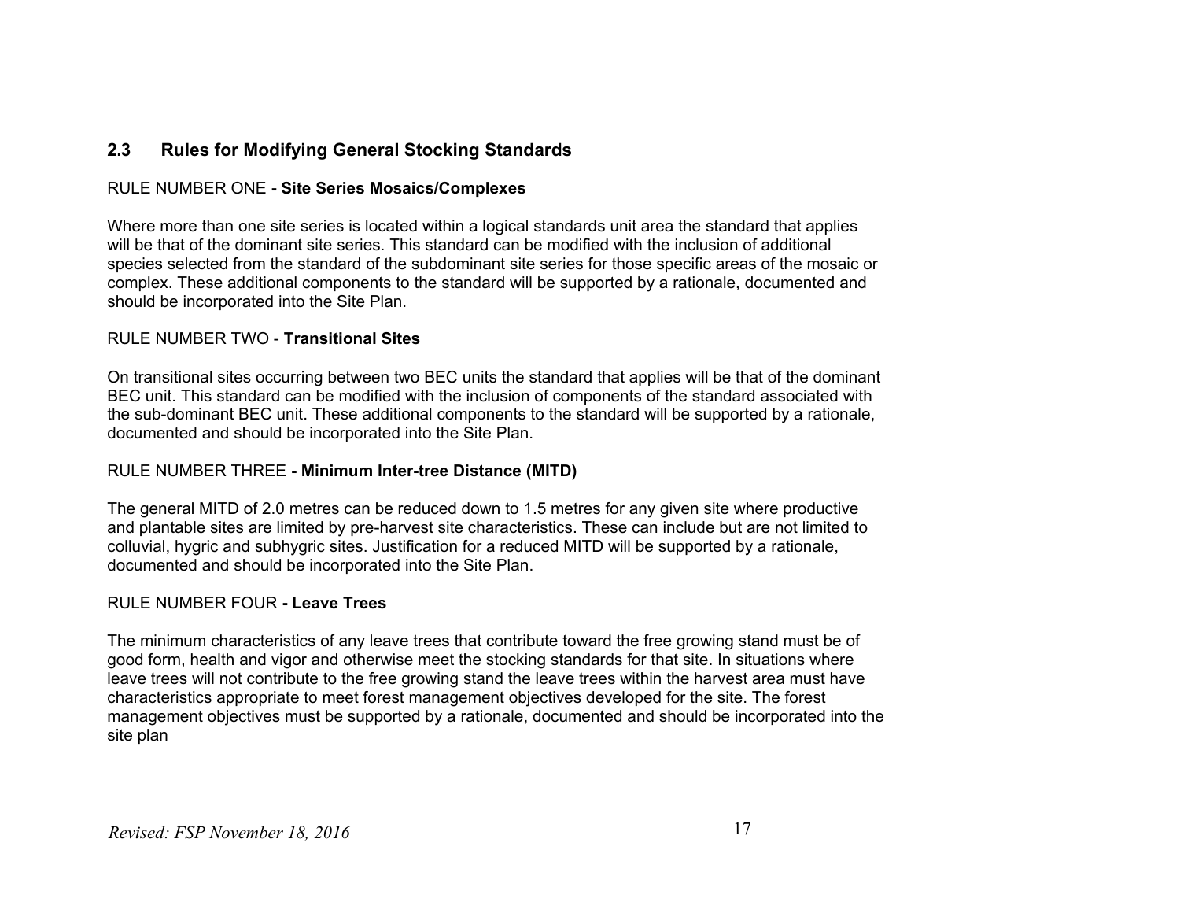## 2.3 Rules for Modifying General Stocking Standards

RULE NUMBER ONE **- Site Series Mosaics/Complexes**

Where more than one site series is located within a logical standards unit area the standard that applies will be that of the dominant site series. This standard can be modified with the inclusion of additional species selected from the standard of the subdominant site series for those specific areas of the mosaic or complex. These additional components to the standard will be supported by a rationale, documented and should be incorporated into the Site Plan.

RULE NUMBER TWO - **Transitional Sites**

On transitional sites occurring between two BEC units the standard that applies will be that of the dominant BEC unit. This standard can be modified with the inclusion of components of the standard associated with the sub-dominant BEC unit. These additional components to the standard will be supported by a rationale, documented and should be incorporated into the Site Plan.

RULE NUMBER THREE **- Minimum Inter-tree Distance (MITD)**

The general MITD of 2.0 metres can be reduced down to 1.5 metres for any given site where productive and plantable sites are limited by pre-harvest site characteristics. These can include but are not limited to colluvial, hygric and subhygric sites. Justification for a reduced MITD will be supported by a rationale, documented and should be incorporated into the Site Plan.

RULE NUMBER FOUR **- Leave Trees**

The minimum characteristics of any leave trees that contribute toward the free growing stand must be of good form, health and vigor and otherwise meet the stocking standards for that site. In situations where leave trees will not contribute to the free growing stand the leave trees within the harvest area must have characteristics appropriate to meet forest management objectives developed for the site. The forest management objectives must be supported by a rationale, documented and should be incorporated into the site plan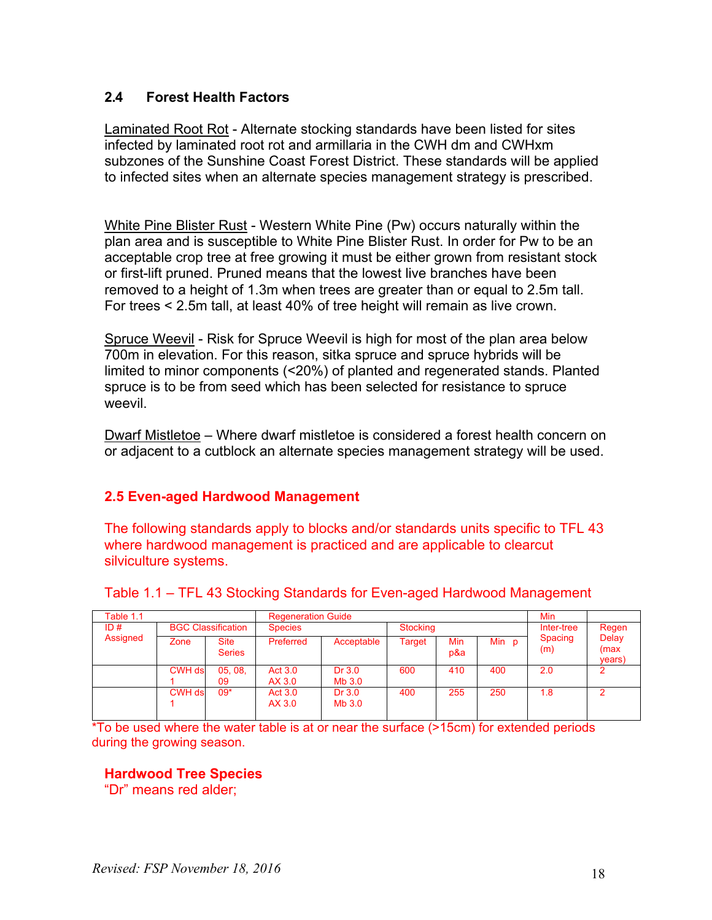## 2.4 Forest Health Factors

Laminated Root Rot - Alternate stocking standards have been listed for sites infected by laminated root rot and armillaria in the CWH dm and CWHxm subzones of the Sunshine Coast Forest District. These standards will be applied to infected sites when an alternate species management strategy is prescribed.

White Pine Blister Rust - Western White Pine (Pw) occurs naturally within the plan area and is susceptible to White Pine Blister Rust. In order for Pw to be an acceptable crop tree at free growing it must be either grown from resistant stock or first-lift pruned. Pruned means that the lowest live branches have been removed to a height of 1.3m when trees are greater than or equal to 2.5m tall. For trees < 2.5m tall, at least 40% of tree height will remain as live crown.

Spruce Weevil - Risk for Spruce Weevil is high for most of the plan area below 700m in elevation. For this reason, sitka spruce and spruce hybrids will be limited to minor components (<20%) of planted and regenerated stands. Planted spruce is to be from seed which has been selected for resistance to spruce weevil.

Dwarf Mistletoe – Where dwarf mistletoe is considered a forest health concern on or adjacent to a cutblock an alternate species management strategy will be used.

## 2.5 Even-aged Hardwood Management

The following standards apply to blocks and/or standards units specific to TFL 43 where hardwood management is practiced and are applicable to clearcut silviculture systems.

Table 1.1 – TFL 43 Stocking Standards for Even-aged Hardwood Management

| Table 1.1 | | | Regeneration Guide | | | | | Min | |
|---|---|---|---|---|---|---|---|---|---|
| ID # Assigned | BGC Classification | | Species | | Stocking | | | Inter-tree Spacing (m) | Regen Delay (max years) |
| | Zone | Site Series | Preferred | Acceptable | Target | Min p&a | Min p | | |
| | CWH ds 1 | 05, 08, 09 | Act 3.0<br>AX 3.0 | Dr 3.0<br>Mb 3.0 | 600 | 410 | 400 | 2.0 | 2 |
| | CWH ds 1 | 09* | Act 3.0<br>AX 3.0 | Dr 3.0<br>Mb 3.0 | 400 | 255 | 250 | 1.8 | 2 |

*To be used where the water table is at or near the surface (>15cm) for extended periods during the growing season.

**Hardwood Tree Species**

"Dr" means red alder;

*Revised: FSP November 18, 2016*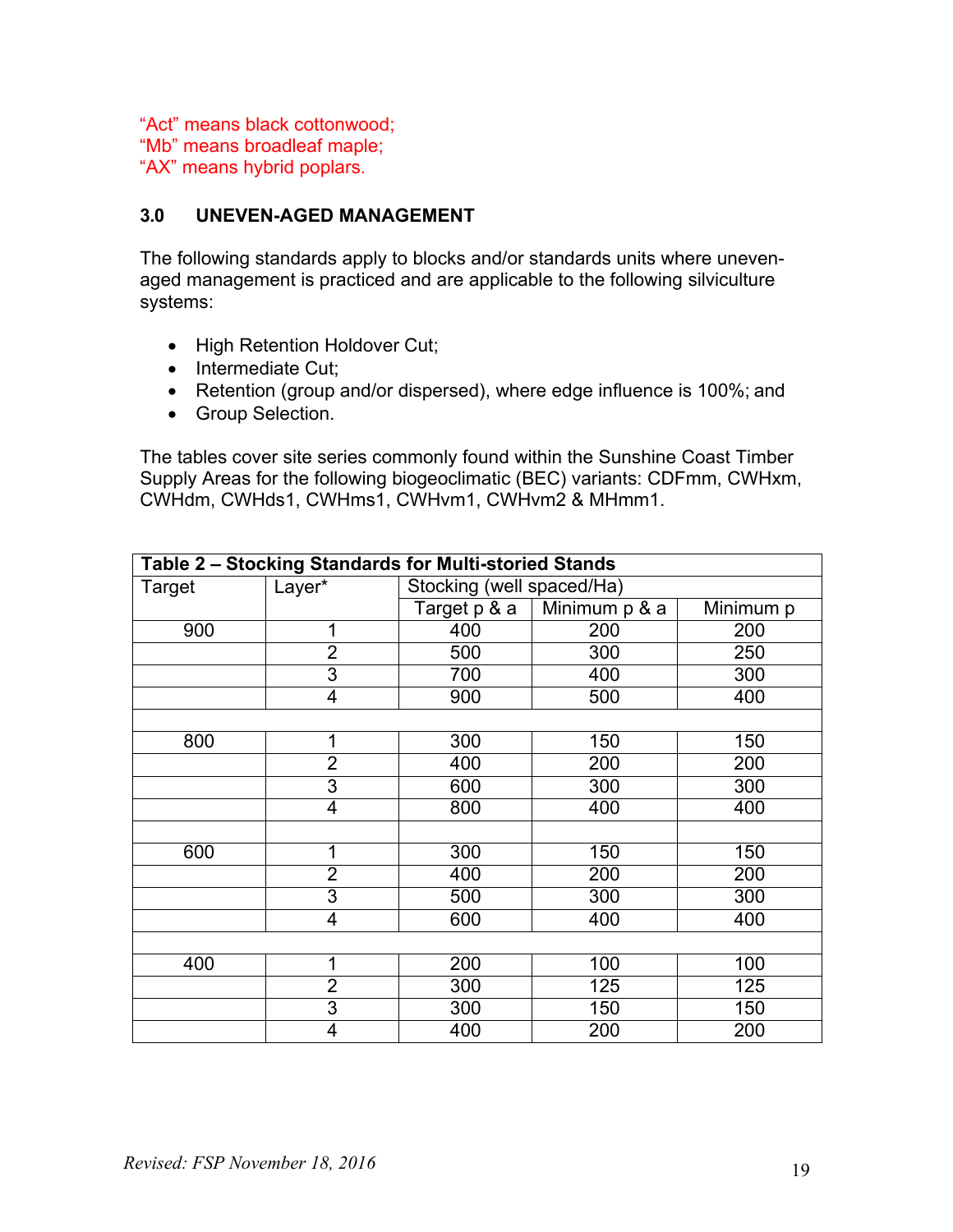"Act" means black cottonwood;
"Mb" means broadleaf maple;
"AX" means hybrid poplars.

## 3.0 UNEVEN-AGED MANAGEMENT

The following standards apply to blocks and/or standards units where uneven-aged management is practiced and are applicable to the following silviculture systems:

- High Retention Holdover Cut;
- Intermediate Cut;
- Retention (group and/or dispersed), where edge influence is 100%; and
- Group Selection.

The tables cover site series commonly found within the Sunshine Coast Timber Supply Areas for the following biogeoclimatic (BEC) variants: CDFmm, CWHxm, CWHdm, CWHds1, CWHms1, CWHvm1, CWHvm2 & MHmm1.

**Table 2 – Stocking Standards for Multi-storied Stands**

| Target | Layer* | Stocking (well spaced/Ha) | | |
|---|---|---|---|---|
| | | Target p & a | Minimum p & a | Minimum p |
| 900 | 1 | 400 | 200 | 200 |
| | 2 | 500 | 300 | 250 |
| | 3 | 700 | 400 | 300 |
| | 4 | 900 | 500 | 400 |
| | | | | |
| 800 | 1 | 300 | 150 | 150 |
| | 2 | 400 | 200 | 200 |
| | 3 | 600 | 300 | 300 |
| | 4 | 800 | 400 | 400 |
| | | | | |
| 600 | 1 | 300 | 150 | 150 |
| | 2 | 400 | 200 | 200 |
| | 3 | 500 | 300 | 300 |
| | 4 | 600 | 400 | 400 |
| | | | | |
| 400 | 1 | 200 | 100 | 100 |
| | 2 | 300 | 125 | 125 |
| | 3 | 300 | 150 | 150 |
| | 4 | 400 | 200 | 200 |

*Revised: FSP November 18, 2016*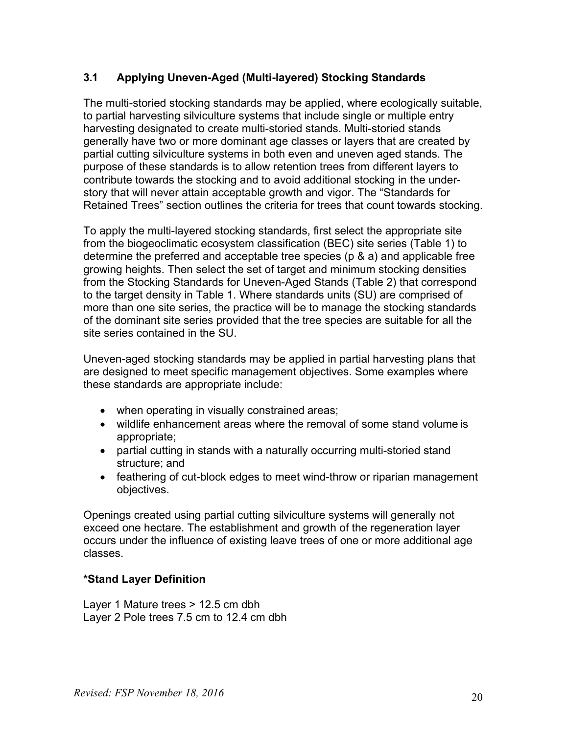### 3.1 Applying Uneven-Aged (Multi-layered) Stocking Standards

The multi-storied stocking standards may be applied, where ecologically suitable, to partial harvesting silviculture systems that include single or multiple entry harvesting designated to create multi-storied stands. Multi-storied stands generally have two or more dominant age classes or layers that are created by partial cutting silviculture systems in both even and uneven aged stands. The purpose of these standards is to allow retention trees from different layers to contribute towards the stocking and to avoid additional stocking in the under-story that will never attain acceptable growth and vigor. The "Standards for Retained Trees" section outlines the criteria for trees that count towards stocking.

To apply the multi-layered stocking standards, first select the appropriate site from the biogeoclimatic ecosystem classification (BEC) site series (Table 1) to determine the preferred and acceptable tree species (p & a) and applicable free growing heights. Then select the set of target and minimum stocking densities from the Stocking Standards for Uneven-Aged Stands (Table 2) that correspond to the target density in Table 1. Where standards units (SU) are comprised of more than one site series, the practice will be to manage the stocking standards of the dominant site series provided that the tree species are suitable for all the site series contained in the SU.

Uneven-aged stocking standards may be applied in partial harvesting plans that are designed to meet specific management objectives. Some examples where these standards are appropriate include:

- when operating in visually constrained areas;
- wildlife enhancement areas where the removal of some stand volume is appropriate;
- partial cutting in stands with a naturally occurring multi-storied stand structure; and
- feathering of cut-block edges to meet wind-throw or riparian management objectives.

Openings created using partial cutting silviculture systems will generally not exceed one hectare. The establishment and growth of the regeneration layer occurs under the influence of existing leave trees of one or more additional age classes.

**\*Stand Layer Definition**

Layer 1 Mature trees ≥ 12.5 cm dbh
Layer 2 Pole trees 7.5 cm to 12.4 cm dbh

*Revised: FSP November 18, 2016*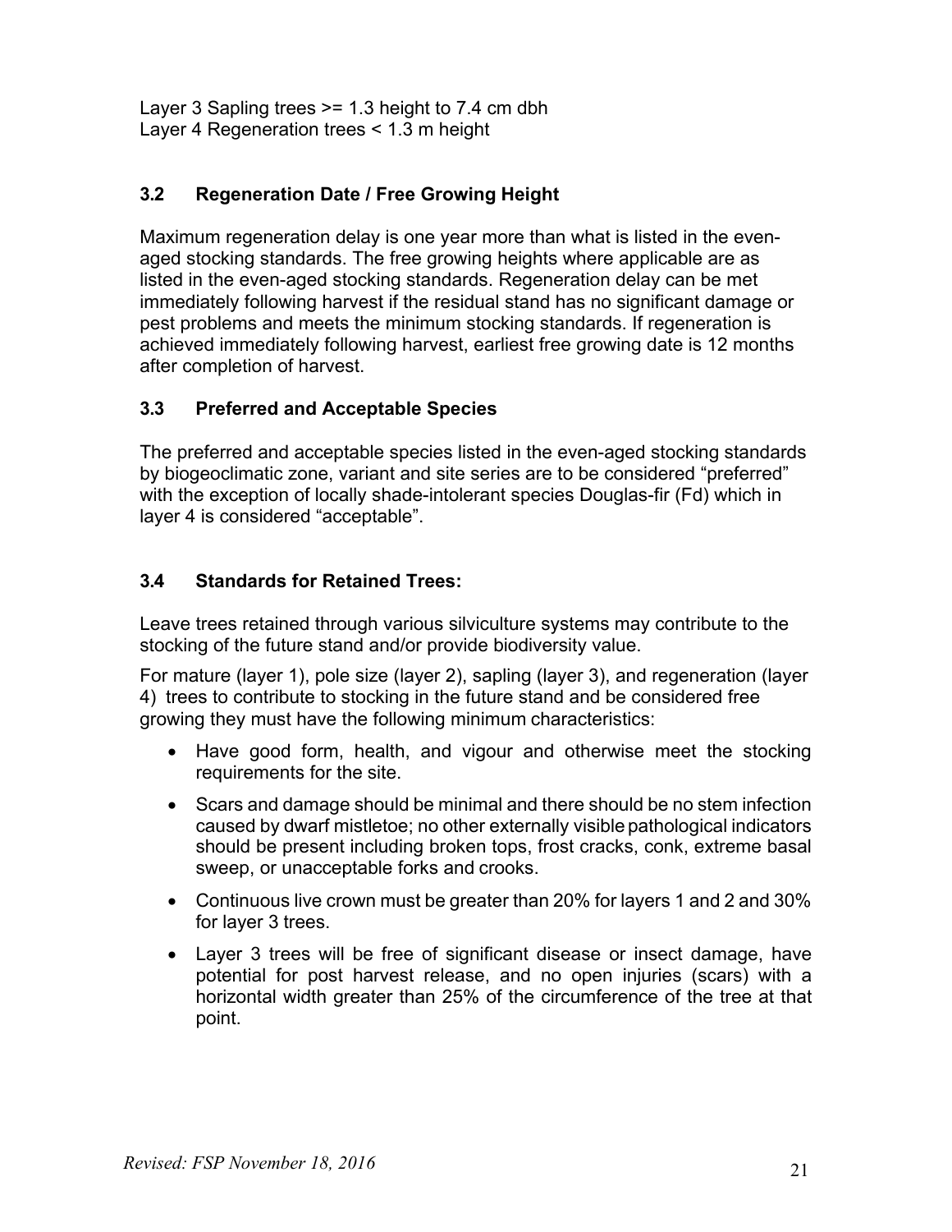Layer 3 Sapling trees >= 1.3 height to 7.4 cm dbh
Layer 4 Regeneration trees < 1.3 m height

### 3.2 Regeneration Date / Free Growing Height

Maximum regeneration delay is one year more than what is listed in the even-aged stocking standards. The free growing heights where applicable are as listed in the even-aged stocking standards. Regeneration delay can be met immediately following harvest if the residual stand has no significant damage or pest problems and meets the minimum stocking standards. If regeneration is achieved immediately following harvest, earliest free growing date is 12 months after completion of harvest.

### 3.3 Preferred and Acceptable Species

The preferred and acceptable species listed in the even-aged stocking standards by biogeoclimatic zone, variant and site series are to be considered "preferred" with the exception of locally shade-intolerant species Douglas-fir (Fd) which in layer 4 is considered "acceptable".

### 3.4 Standards for Retained Trees:

Leave trees retained through various silviculture systems may contribute to the stocking of the future stand and/or provide biodiversity value.

For mature (layer 1), pole size (layer 2), sapling (layer 3), and regeneration (layer 4) trees to contribute to stocking in the future stand and be considered free growing they must have the following minimum characteristics:

- Have good form, health, and vigour and otherwise meet the stocking requirements for the site.
- Scars and damage should be minimal and there should be no stem infection caused by dwarf mistletoe; no other externally visible pathological indicators should be present including broken tops, frost cracks, conk, extreme basal sweep, or unacceptable forks and crooks.
- Continuous live crown must be greater than 20% for layers 1 and 2 and 30% for layer 3 trees.
- Layer 3 trees will be free of significant disease or insect damage, have potential for post harvest release, and no open injuries (scars) with a horizontal width greater than 25% of the circumference of the tree at that point.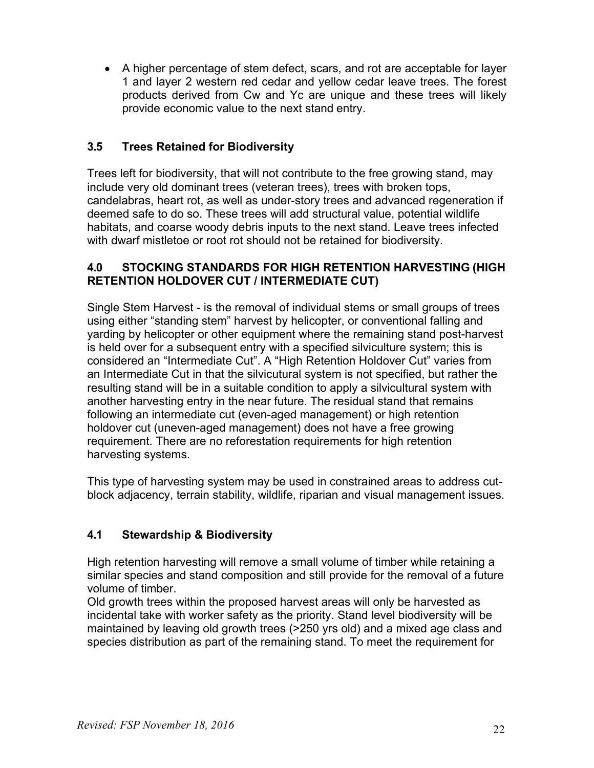- A higher percentage of stem defect, scars, and rot are acceptable for layer 1 and layer 2 western red cedar and yellow cedar leave trees. The forest products derived from Cw and Yc are unique and these trees will likely provide economic value to the next stand entry.

### 3.5 Trees Retained for Biodiversity

Trees left for biodiversity, that will not contribute to the free growing stand, may include very old dominant trees (veteran trees), trees with broken tops, candelabras, heart rot, as well as under-story trees and advanced regeneration if deemed safe to do so. These trees will add structural value, potential wildlife habitats, and coarse woody debris inputs to the next stand. Leave trees infected with dwarf mistletoe or root rot should not be retained for biodiversity.

## 4.0 STOCKING STANDARDS FOR HIGH RETENTION HARVESTING (HIGH RETENTION HOLDOVER CUT / INTERMEDIATE CUT)

Single Stem Harvest - is the removal of individual stems or small groups of trees using either "standing stem" harvest by helicopter, or conventional falling and yarding by helicopter or other equipment where the remaining stand post-harvest is held over for a subsequent entry with a specified silviculture system; this is considered an "Intermediate Cut". A "High Retention Holdover Cut" varies from an Intermediate Cut in that the silvicutural system is not specified, but rather the resulting stand will be in a suitable condition to apply a silvicultural system with another harvesting entry in the near future. The residual stand that remains following an intermediate cut (even-aged management) or high retention holdover cut (uneven-aged management) does not have a free growing requirement. There are no reforestation requirements for high retention harvesting systems.

This type of harvesting system may be used in constrained areas to address cut-block adjacency, terrain stability, wildlife, riparian and visual management issues.

### 4.1 Stewardship & Biodiversity

High retention harvesting will remove a small volume of timber while retaining a similar species and stand composition and still provide for the removal of a future volume of timber.

Old growth trees within the proposed harvest areas will only be harvested as incidental take with worker safety as the priority. Stand level biodiversity will be maintained by leaving old growth trees (>250 yrs old) and a mixed age class and species distribution as part of the remaining stand. To meet the requirement for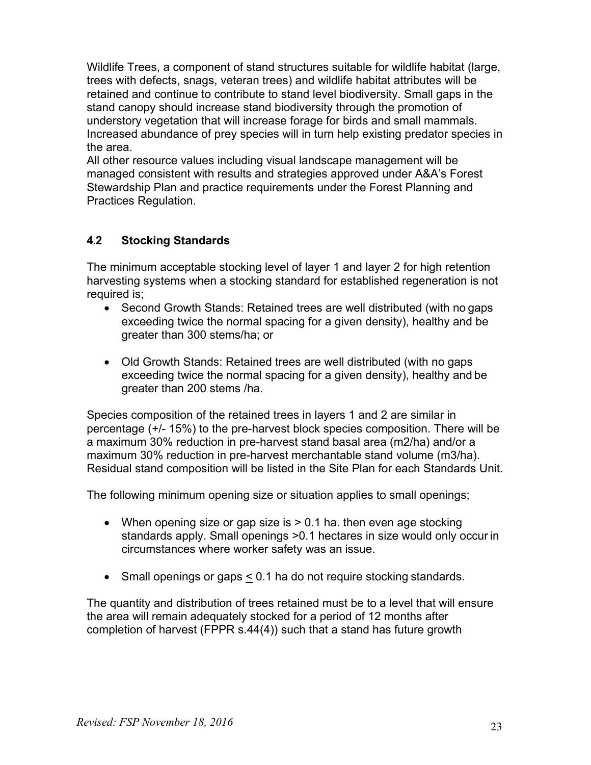Wildlife Trees, a component of stand structures suitable for wildlife habitat (large, trees with defects, snags, veteran trees) and wildlife habitat attributes will be retained and continue to contribute to stand level biodiversity. Small gaps in the stand canopy should increase stand biodiversity through the promotion of understory vegetation that will increase forage for birds and small mammals. Increased abundance of prey species will in turn help existing predator species in the area.
All other resource values including visual landscape management will be managed consistent with results and strategies approved under A&A's Forest Stewardship Plan and practice requirements under the Forest Planning and Practices Regulation.

### 4.2 Stocking Standards

The minimum acceptable stocking level of layer 1 and layer 2 for high retention harvesting systems when a stocking standard for established regeneration is not required is;

- Second Growth Stands: Retained trees are well distributed (with no gaps exceeding twice the normal spacing for a given density), healthy and be greater than 300 stems/ha; or

- Old Growth Stands: Retained trees are well distributed (with no gaps exceeding twice the normal spacing for a given density), healthy and be greater than 200 stems /ha.

Species composition of the retained trees in layers 1 and 2 are similar in percentage (+/- 15%) to the pre-harvest block species composition. There will be a maximum 30% reduction in pre-harvest stand basal area (m2/ha) and/or a maximum 30% reduction in pre-harvest merchantable stand volume (m3/ha). Residual stand composition will be listed in the Site Plan for each Standards Unit.

The following minimum opening size or situation applies to small openings;

- When opening size or gap size is > 0.1 ha. then even age stocking standards apply. Small openings >0.1 hectares in size would only occur in circumstances where worker safety was an issue.

- Small openings or gaps ≤ 0.1 ha do not require stocking standards.

The quantity and distribution of trees retained must be to a level that will ensure the area will remain adequately stocked for a period of 12 months after completion of harvest (FPPR s.44(4)) such that a stand has future growth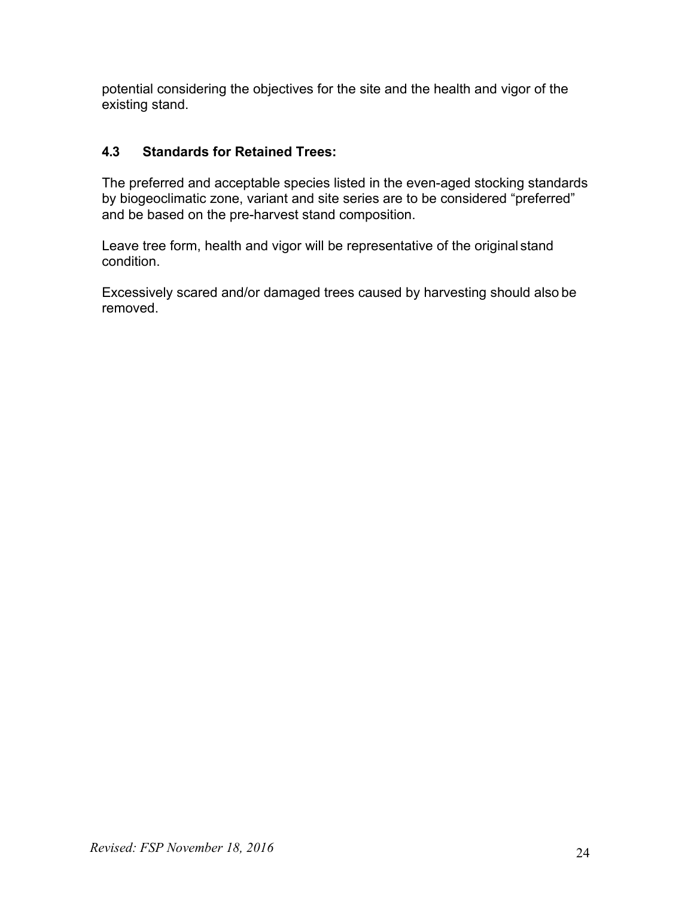potential considering the objectives for the site and the health and vigor of the existing stand.

### 4.3 Standards for Retained Trees:

The preferred and acceptable species listed in the even-aged stocking standards by biogeoclimatic zone, variant and site series are to be considered "preferred" and be based on the pre-harvest stand composition.

Leave tree form, health and vigor will be representative of the original stand condition.

Excessively scared and/or damaged trees caused by harvesting should also be removed.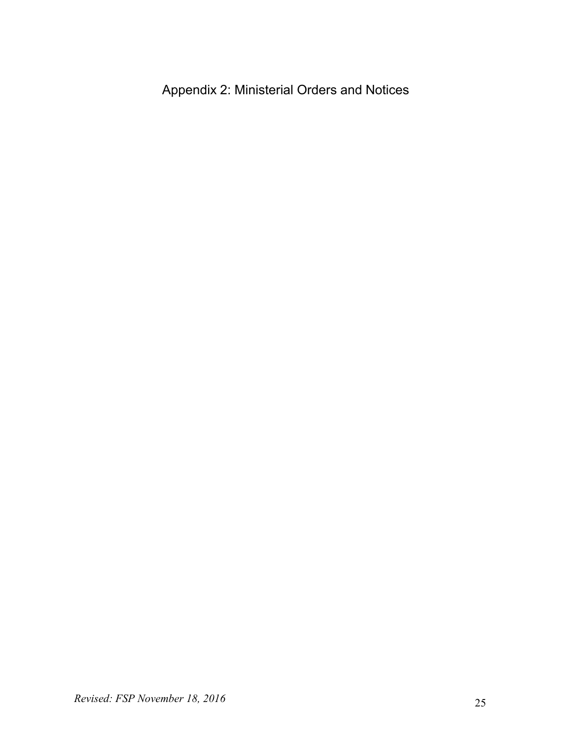# Appendix 2: Ministerial Orders and Notices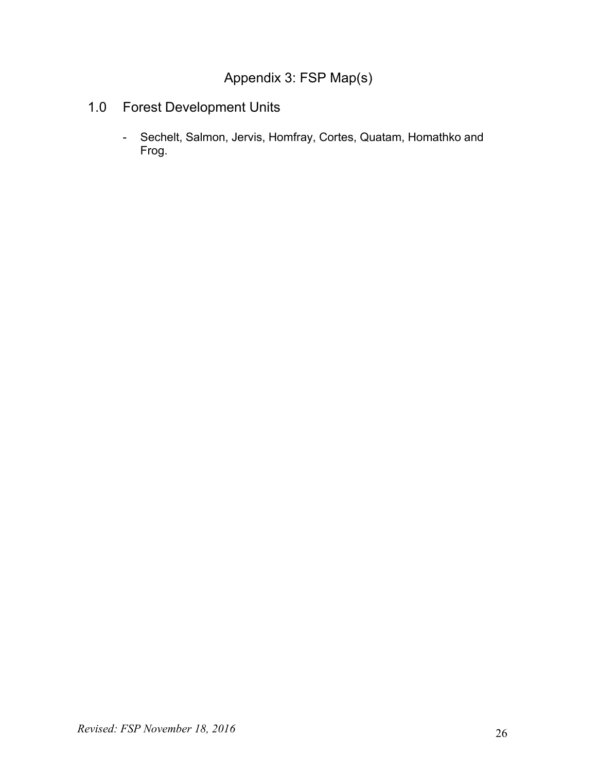# Appendix 3: FSP Map(s)

## 1.0 Forest Development Units

- Sechelt, Salmon, Jervis, Homfray, Cortes, Quatam, Homathko and Frog.

*Revised: FSP November 18, 2016*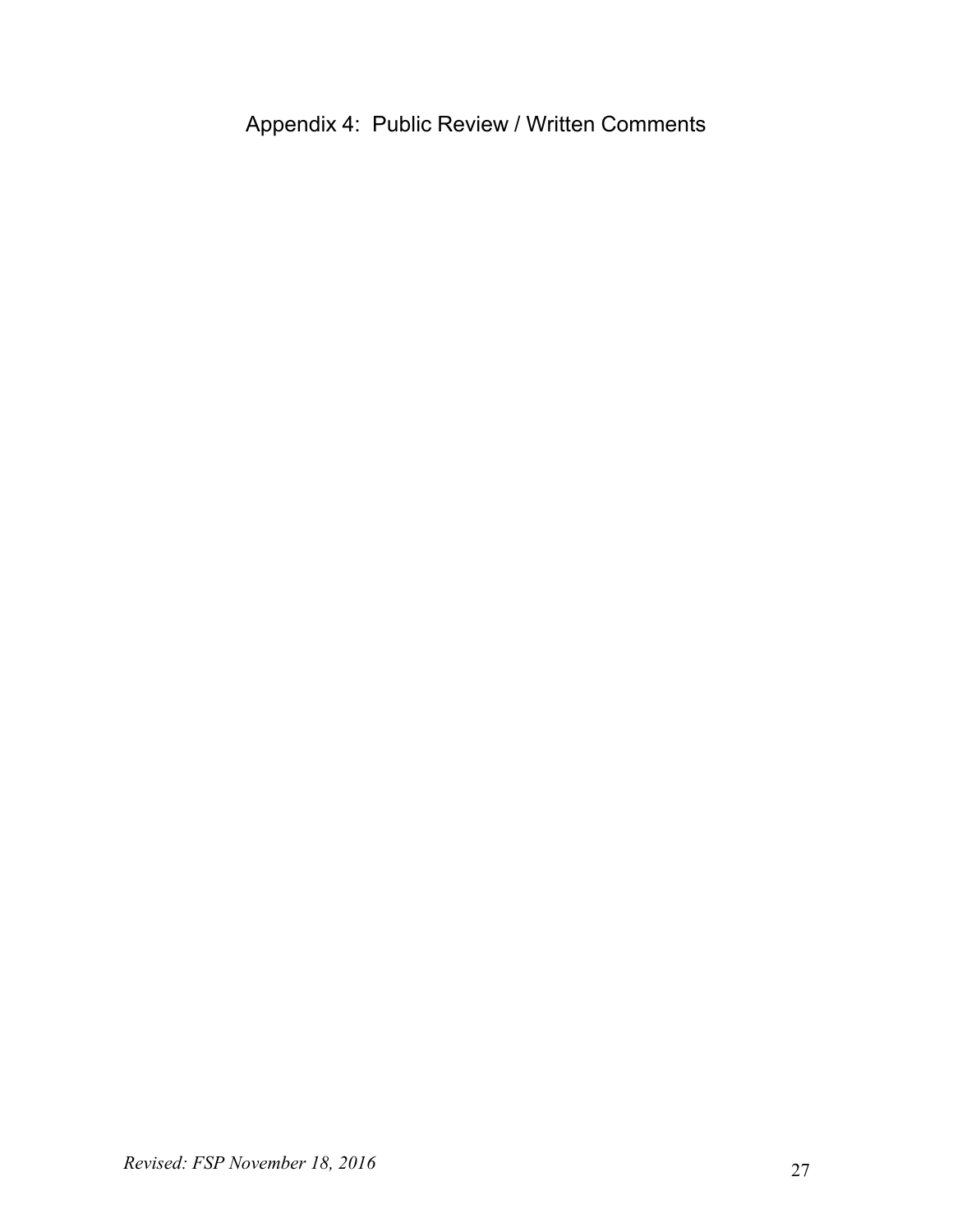# Appendix 4: Public Review / Written Comments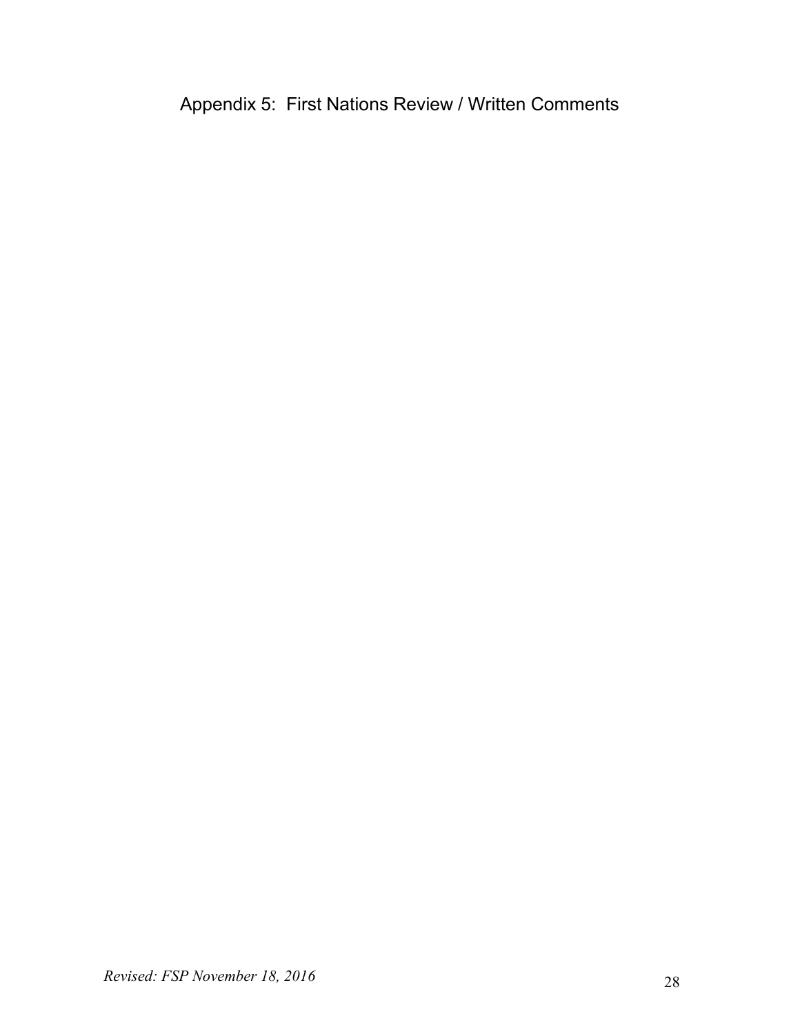# Appendix 5: First Nations Review / Written Comments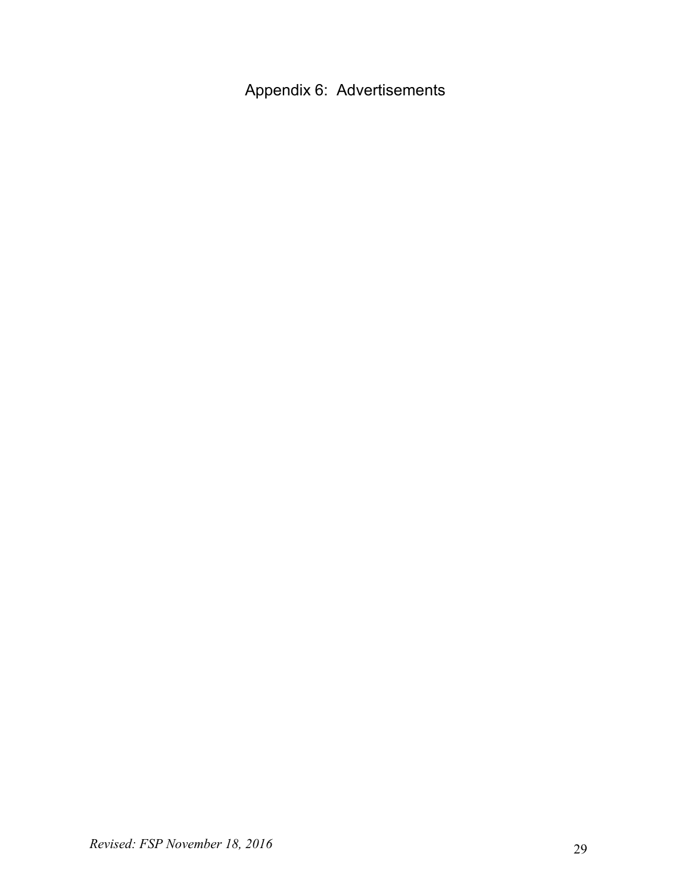# Appendix 6: Advertisements